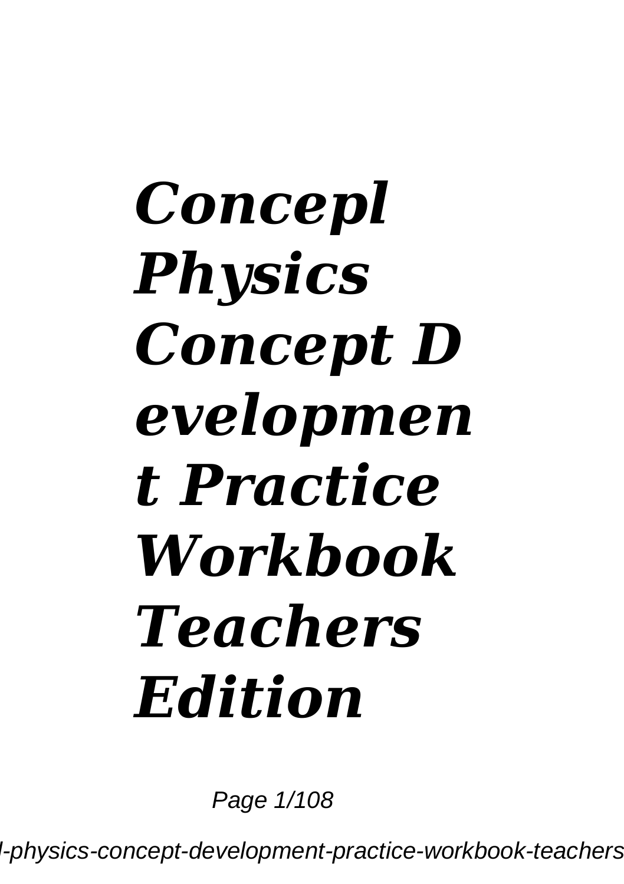# *Concepl Physics Concept Development Practice Workbook Teachers Edition*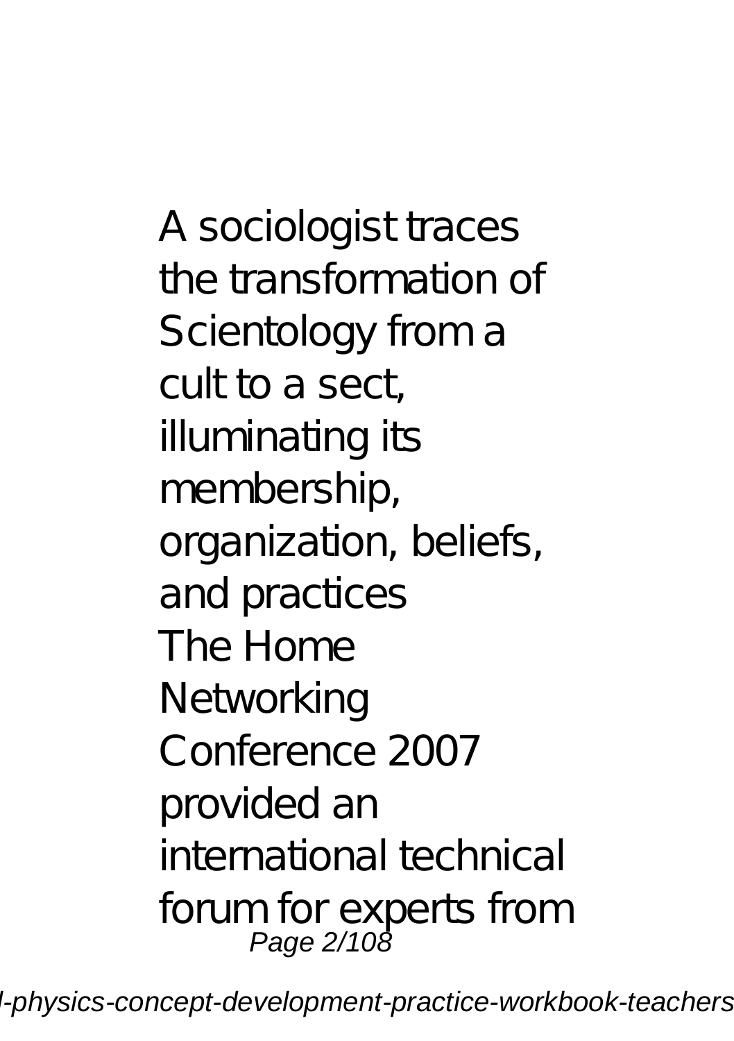A sociologist traces the transformation of Scientology from a cult to a sect, illuminating its membership, organization, beliefs, and practices

The Home Networking Conference 2007 provided an international technical forum for experts from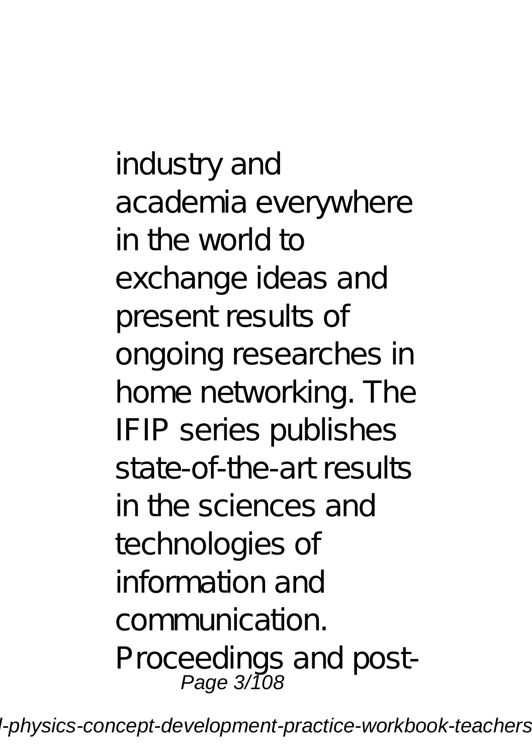industry and academia everywhere in the world to exchange ideas and present results of ongoing researches in home networking. The IFIP series publishes state-of-the-art results in the sciences and technologies of information and communication. Proceedings and post-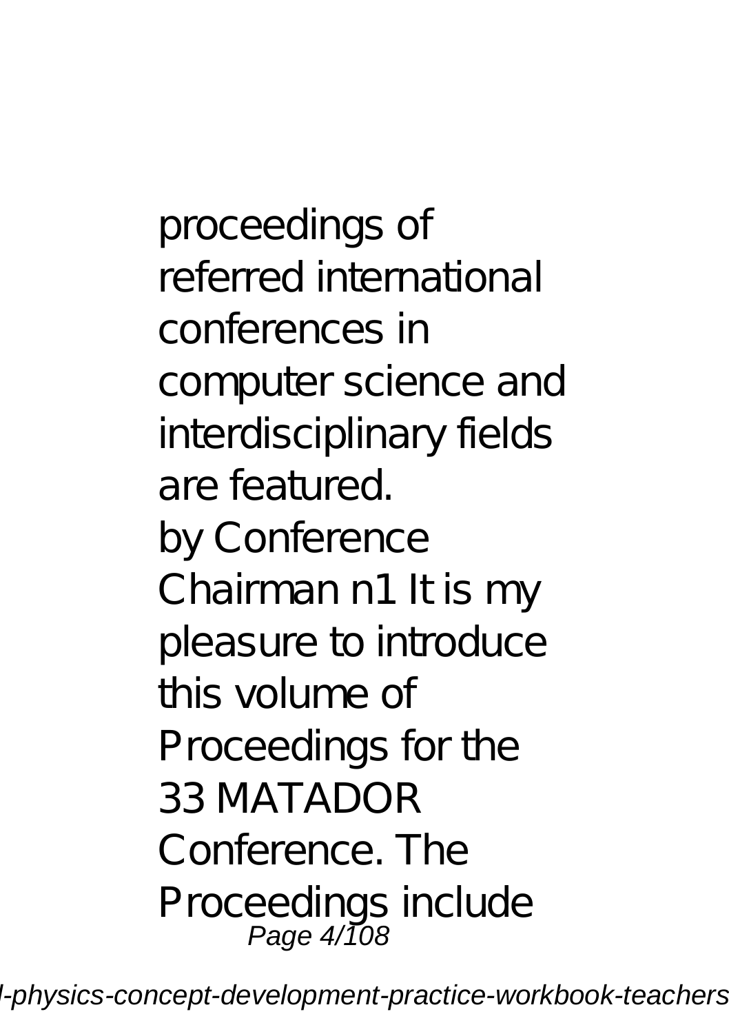proceedings of referred international conferences in computer science and interdisciplinary fields are featured.

by Conference Chairman n1 It is my pleasure to introduce this volume of Proceedings for the 33 MATADOR Conference. The Proceedings include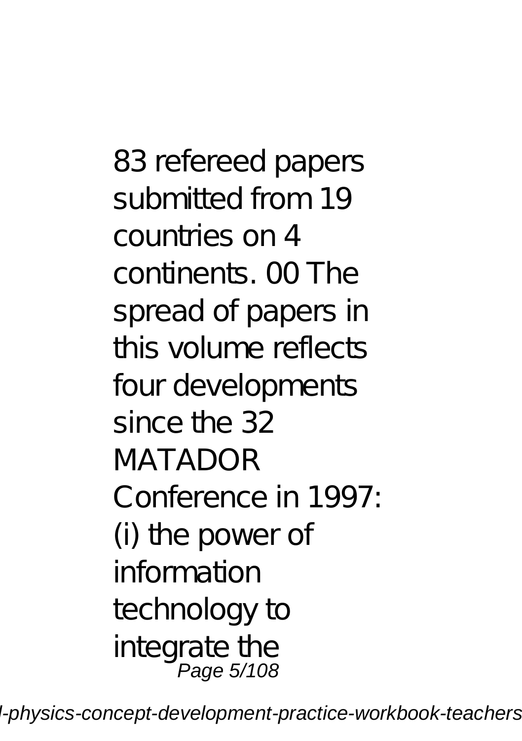83 refereed papers submitted from 19 countries on 4 continents. 00 The spread of papers in this volume reflects four developments since the 32 MATADOR Conference in 1997: (i) the power of information technology to integrate the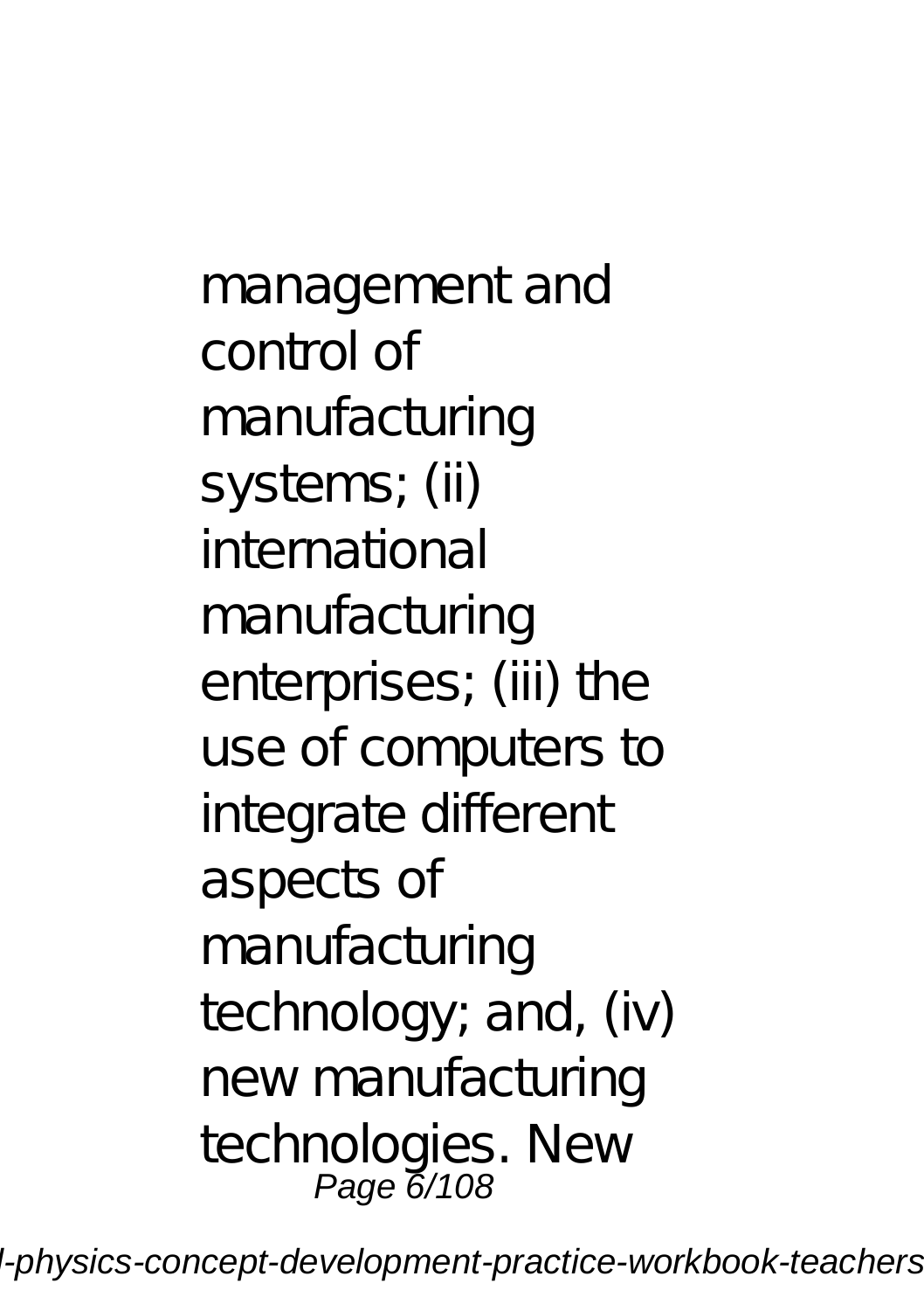management and control of manufacturing systems; (ii) international manufacturing enterprises; (iii) the use of computers to integrate different aspects of manufacturing technology; and, (iv) new manufacturing technologies. New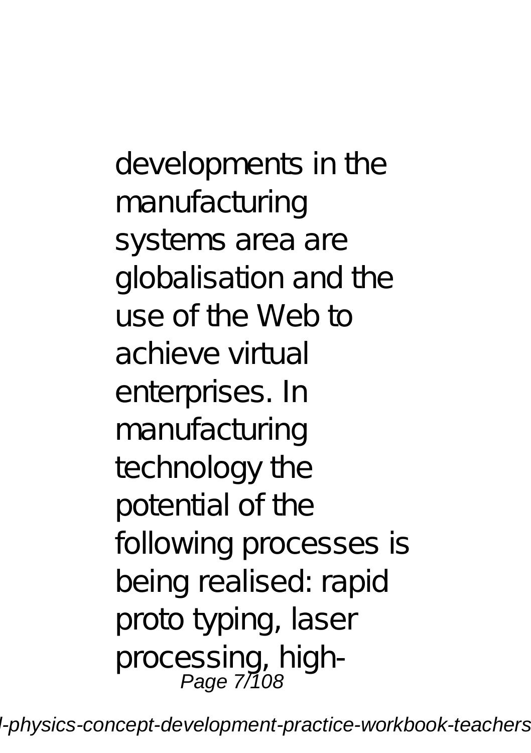developments in the manufacturing systems area are globalisation and the use of the Web to achieve virtual enterprises. In manufacturing technology the potential of the following processes is being realised: rapid proto typing, laser processing, high-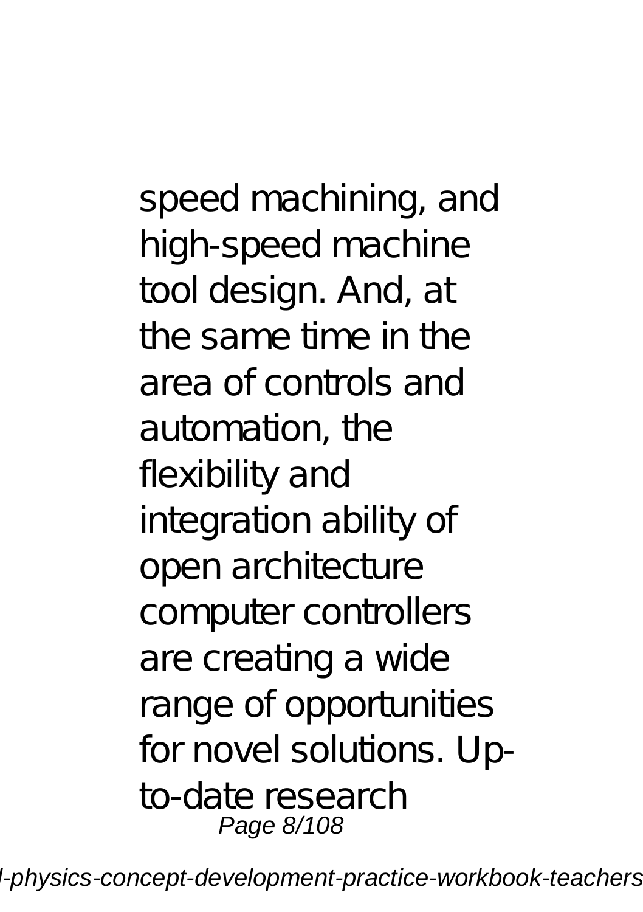speed machining, and high-speed machine tool design. And, at the same time in the area of controls and automation, the flexibility and integration ability of open architecture computer controllers are creating a wide range of opportunities for novel solutions. Up-to-date research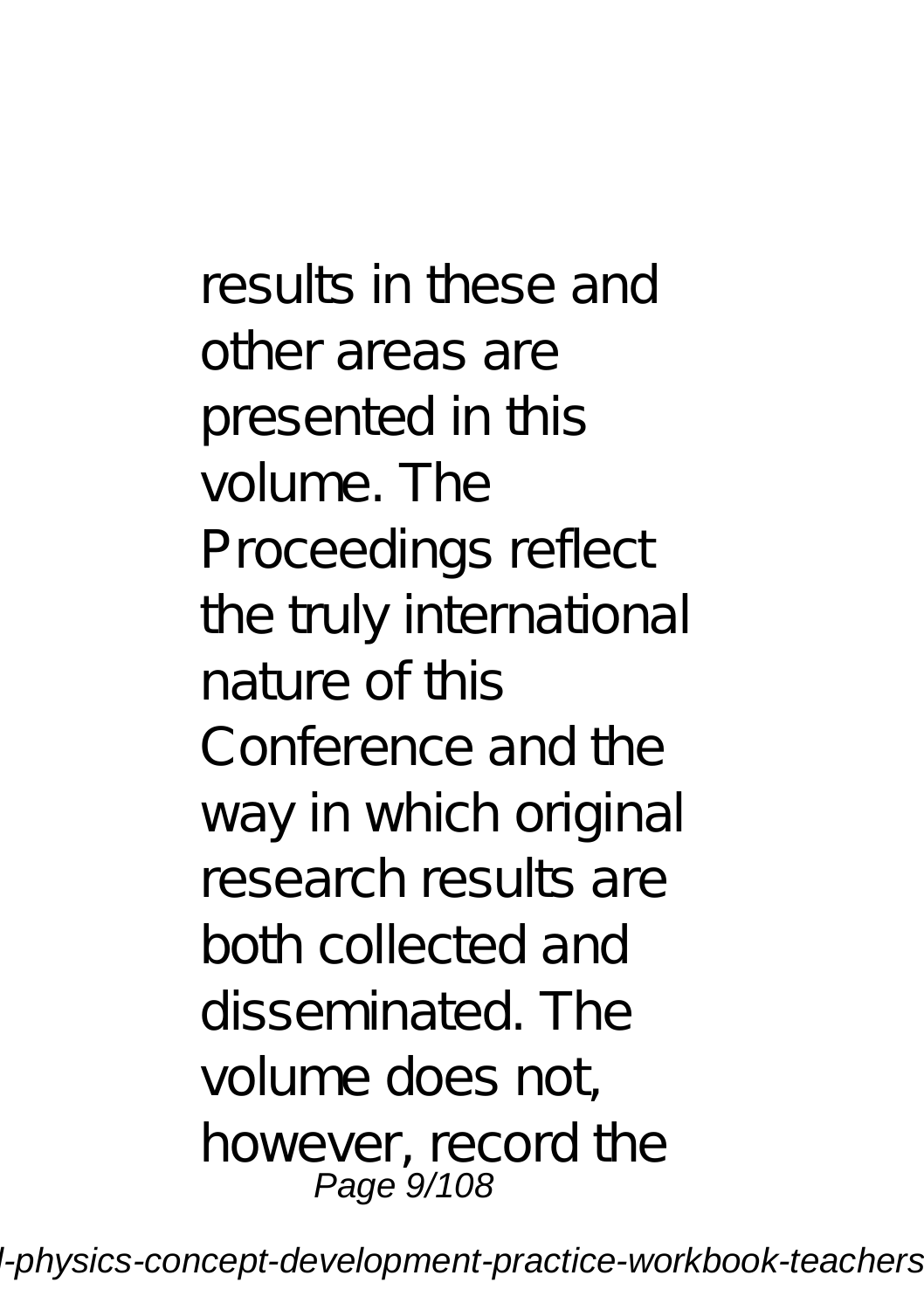results in these and other areas are presented in this volume. The Proceedings reflect the truly international nature of this Conference and the way in which original research results are both collected and disseminated. The volume does not, however, record the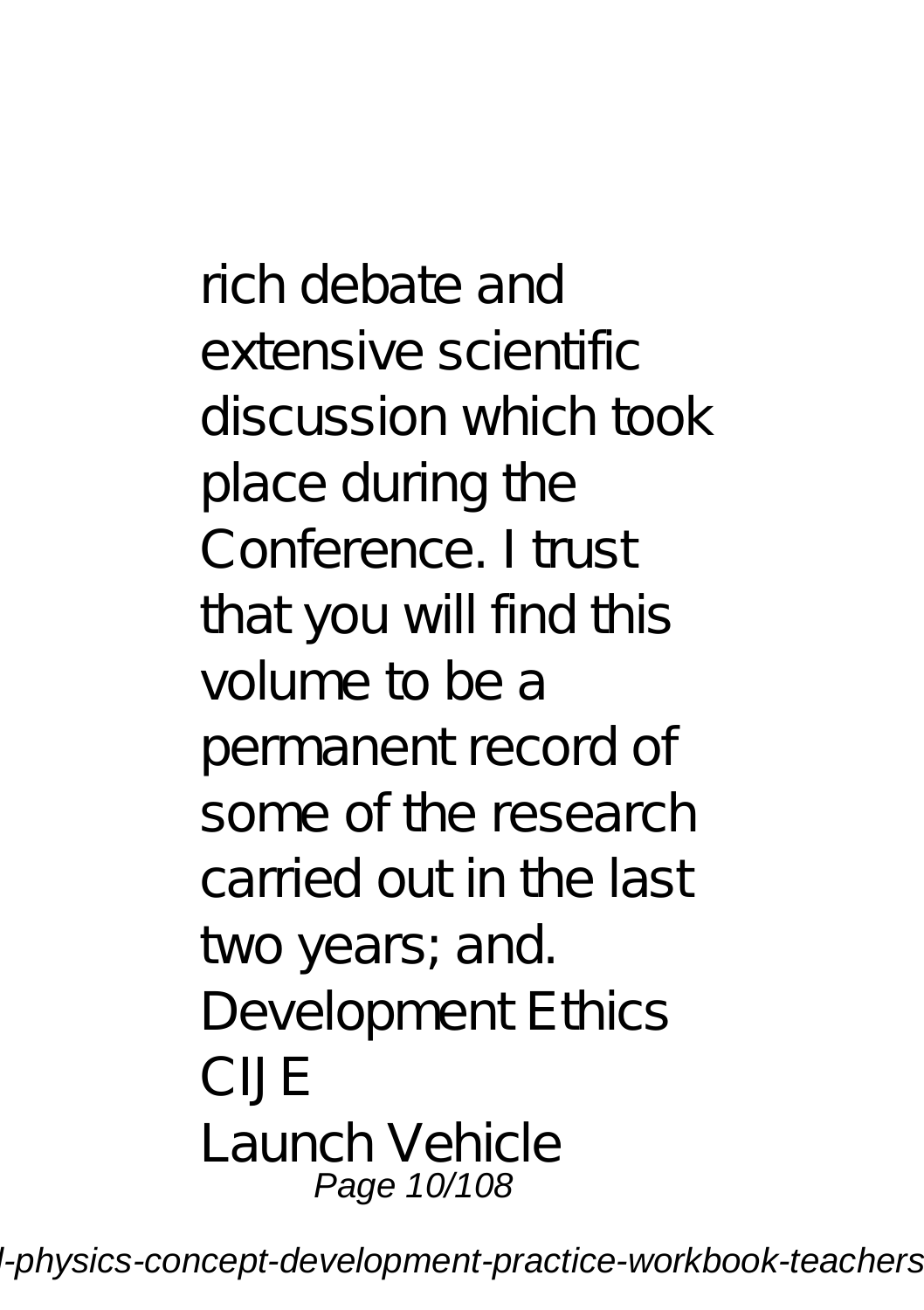rich debate and extensive scientific discussion which took place during the Conference. I trust that you will find this volume to be a permanent record of some of the research carried out in the last two years; and.

Development Ethics

CIJE

Launch Vehicle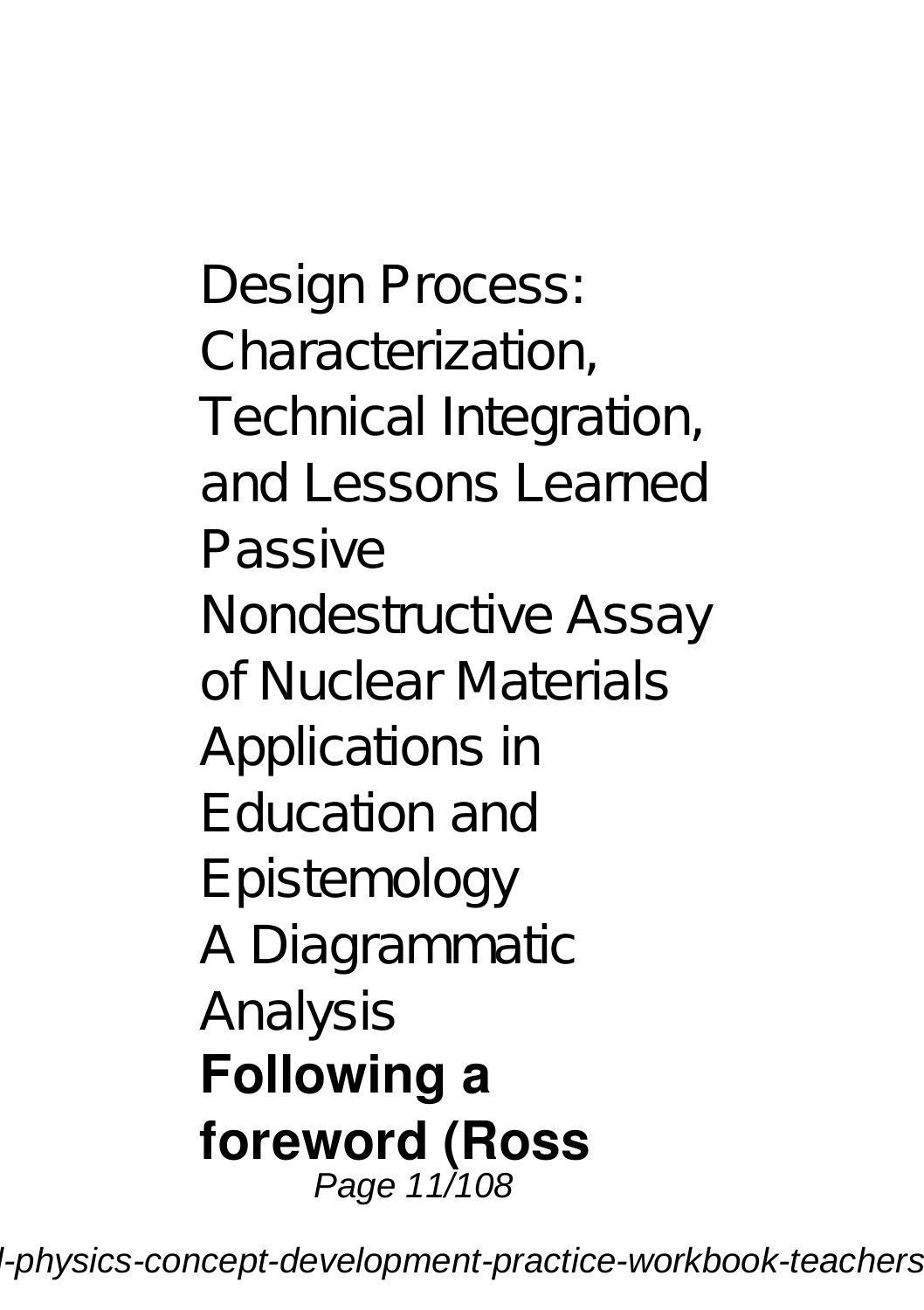Design Process: Characterization, Technical Integration, and Lessons Learned
Passive Nondestructive Assay of Nuclear Materials
Applications in Education and Epistemology
A Diagrammatic Analysis
**Following a foreword (Ross**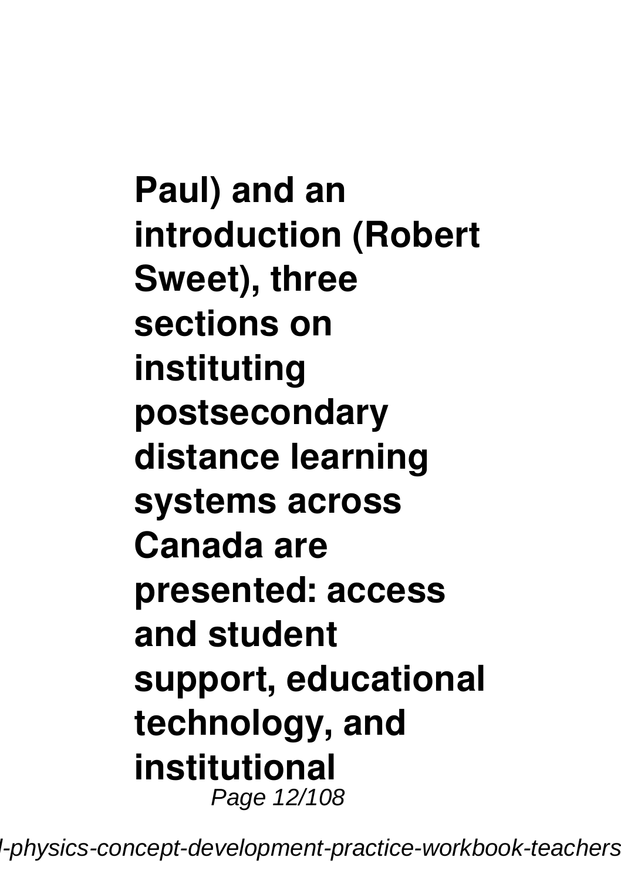**Paul) and an introduction (Robert Sweet), three sections on instituting postsecondary distance learning systems across Canada are presented: access and student support, educational technology, and institutional**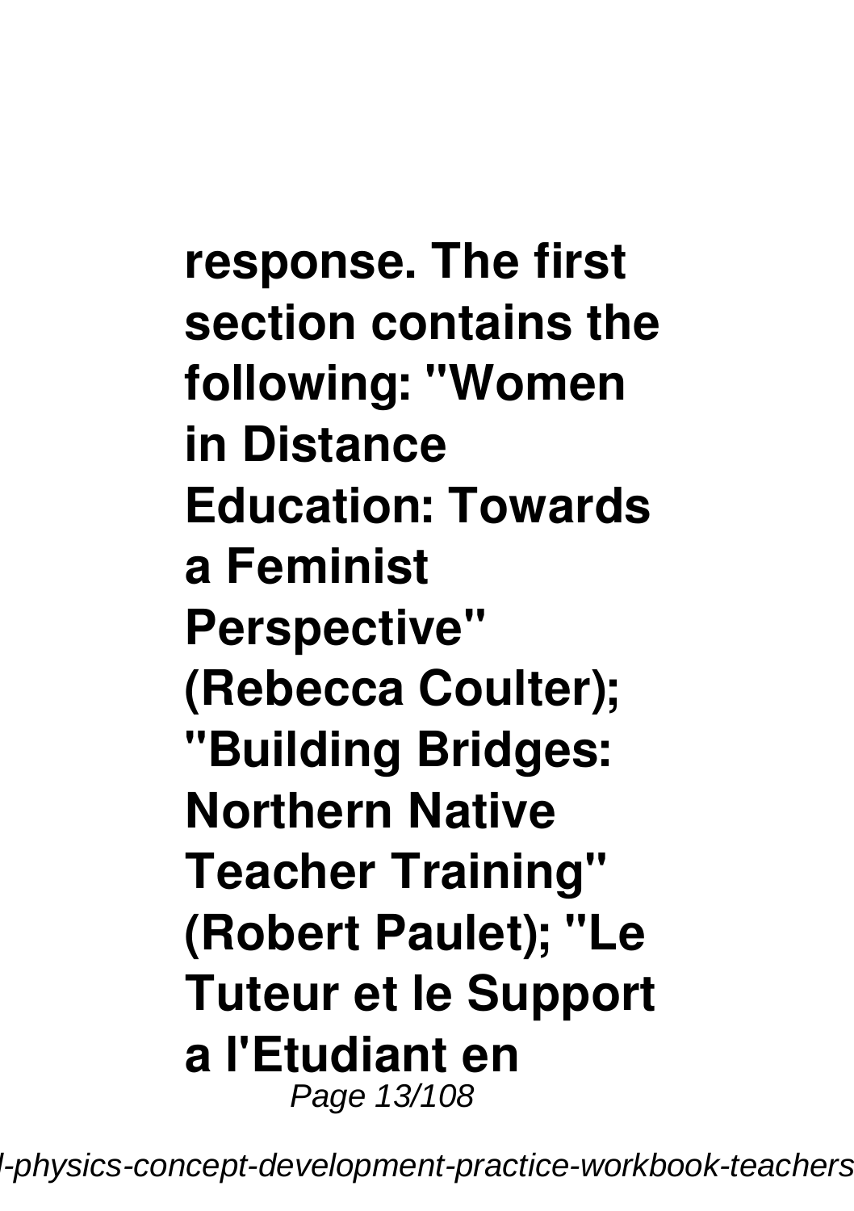**response. The first section contains the following: "Women in Distance Education: Towards a Feminist Perspective" (Rebecca Coulter); "Building Bridges: Northern Native Teacher Training" (Robert Paulet); "Le Tuteur et le Support a l'Etudiant en**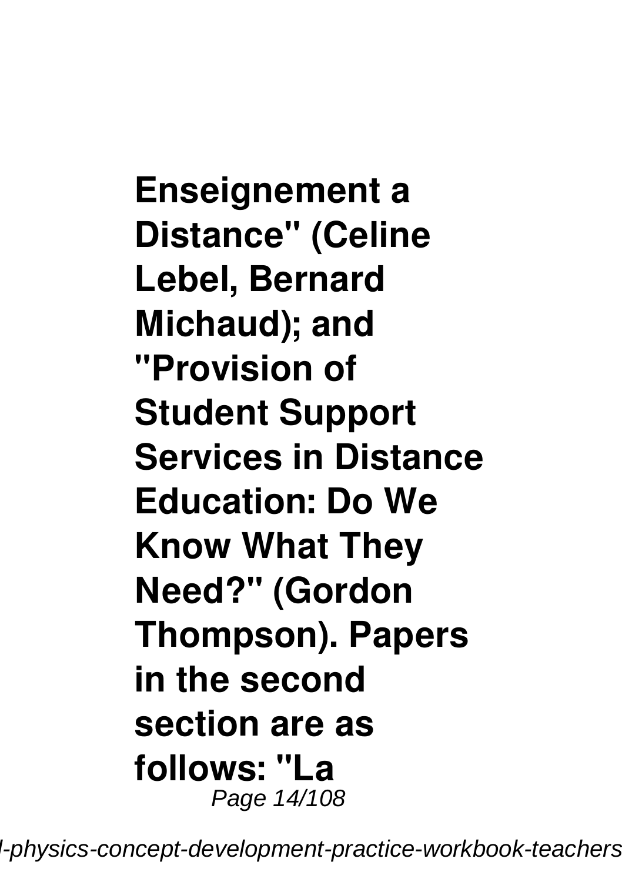**Enseignement a Distance" (Celine Lebel, Bernard Michaud); and "Provision of Student Support Services in Distance Education: Do We Know What They Need?" (Gordon Thompson). Papers in the second section are as follows: "La**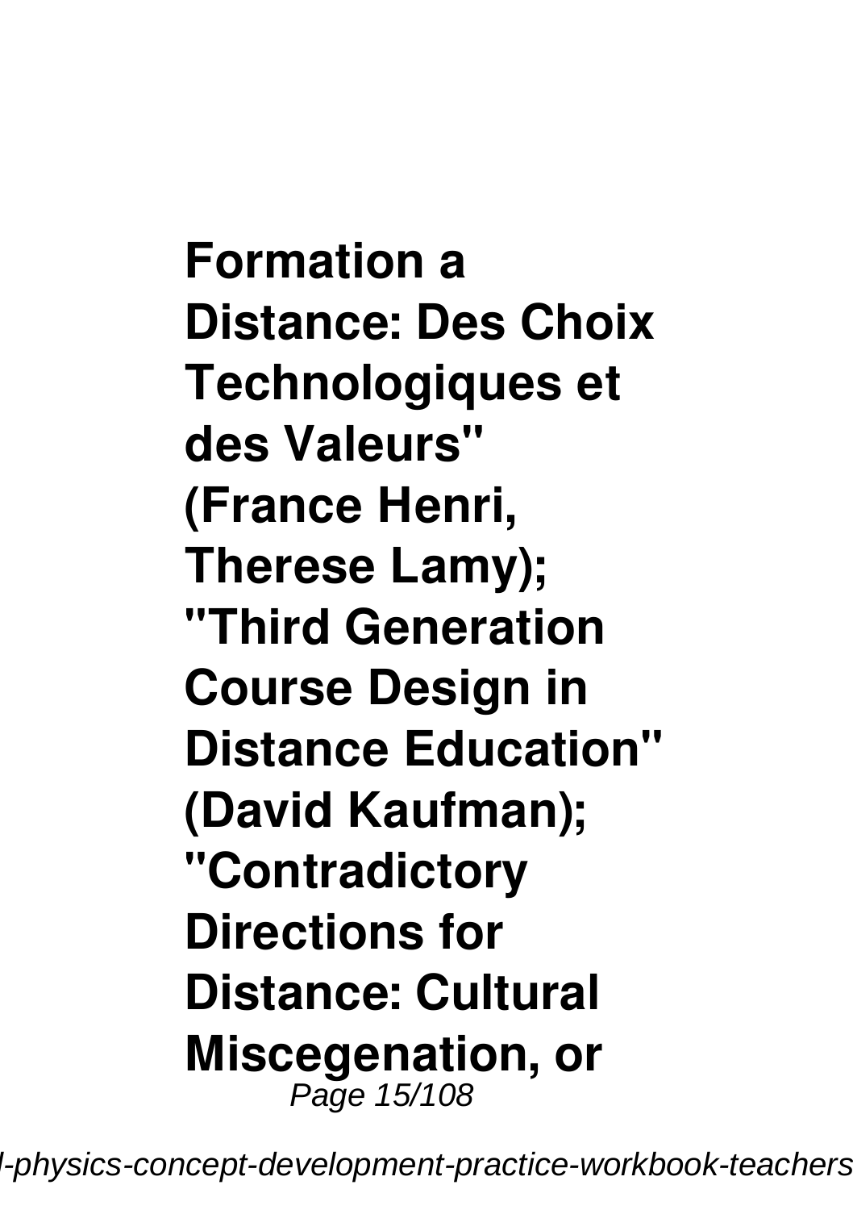**Formation a Distance: Des Choix Technologiques et des Valeurs" (France Henri, Therese Lamy); "Third Generation Course Design in Distance Education" (David Kaufman); "Contradictory Directions for Distance: Cultural Miscegenation, or**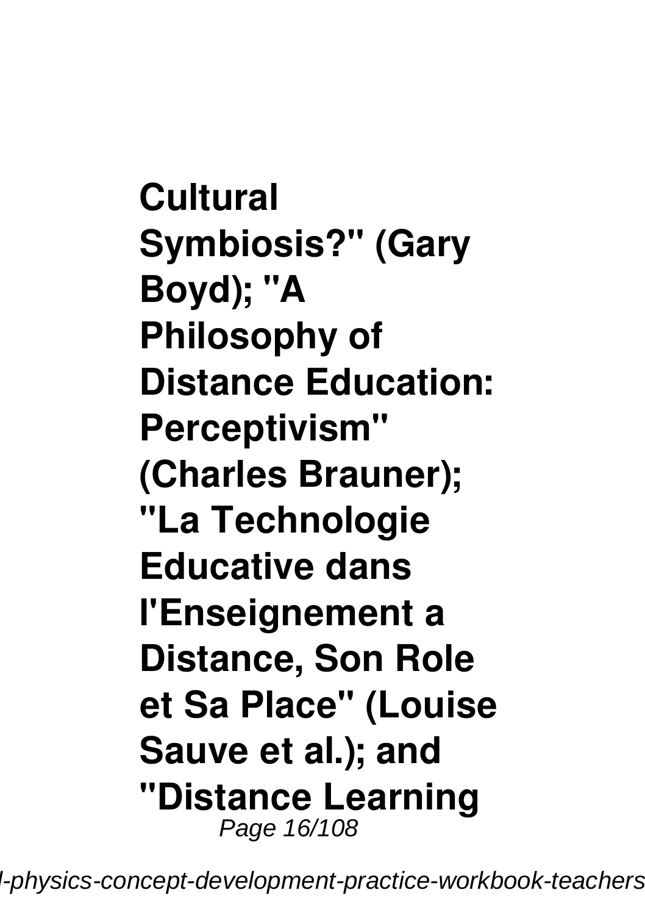**Cultural Symbiosis?" (Gary Boyd); "A Philosophy of Distance Education: Perceptivism" (Charles Brauner); "La Technologie Educative dans l'Enseignement a Distance, Son Role et Sa Place" (Louise Sauve et al.); and "Distance Learning**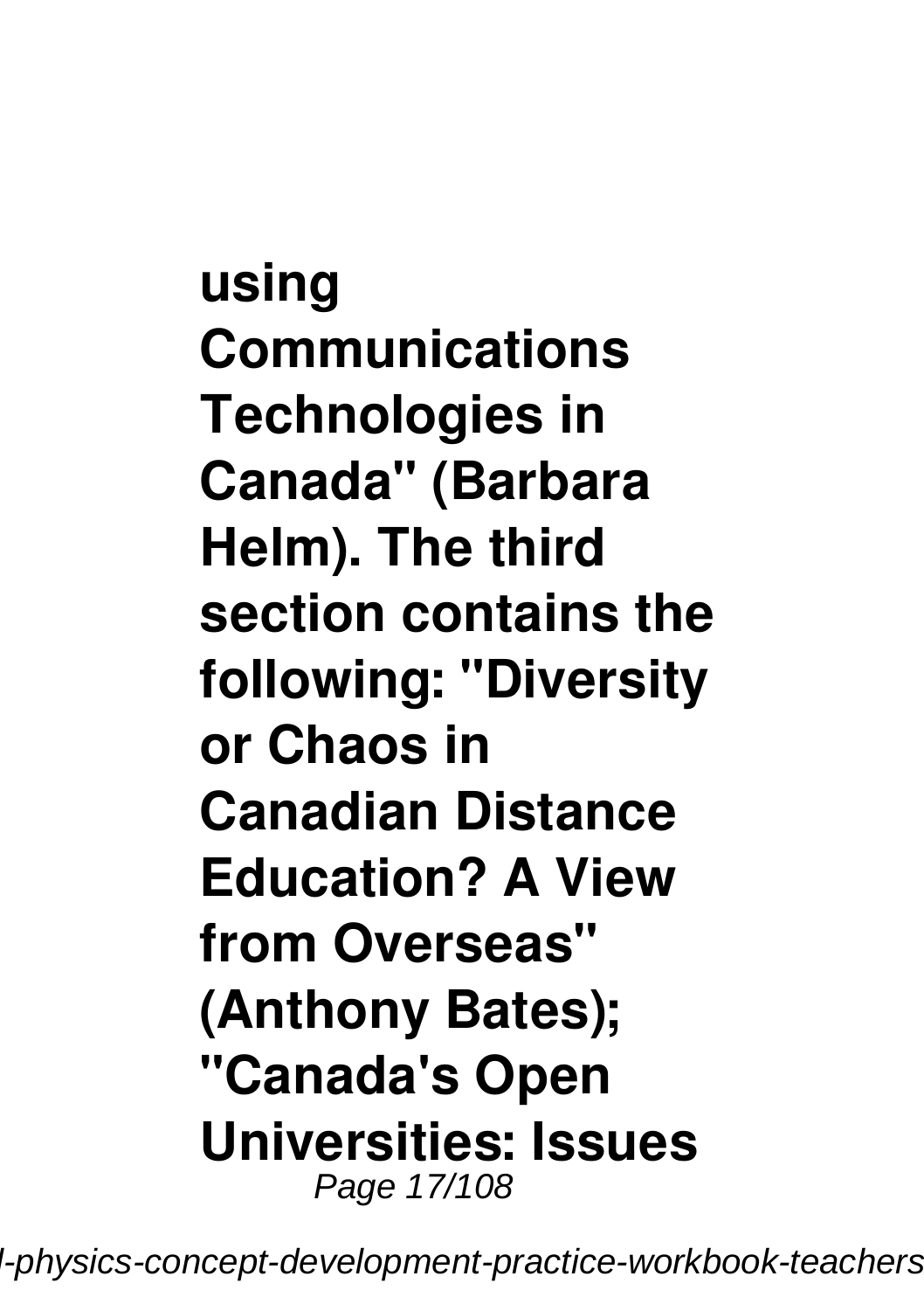using Communications Technologies in Canada" (Barbara Helm). The third section contains the following: "Diversity or Chaos in Canadian Distance Education? A View from Overseas" (Anthony Bates); "Canada's Open Universities: Issues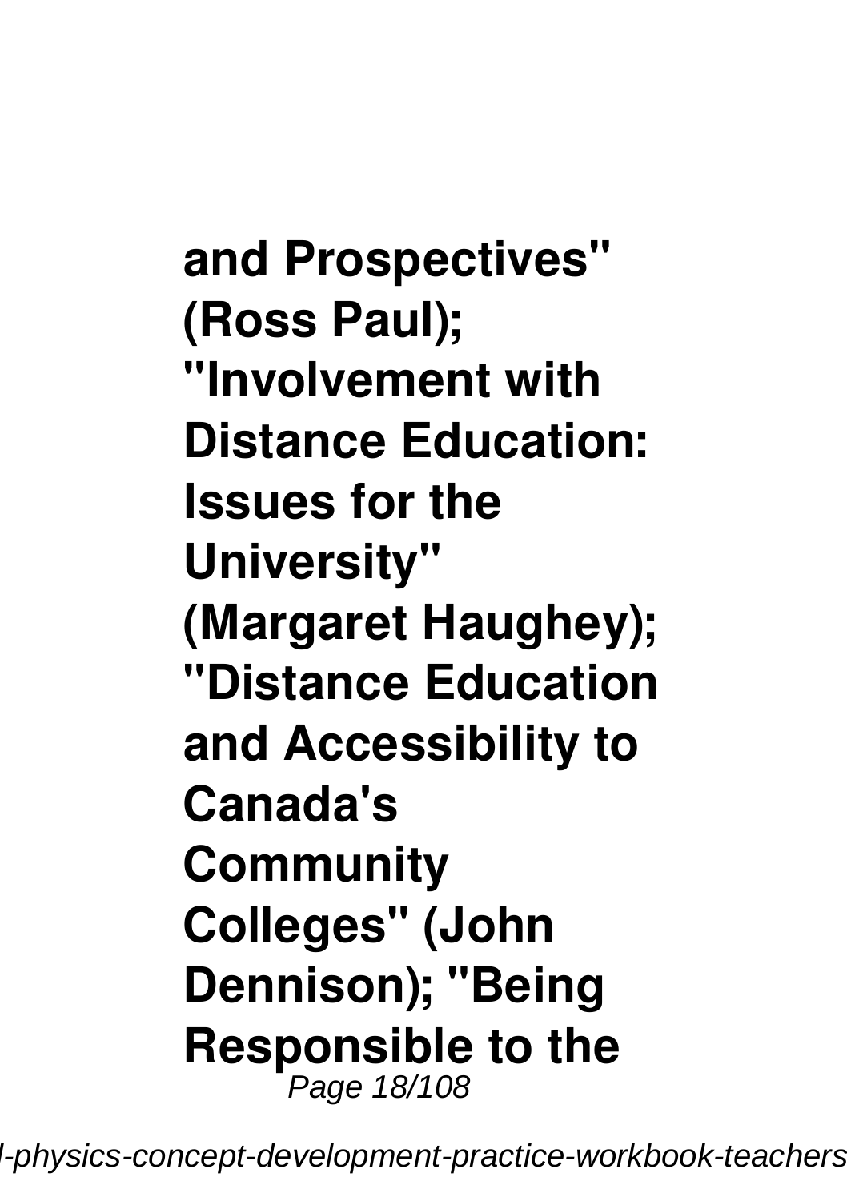**and Prospectives" (Ross Paul); "Involvement with Distance Education: Issues for the University" (Margaret Haughey); "Distance Education and Accessibility to Canada's Community Colleges" (John Dennison); "Being Responsible to the**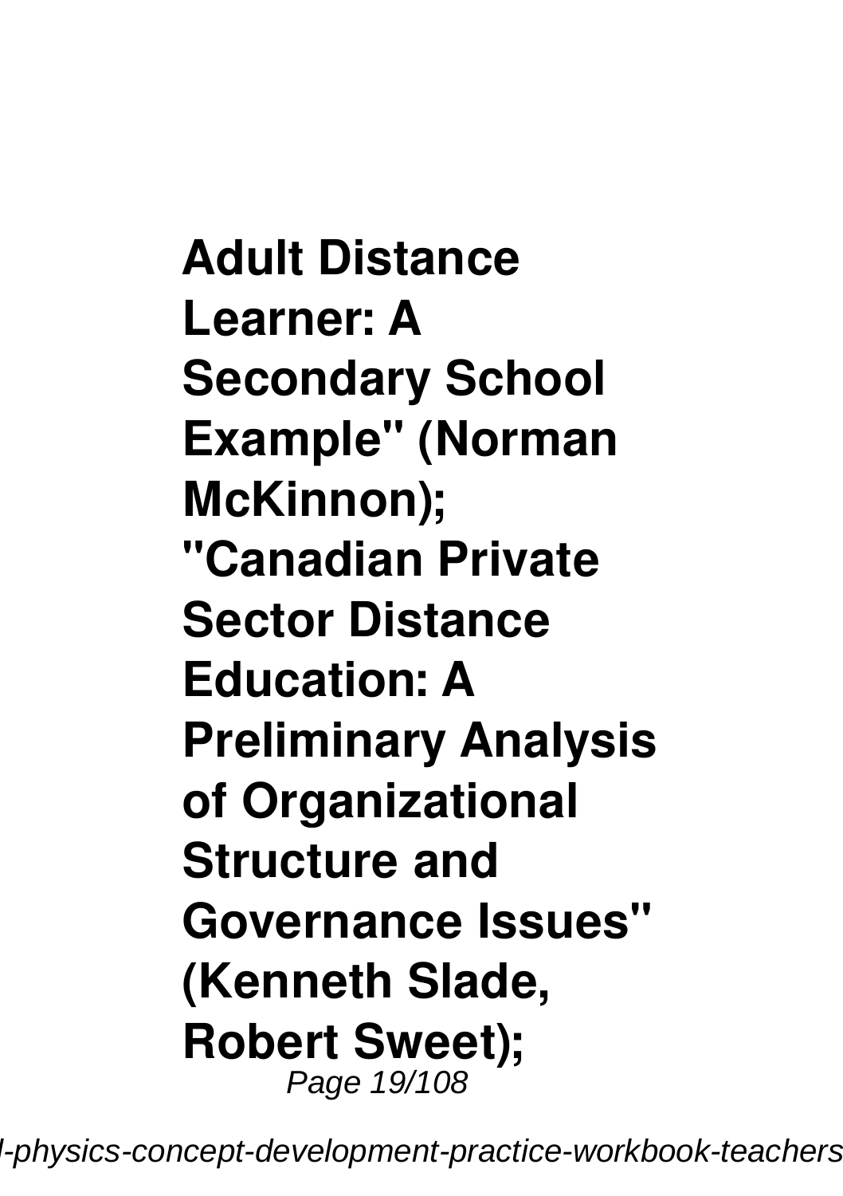**Adult Distance Learner: A Secondary School Example" (Norman McKinnon); "Canadian Private Sector Distance Education: A Preliminary Analysis of Organizational Structure and Governance Issues" (Kenneth Slade, Robert Sweet);**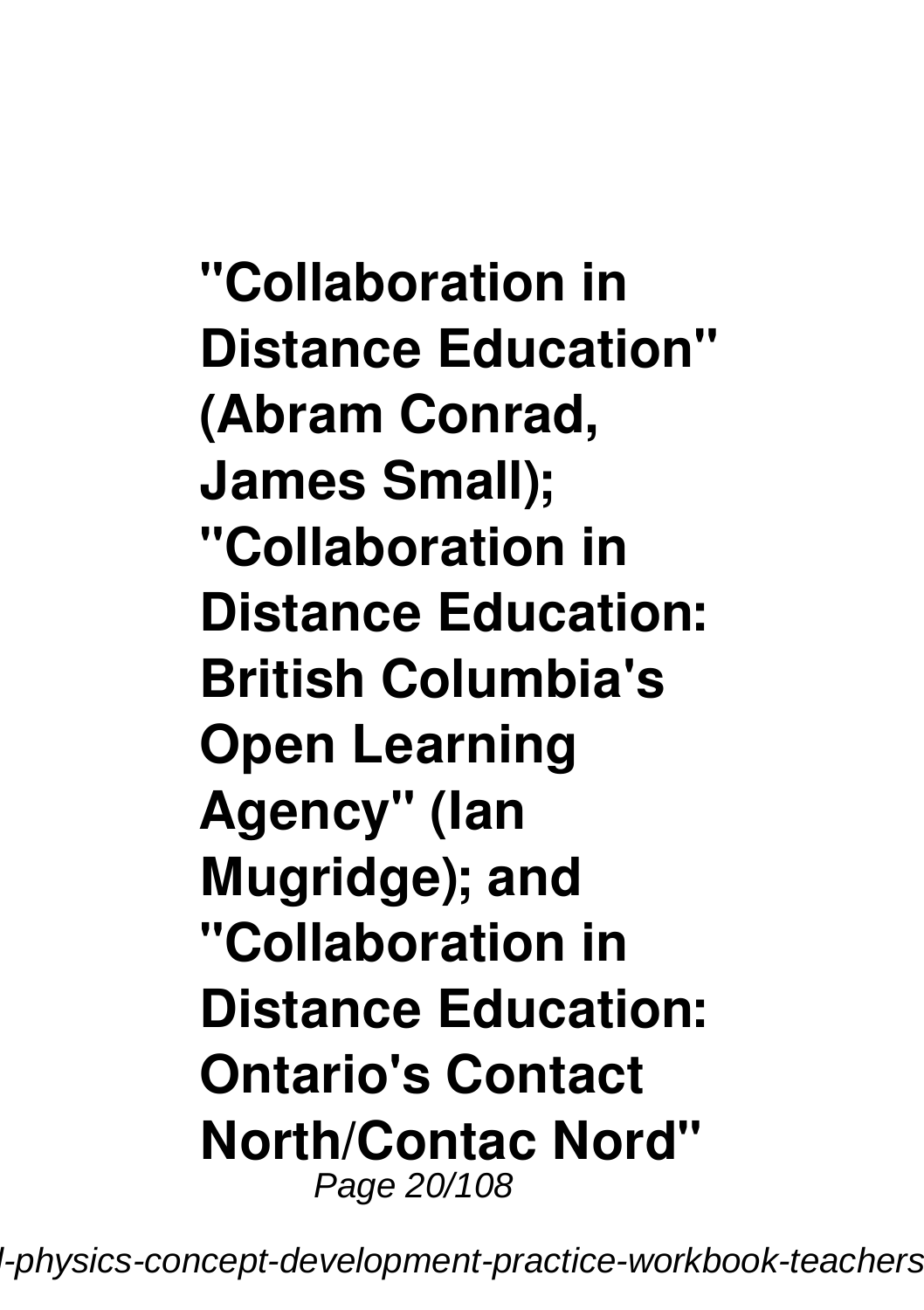**"Collaboration in Distance Education" (Abram Conrad, James Small); "Collaboration in Distance Education: British Columbia's Open Learning Agency" (Ian Mugridge); and "Collaboration in Distance Education: Ontario's Contact North/Contac Nord"**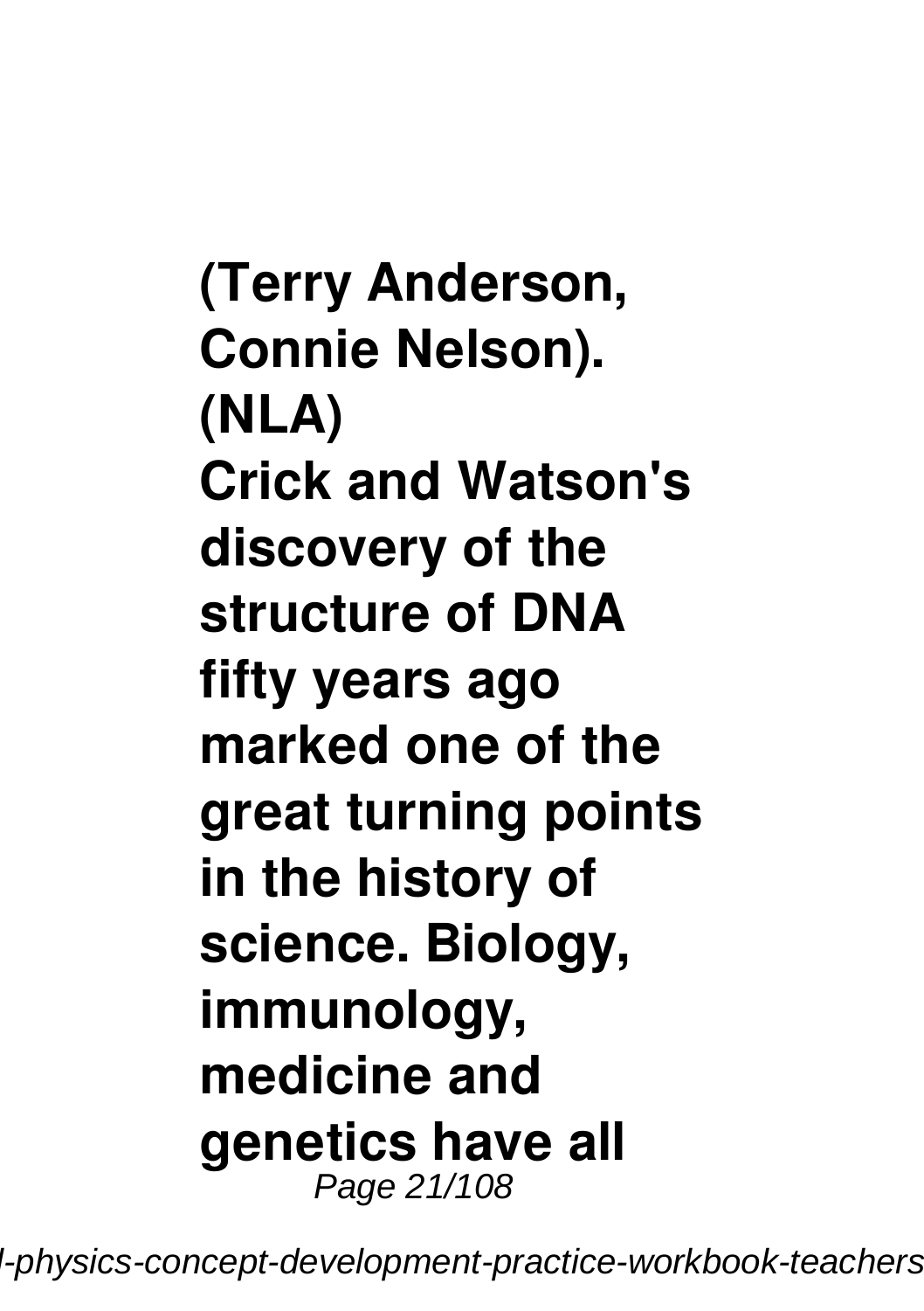**(Terry Anderson, Connie Nelson). (NLA)**
**Crick and Watson's discovery of the structure of DNA fifty years ago marked one of the great turning points in the history of science. Biology, immunology, medicine and genetics have all**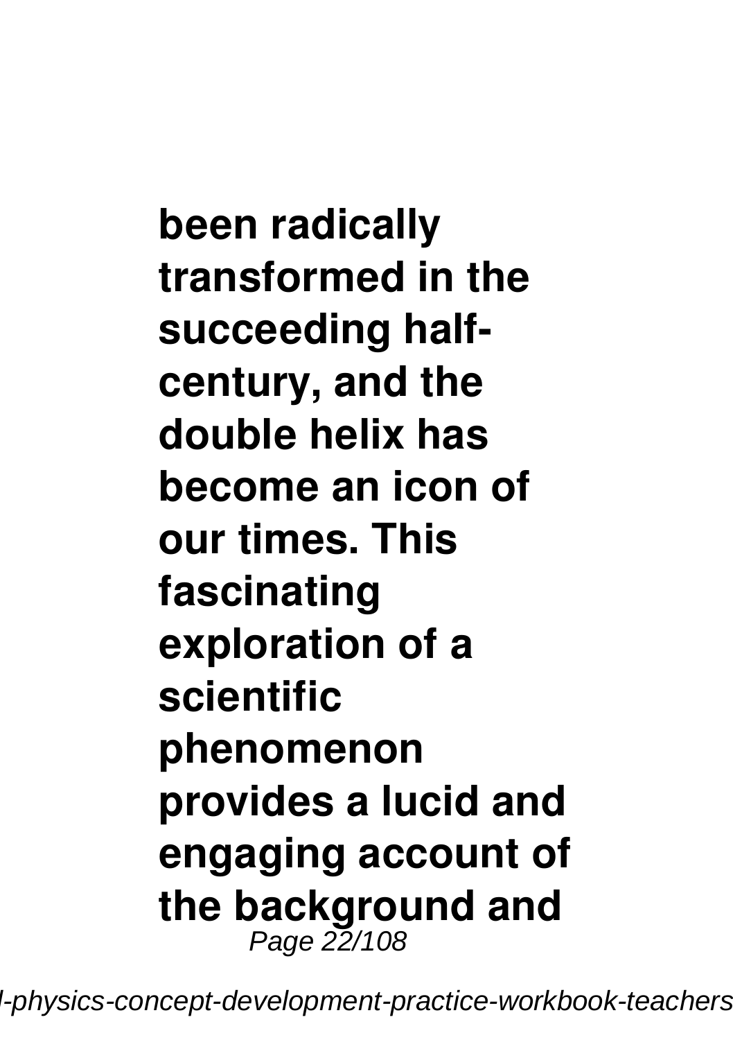**been radically transformed in the succeeding half-century, and the double helix has become an icon of our times. This fascinating exploration of a scientific phenomenon provides a lucid and engaging account of the background and**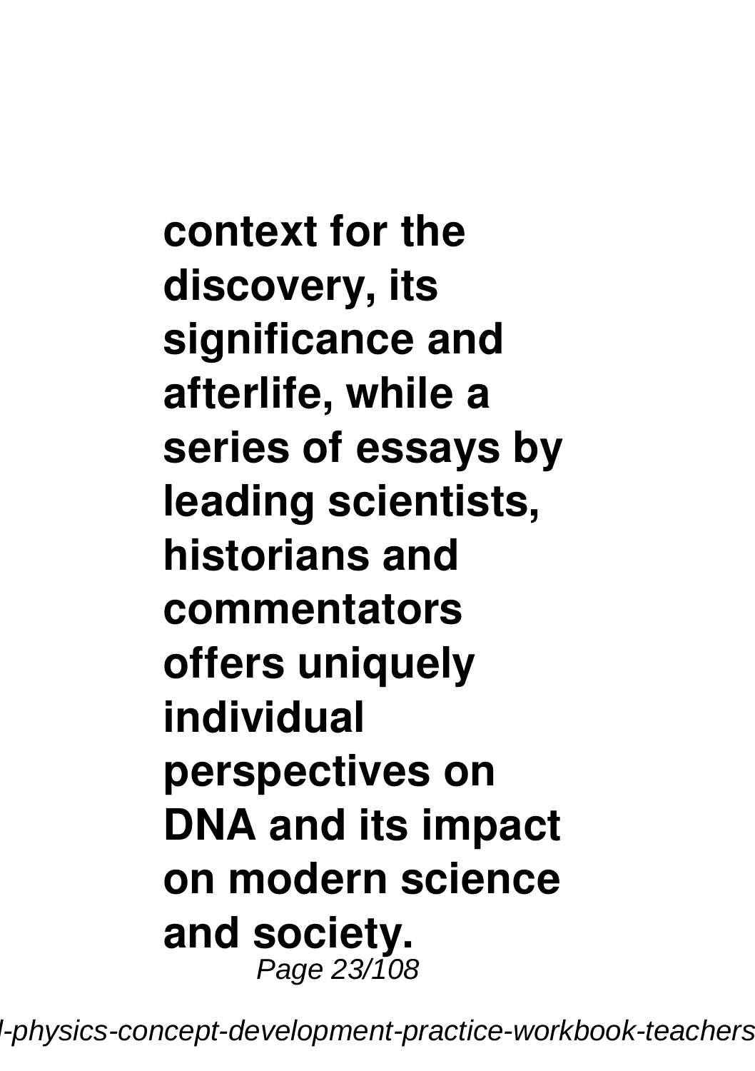**context for the discovery, its significance and afterlife, while a series of essays by leading scientists, historians and commentators offers uniquely individual perspectives on DNA and its impact on modern science and society.**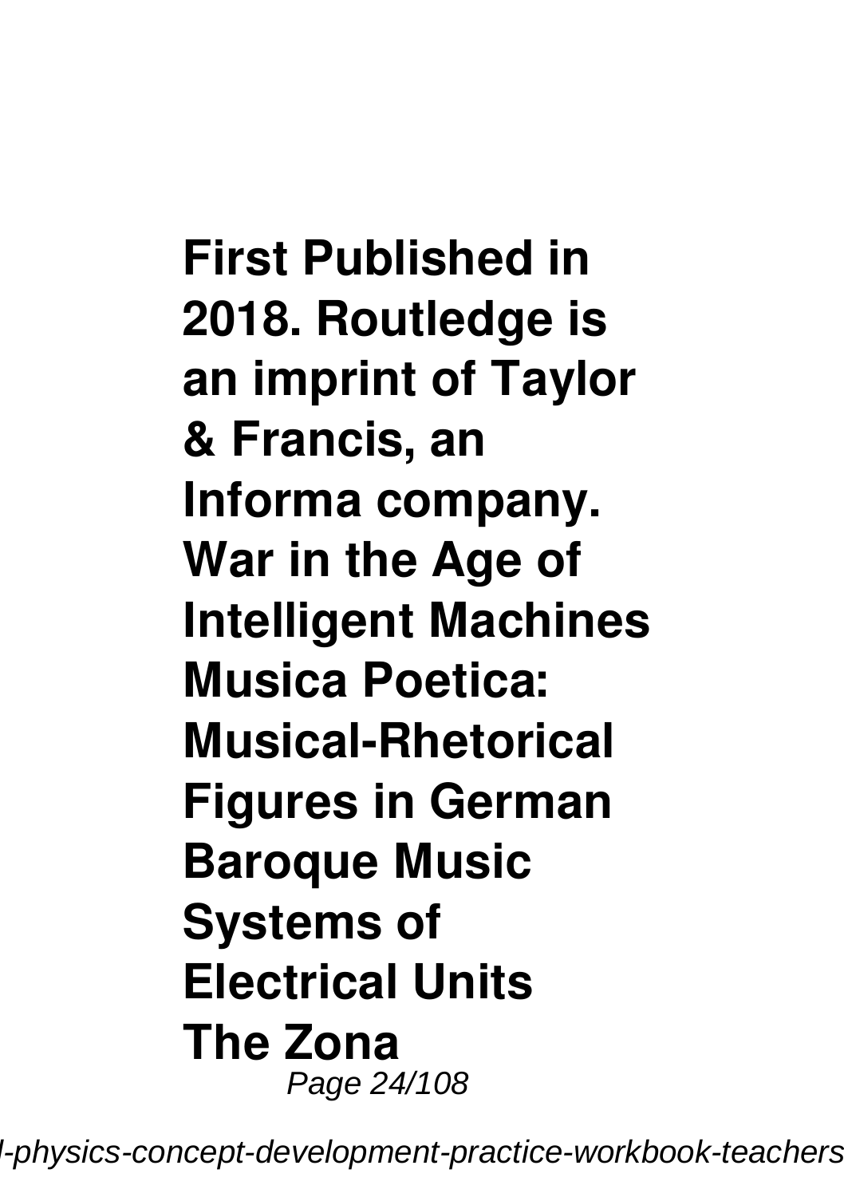**First Published in 2018. Routledge is an imprint of Taylor & Francis, an Informa company.**
**War in the Age of Intelligent Machines**
**Musica Poetica: Musical-Rhetorical Figures in German Baroque Music**
**Systems of Electrical Units**
**The Zona**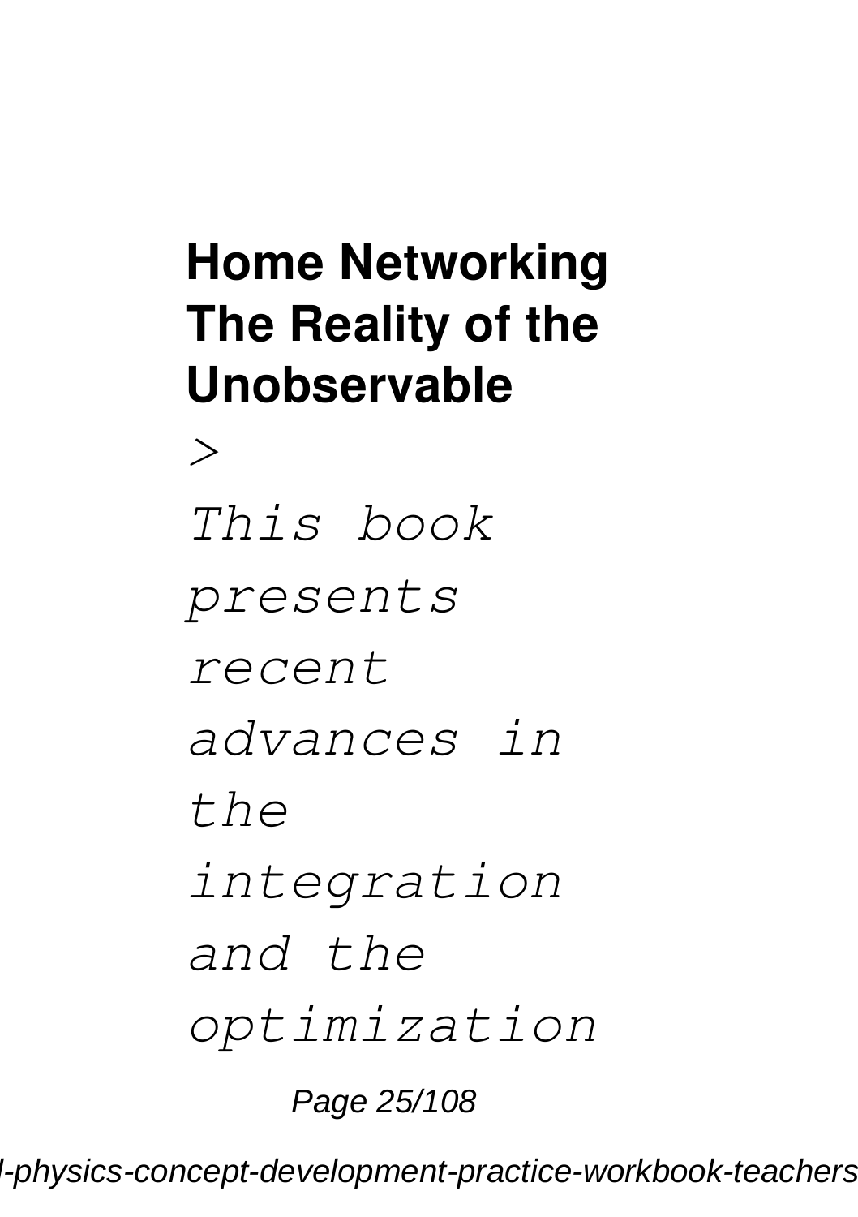**Home Networking The Reality of the Unobservable**

>

*This book presents recent advances in the integration and the optimization*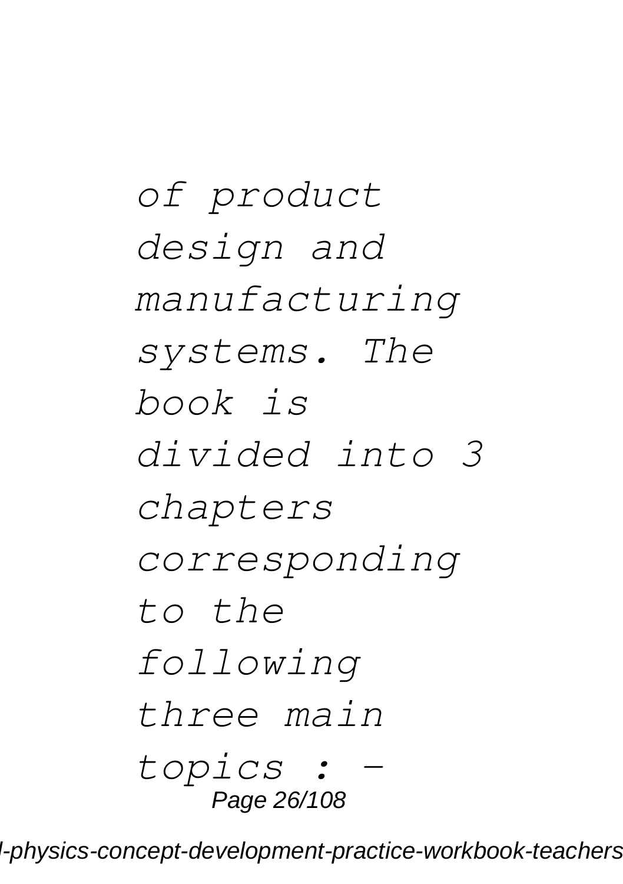*of product design and manufacturing systems. The book is divided into 3 chapters corresponding to the following three main topics : -*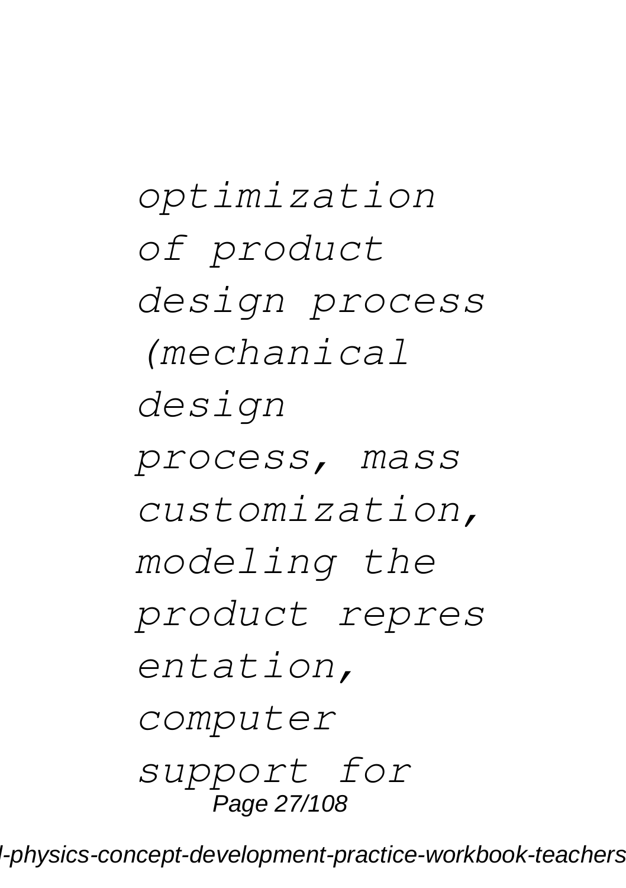*optimization of product design process (mechanical design process, mass customization, modeling the product repres entation, computer support for*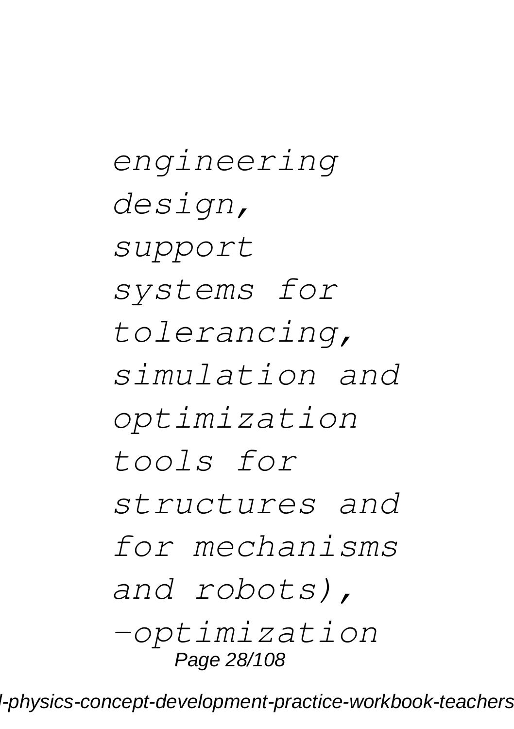*engineering design, support systems for tolerancing, simulation and optimization tools for structures and for mechanisms and robots), -optimization*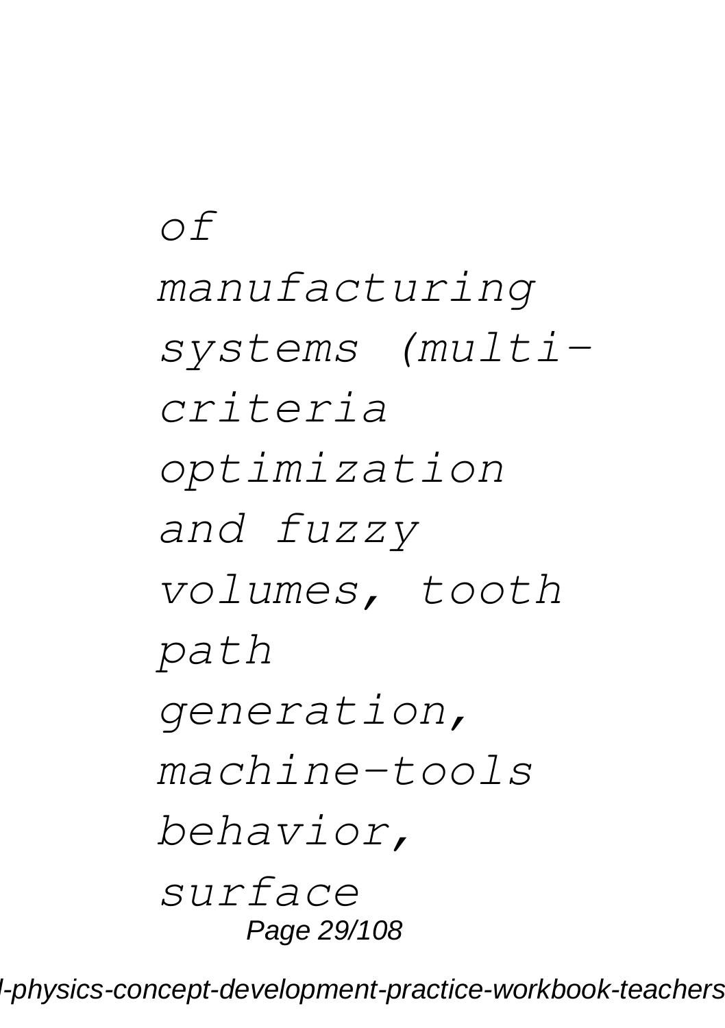*of manufacturing systems (multi-criteria optimization and fuzzy volumes, tooth path generation, machine-tools behavior, surface*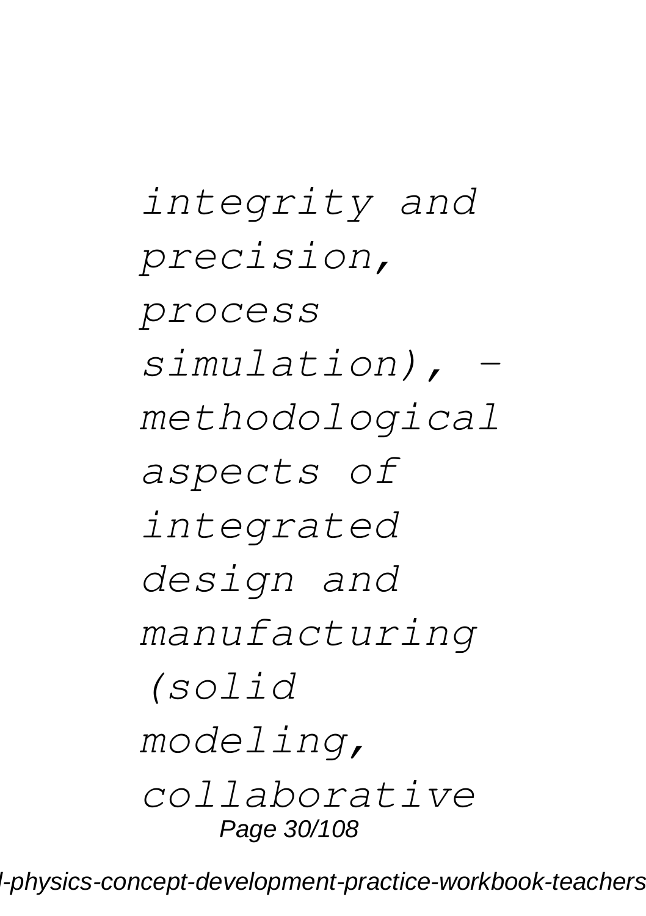*integrity and precision, process simulation), - methodological aspects of integrated design and manufacturing (solid modeling, collaborative*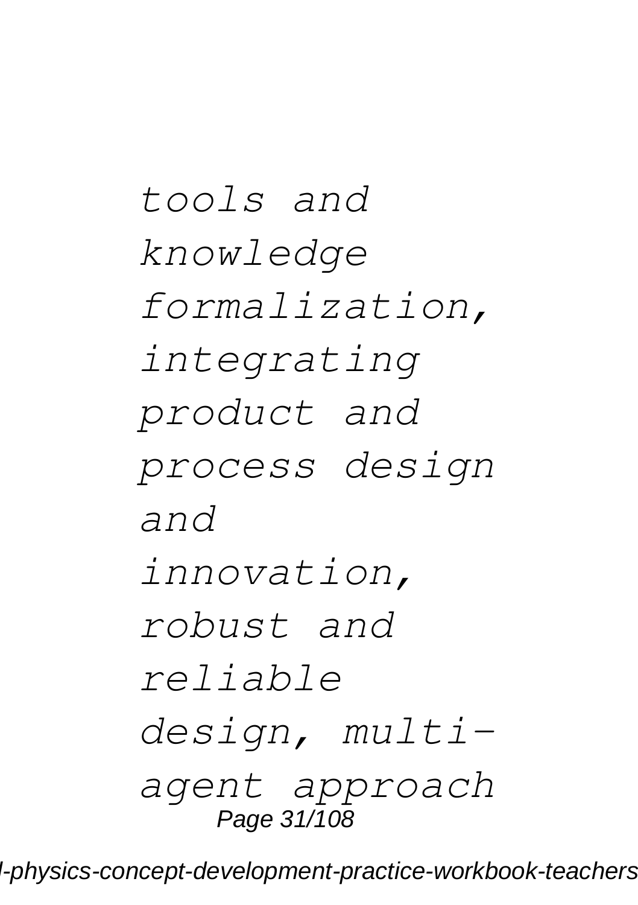*tools and knowledge formalization, integrating product and process design and innovation, robust and reliable design, multi-agent approach*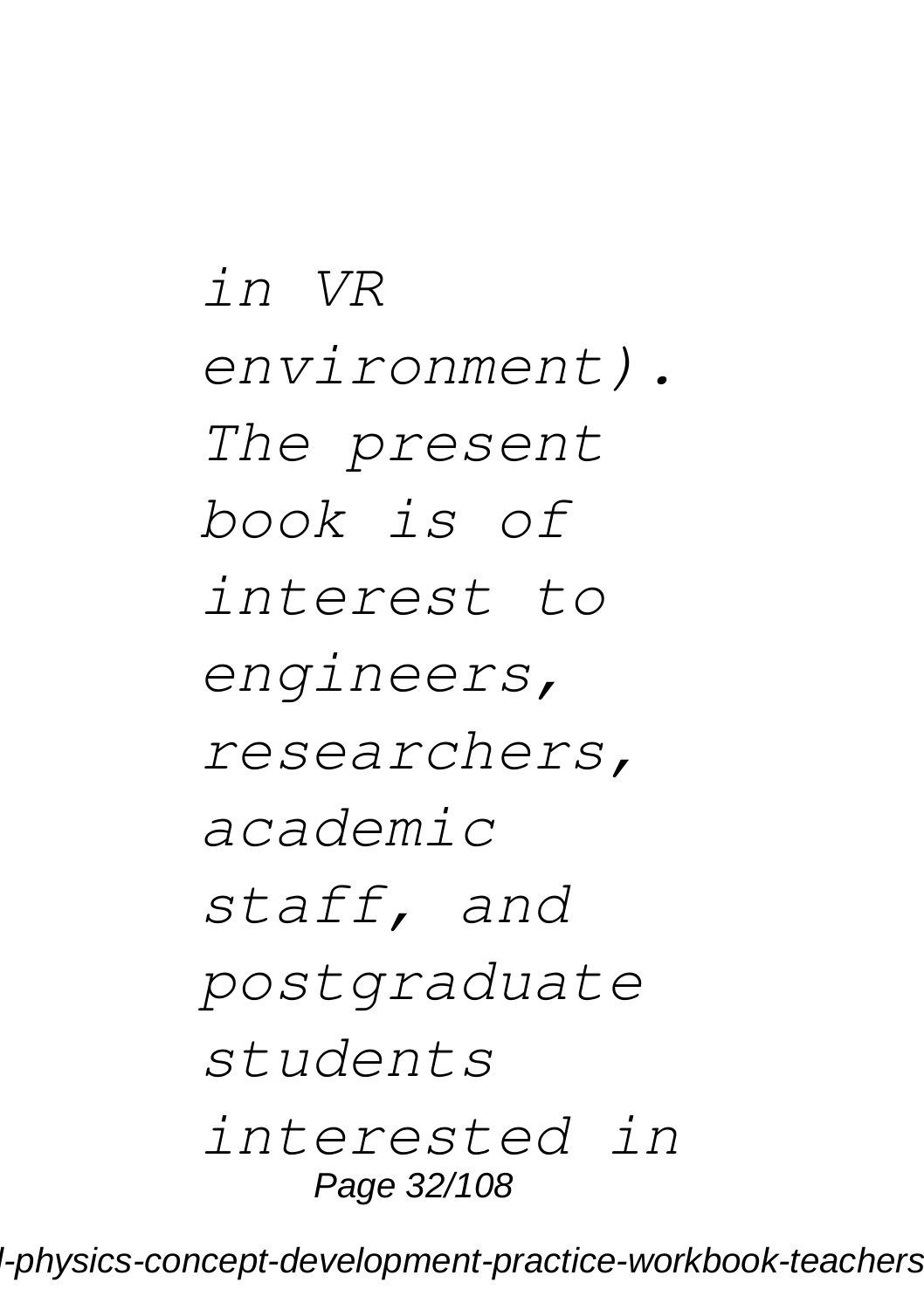*in VR environment). The present book is of interest to engineers, researchers, academic staff, and postgraduate students interested in*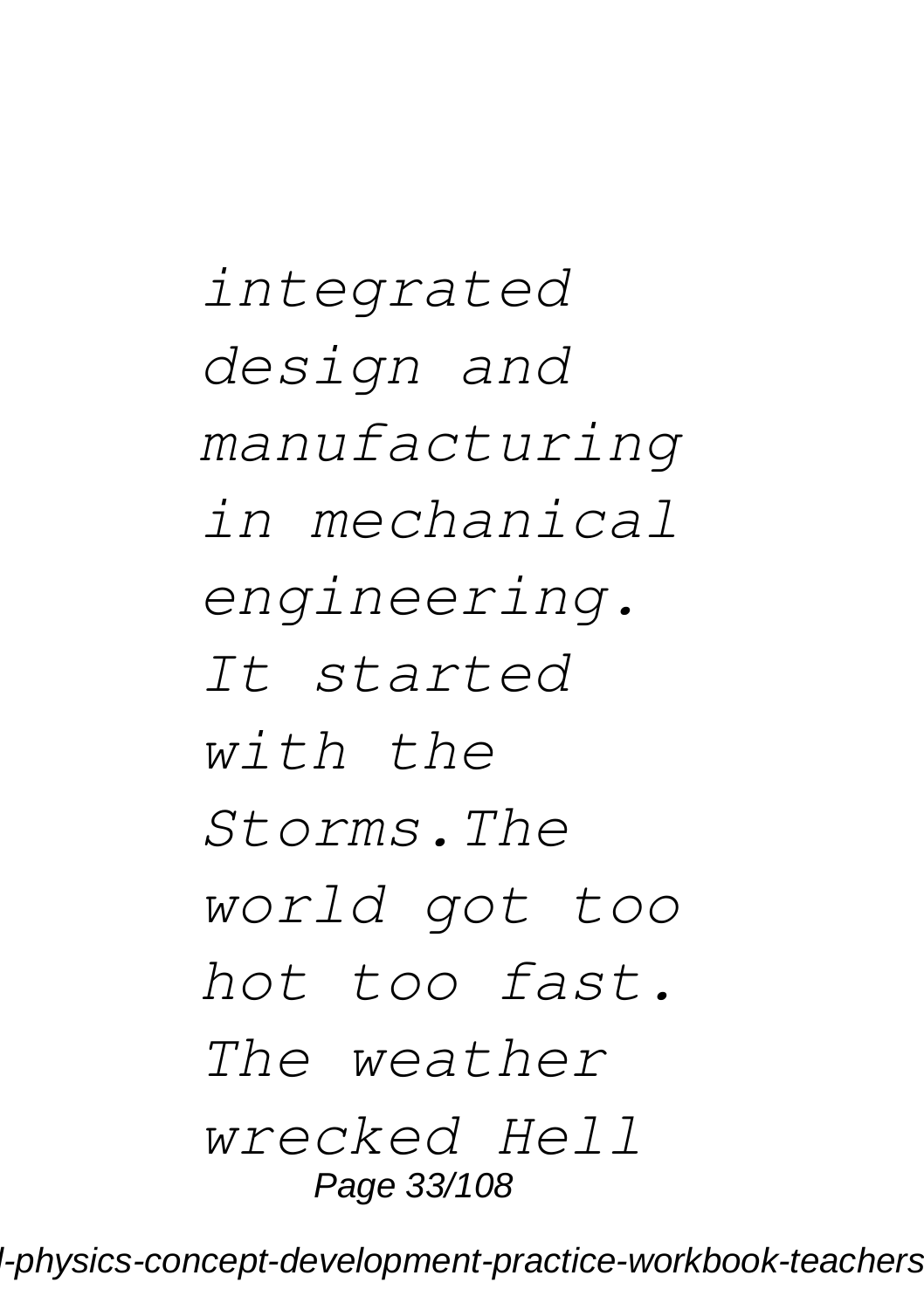*integrated design and manufacturing in mechanical engineering. It started with the Storms.The world got too hot too fast. The weather wrecked Hell*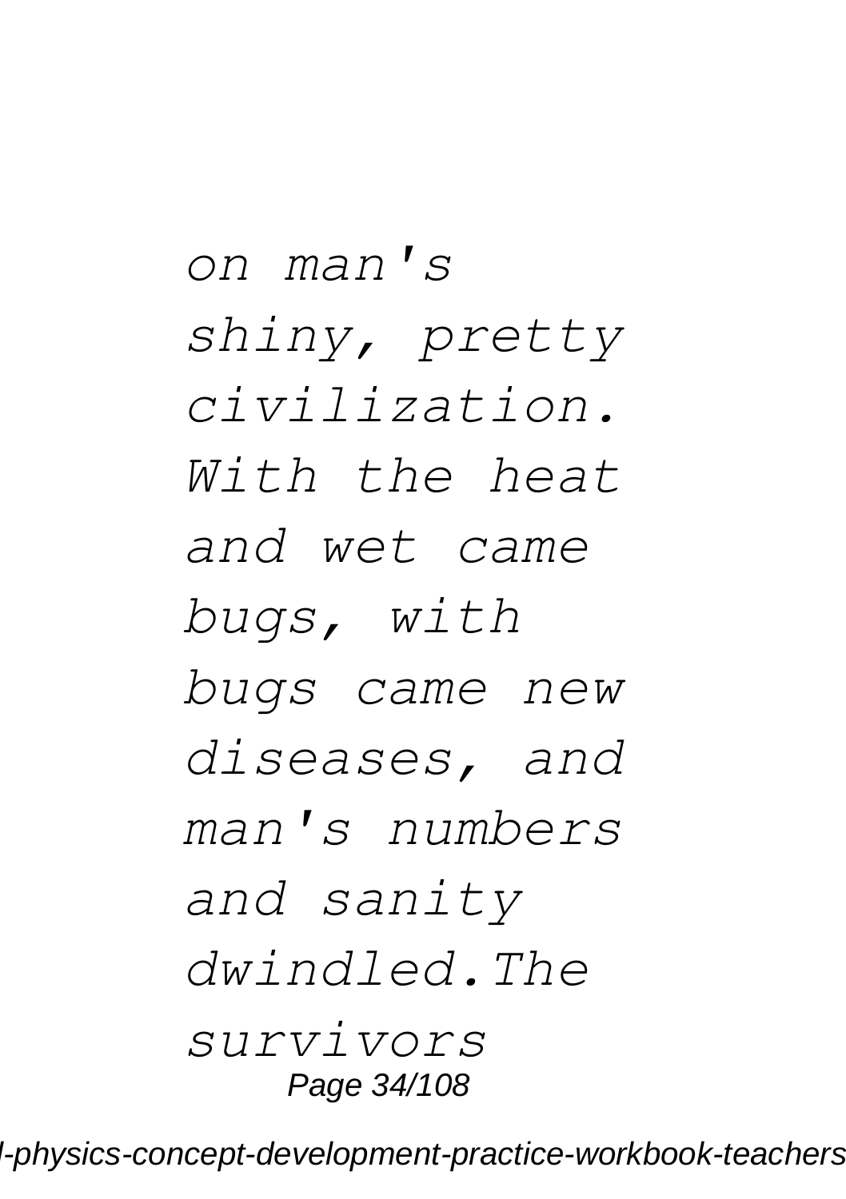*on man's shiny, pretty civilization. With the heat and wet came bugs, with bugs came new diseases, and man's numbers and sanity dwindled.The survivors*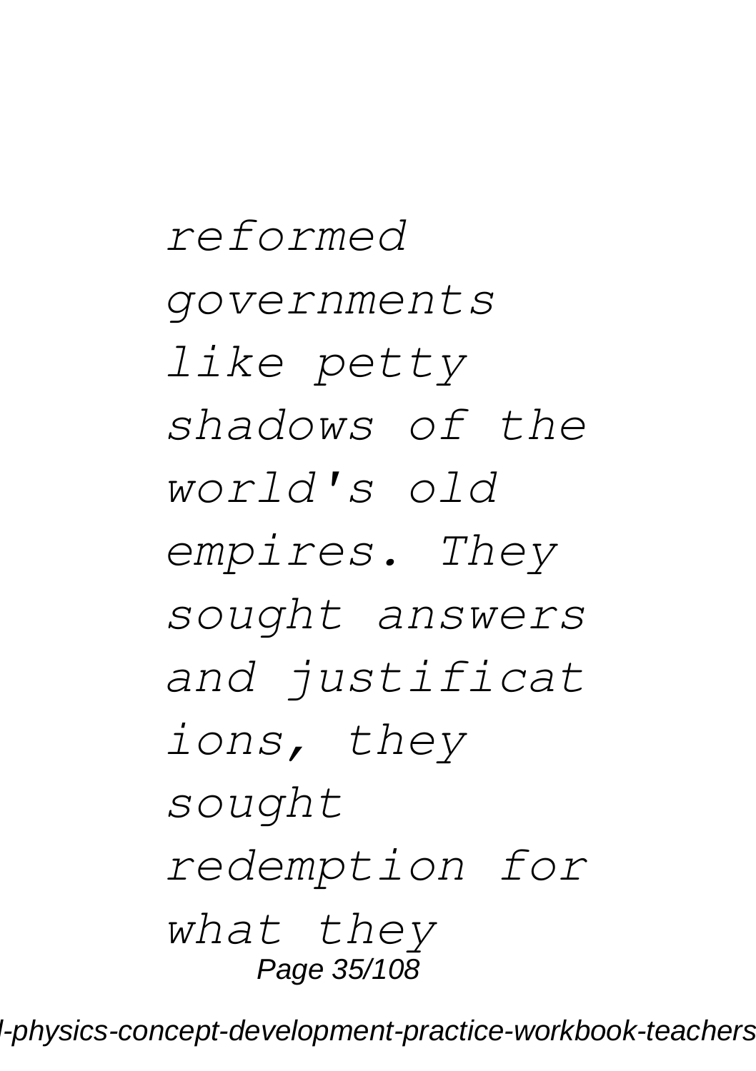*reformed governments like petty shadows of the world's old empires. They sought answers and justificat ions, they sought redemption for what they*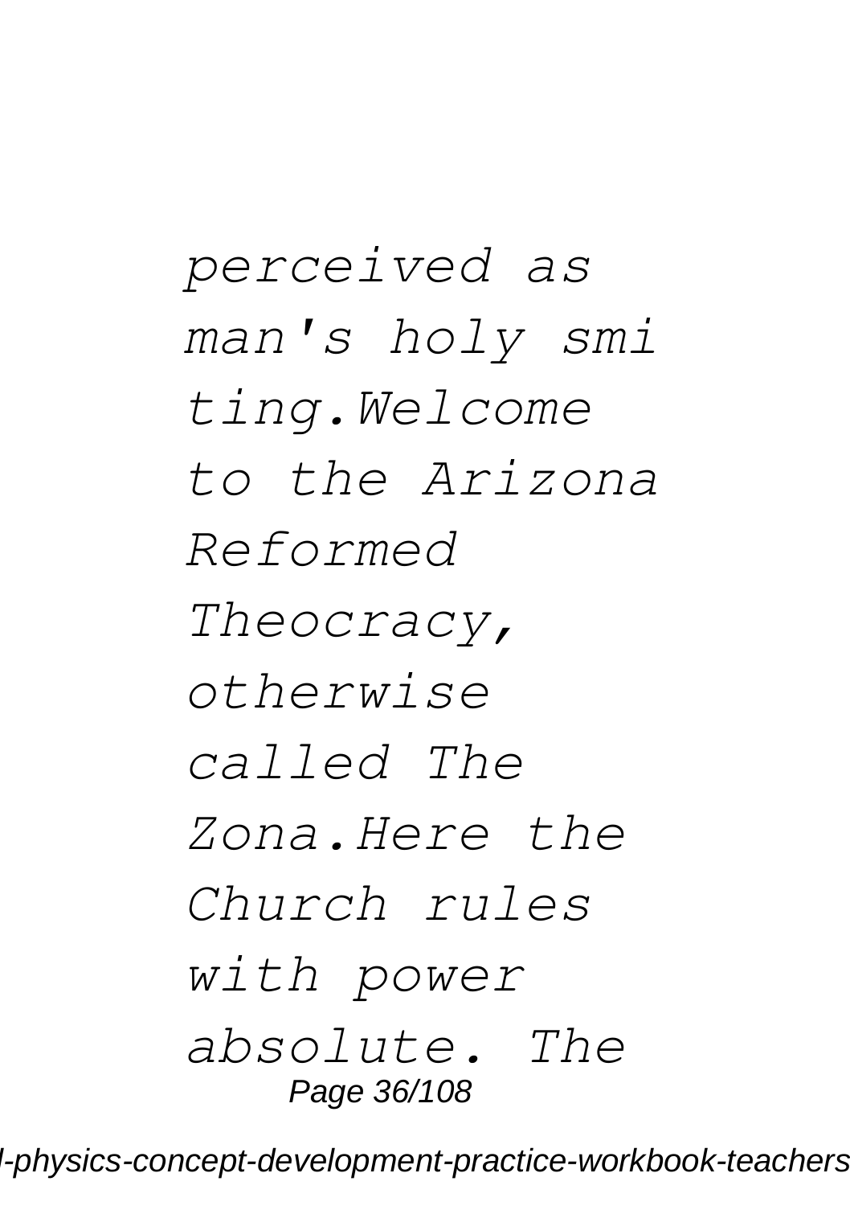*perceived as man's holy smiting.Welcome to the Arizona Reformed Theocracy, otherwise called The Zona.Here the Church rules with power absolute. The*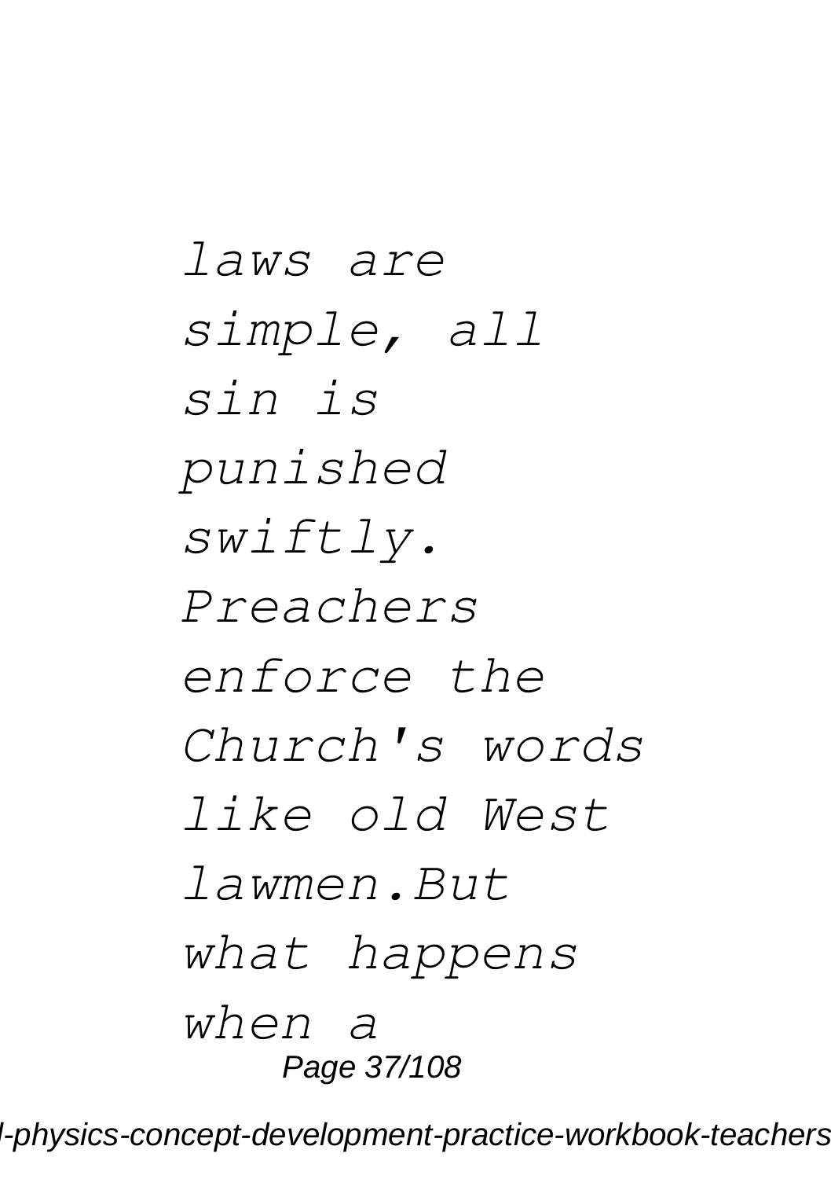*laws are simple, all sin is punished swiftly. Preachers enforce the Church's words like old West lawmen.But what happens when a*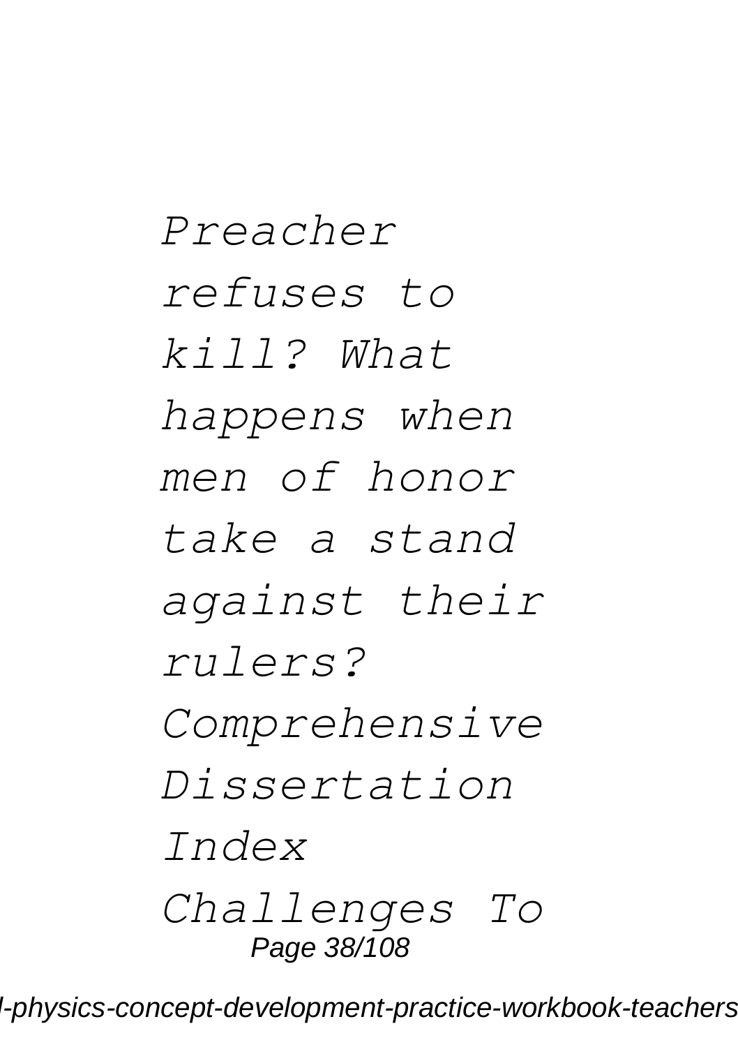*Preacher refuses to kill? What happens when men of honor take a stand against their rulers?*

*Comprehensive Dissertation Index*

*Challenges To*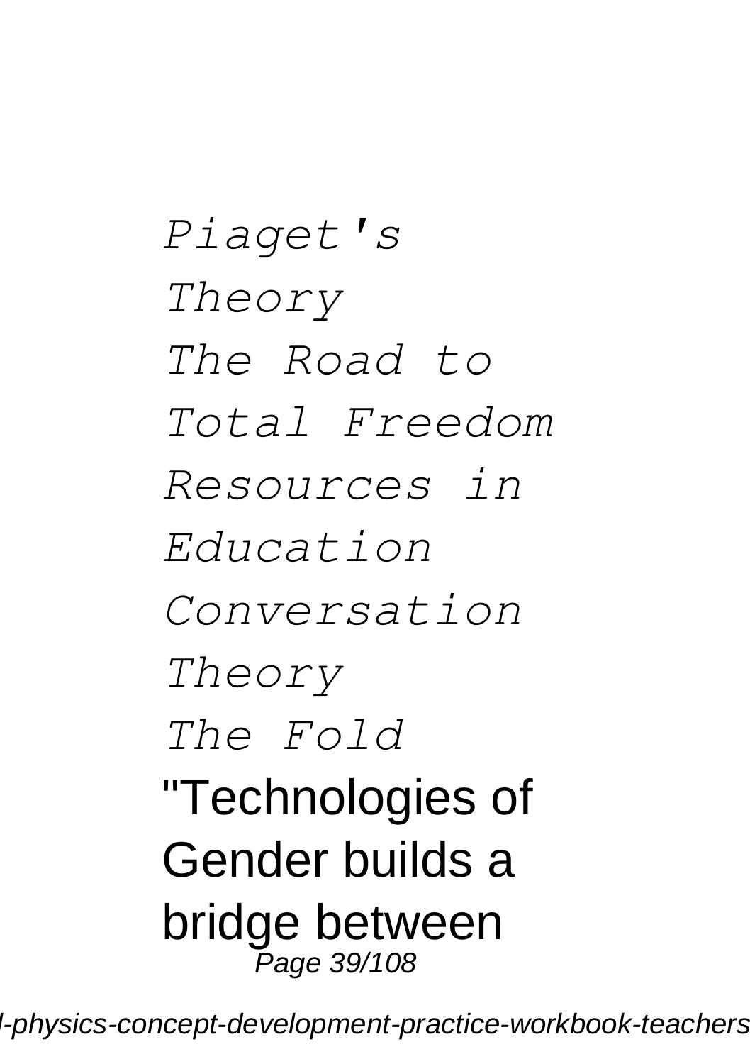*Piaget's Theory*
*The Road to Total Freedom*
*Resources in Education*
*Conversation Theory*
*The Fold*

"Technologies of Gender builds a bridge between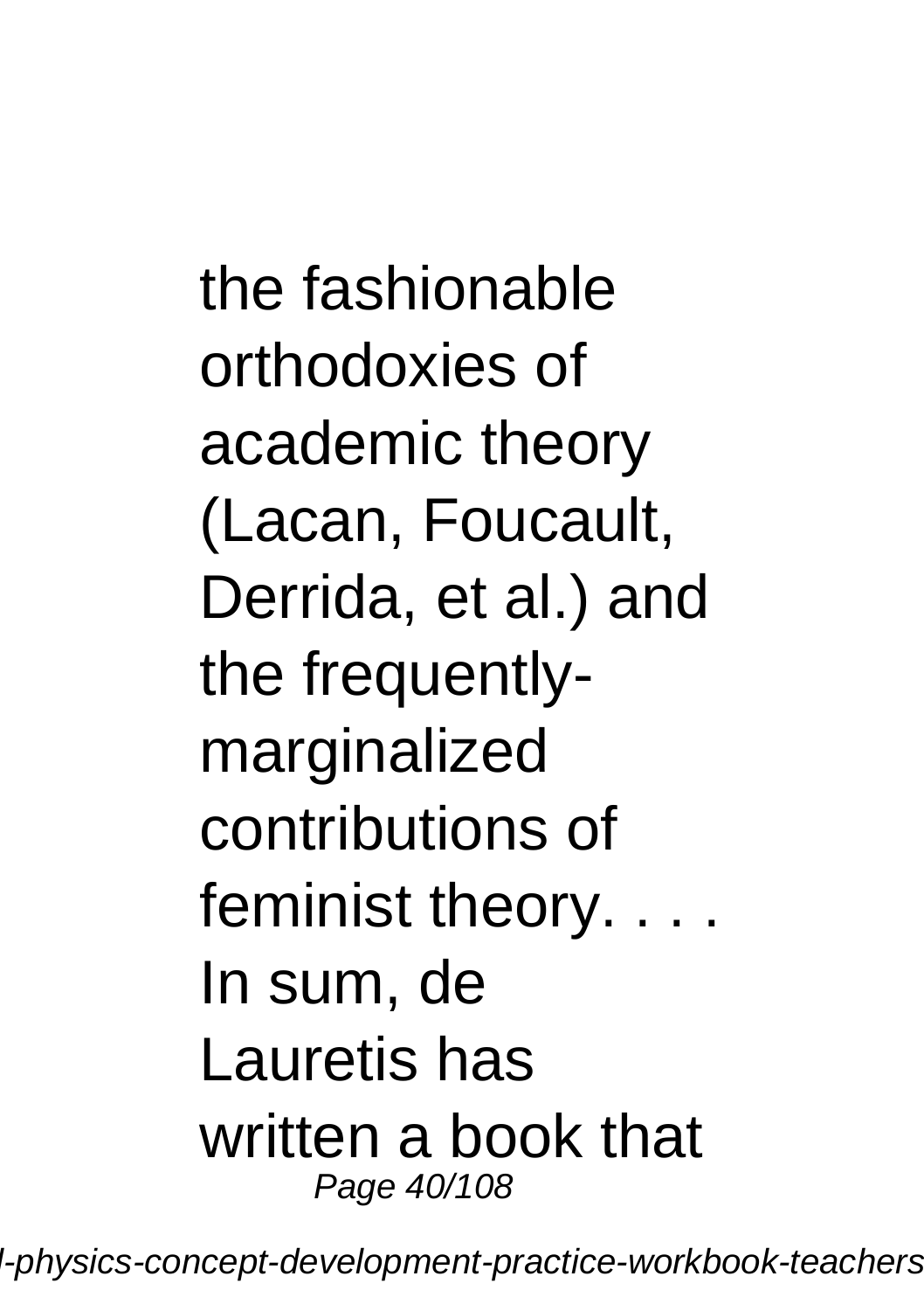the fashionable orthodoxies of academic theory (Lacan, Foucault, Derrida, et al.) and the frequently-marginalized contributions of feminist theory. . . . In sum, de Lauretis has written a book that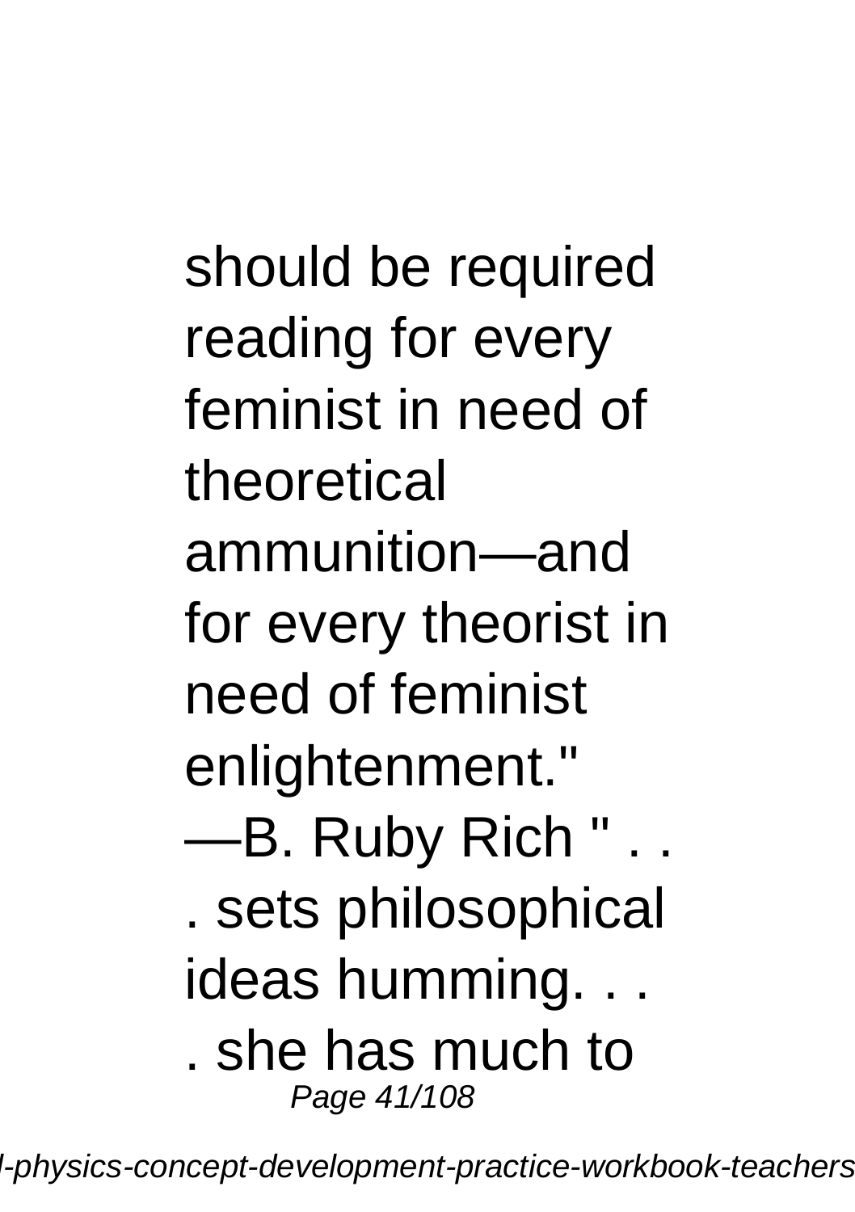should be required reading for every feminist in need of theoretical ammunition—and for every theorist in need of feminist enlightenment." —B. Ruby Rich " . . . sets philosophical ideas humming. . . . she has much to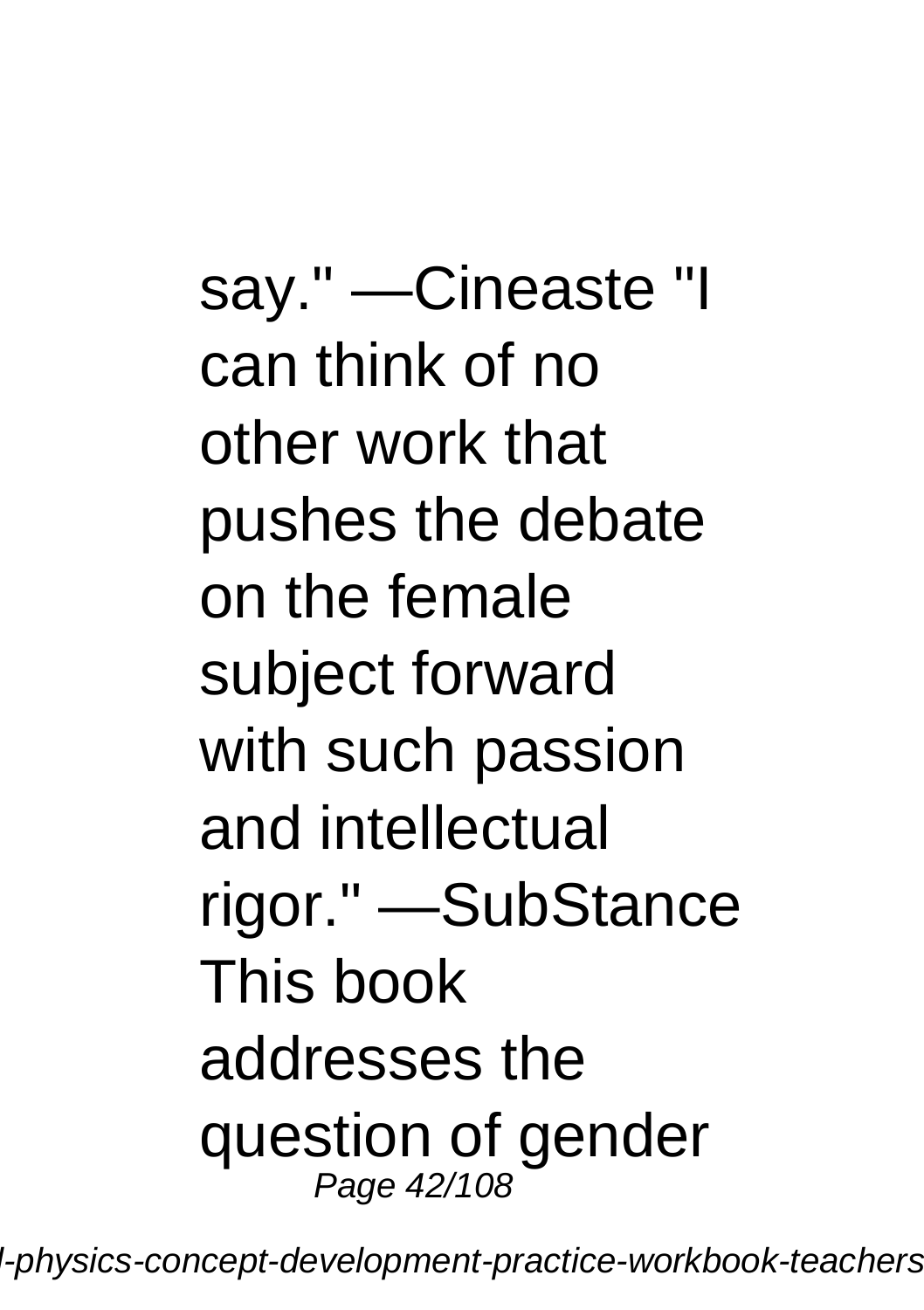say." —Cineaste "I can think of no other work that pushes the debate on the female subject forward with such passion and intellectual rigor." —SubStance This book addresses the question of gender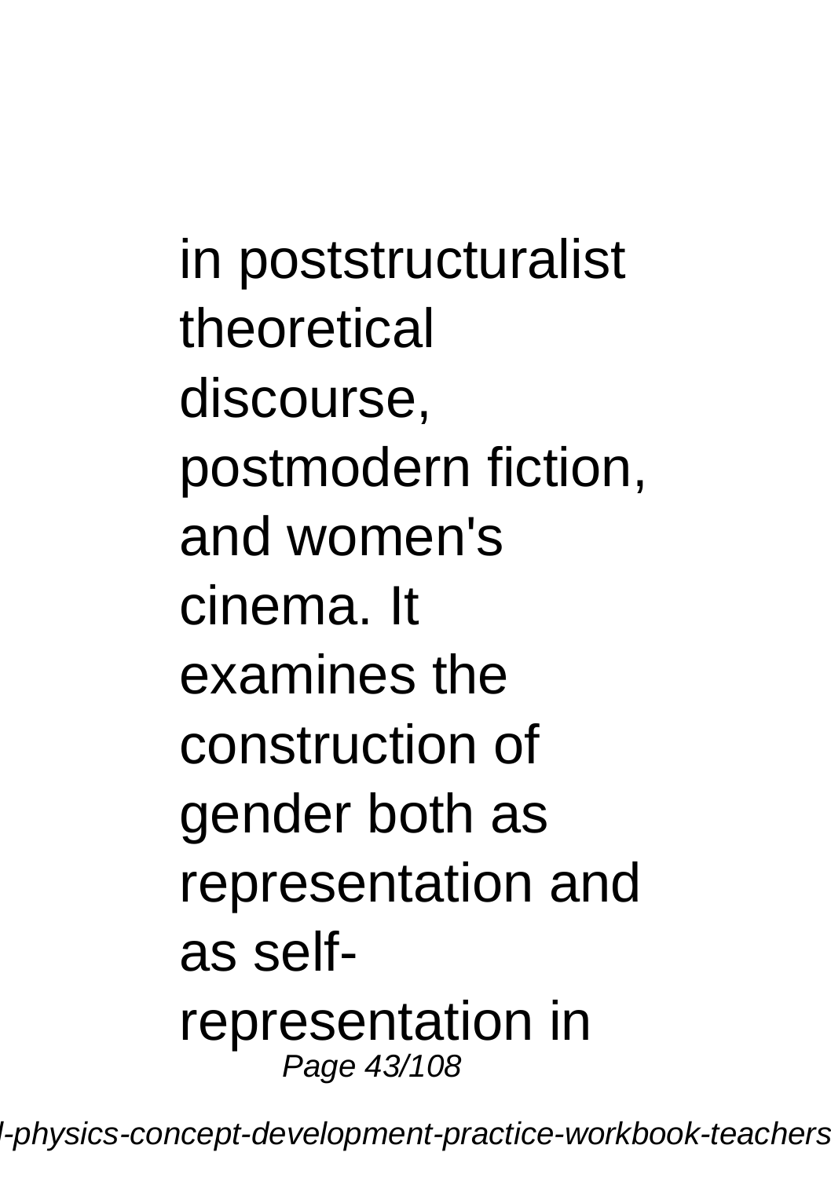in poststructuralist theoretical discourse, postmodern fiction, and women's cinema. It examines the construction of gender both as representation and as self-representation in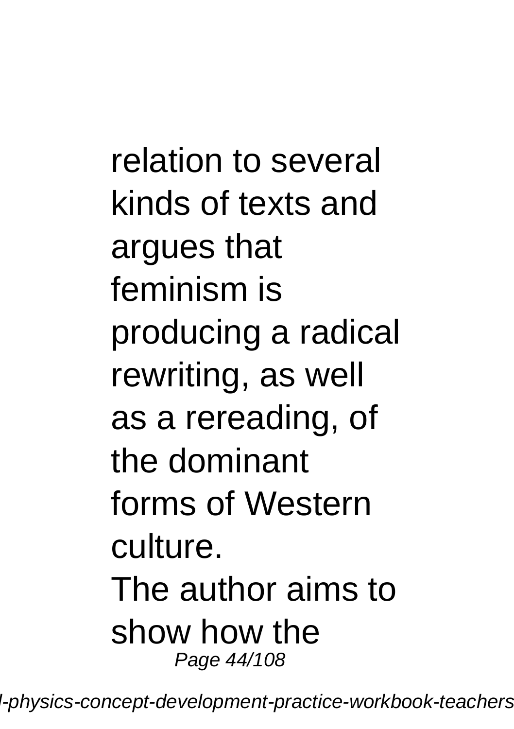relation to several kinds of texts and argues that feminism is producing a radical rewriting, as well as a rereading, of the dominant forms of Western culture.

The author aims to show how the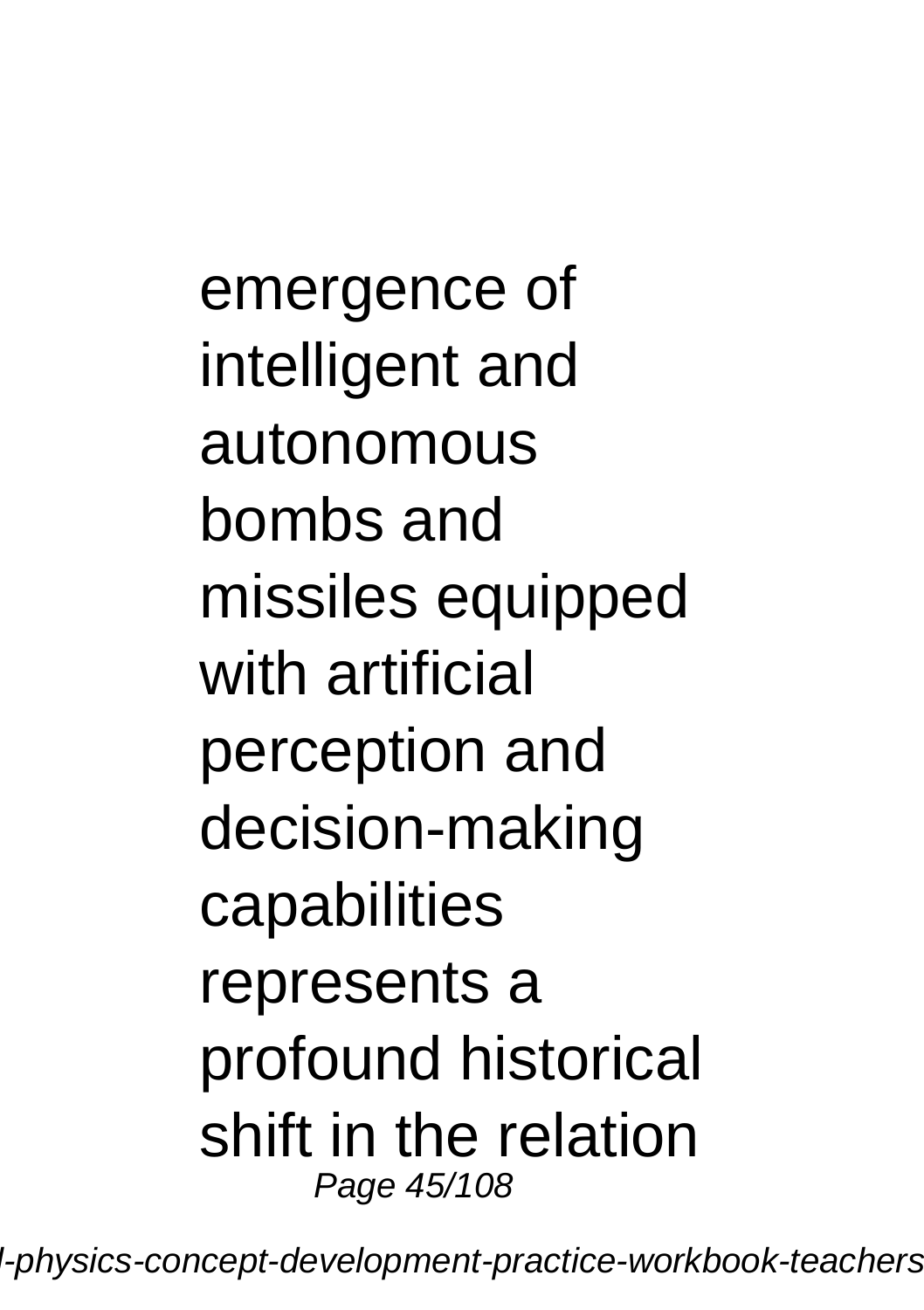emergence of intelligent and autonomous bombs and missiles equipped with artificial perception and decision-making capabilities represents a profound historical shift in the relation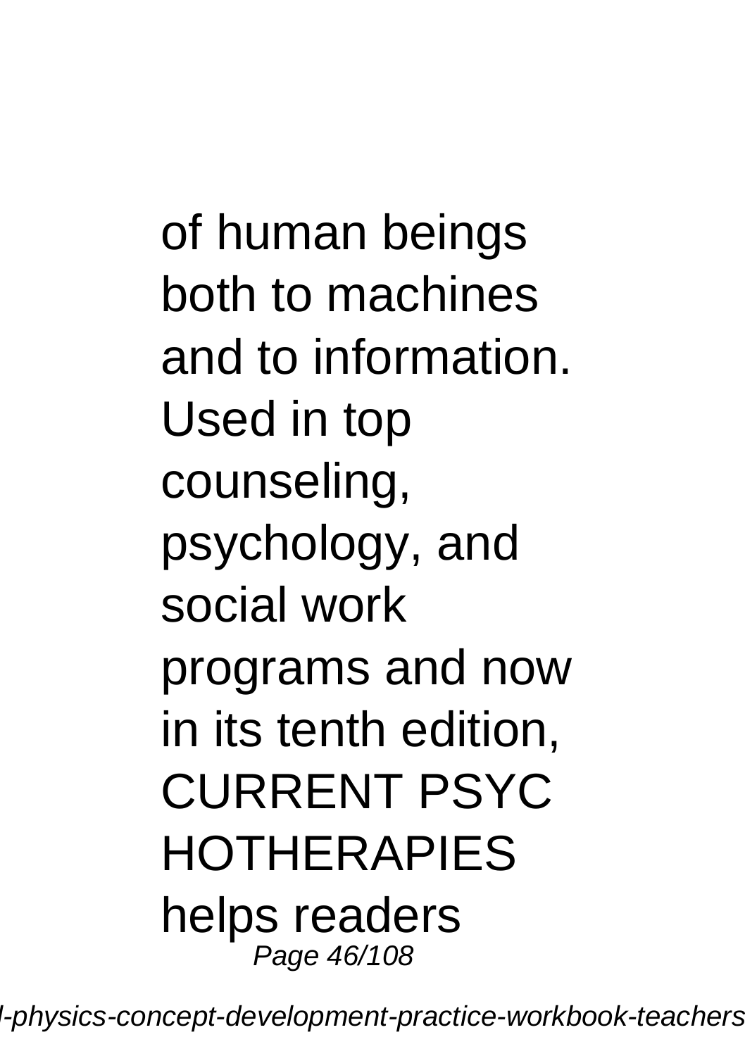of human beings both to machines and to information. Used in top counseling, psychology, and social work programs and now in its tenth edition, CURRENT PSYC HOTHERAPIES helps readers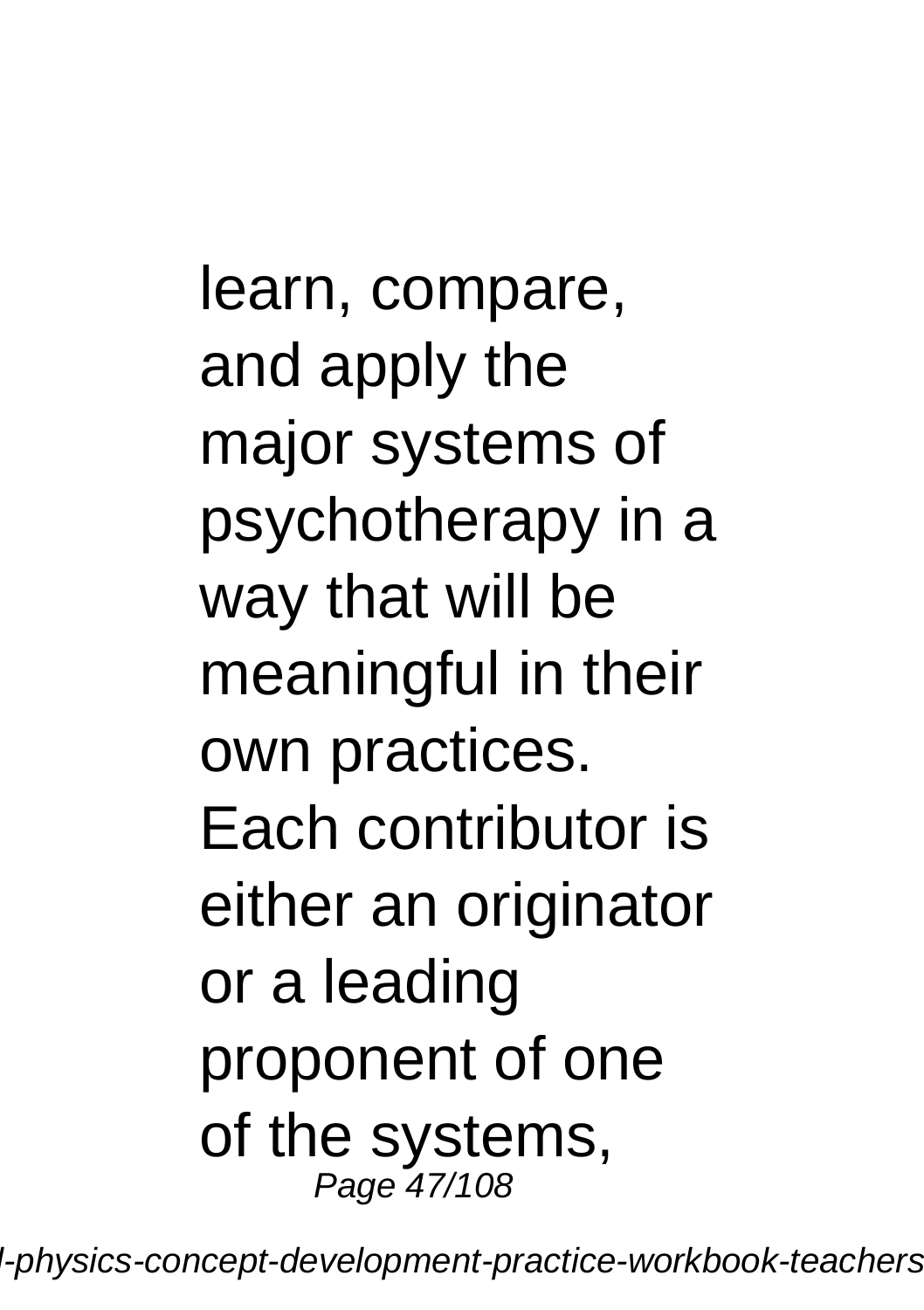learn, compare, and apply the major systems of psychotherapy in a way that will be meaningful in their own practices. Each contributor is either an originator or a leading proponent of one of the systems,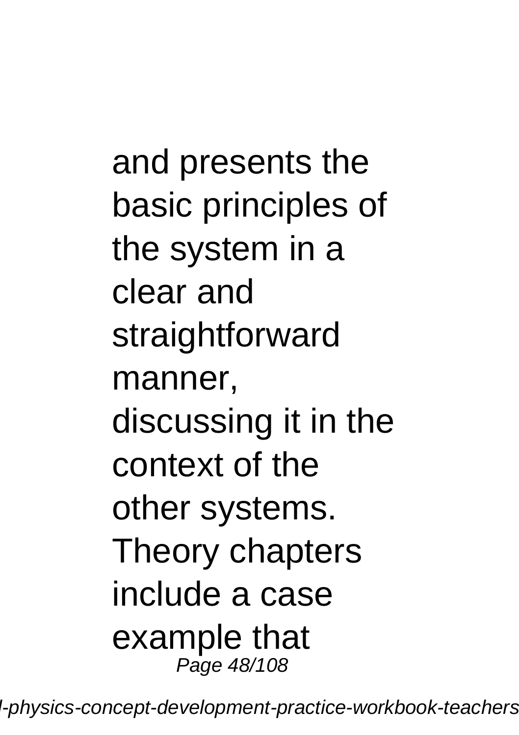and presents the basic principles of the system in a clear and straightforward manner, discussing it in the context of the other systems. Theory chapters include a case example that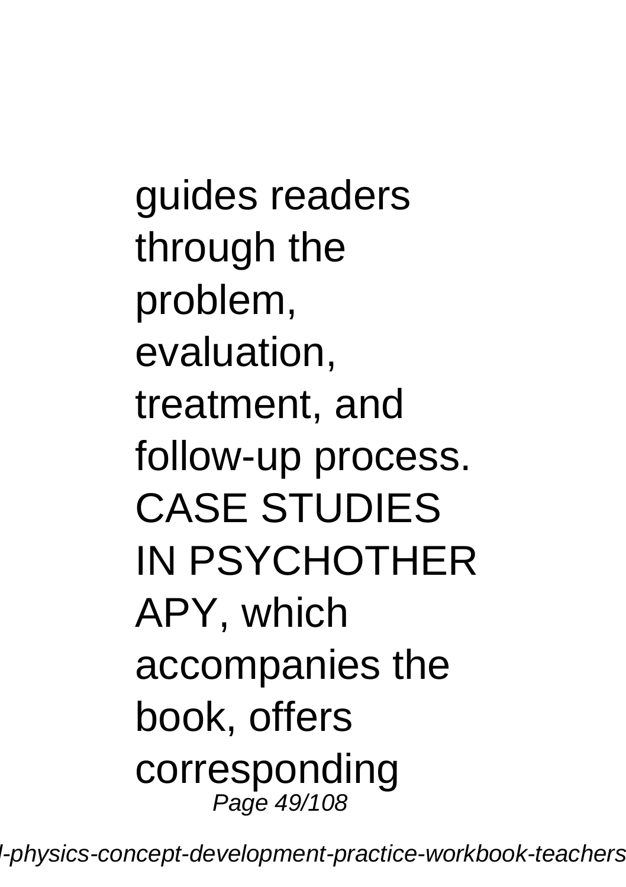guides readers through the problem, evaluation, treatment, and follow-up process. CASE STUDIES IN PSYCHOTHERAPY, which accompanies the book, offers corresponding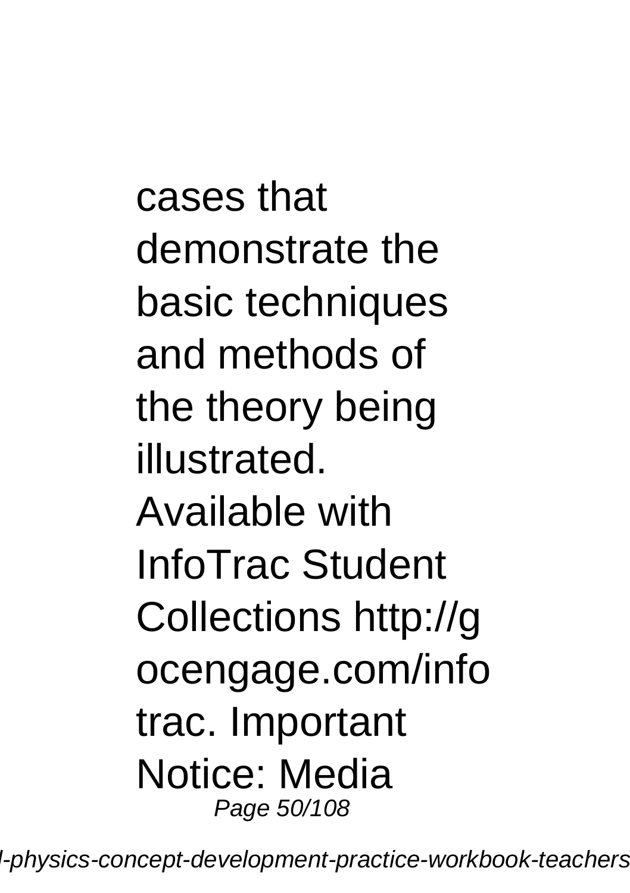cases that demonstrate the basic techniques and methods of the theory being illustrated. Available with InfoTrac Student Collections http://gocengage.com/infotrac. Important Notice: Media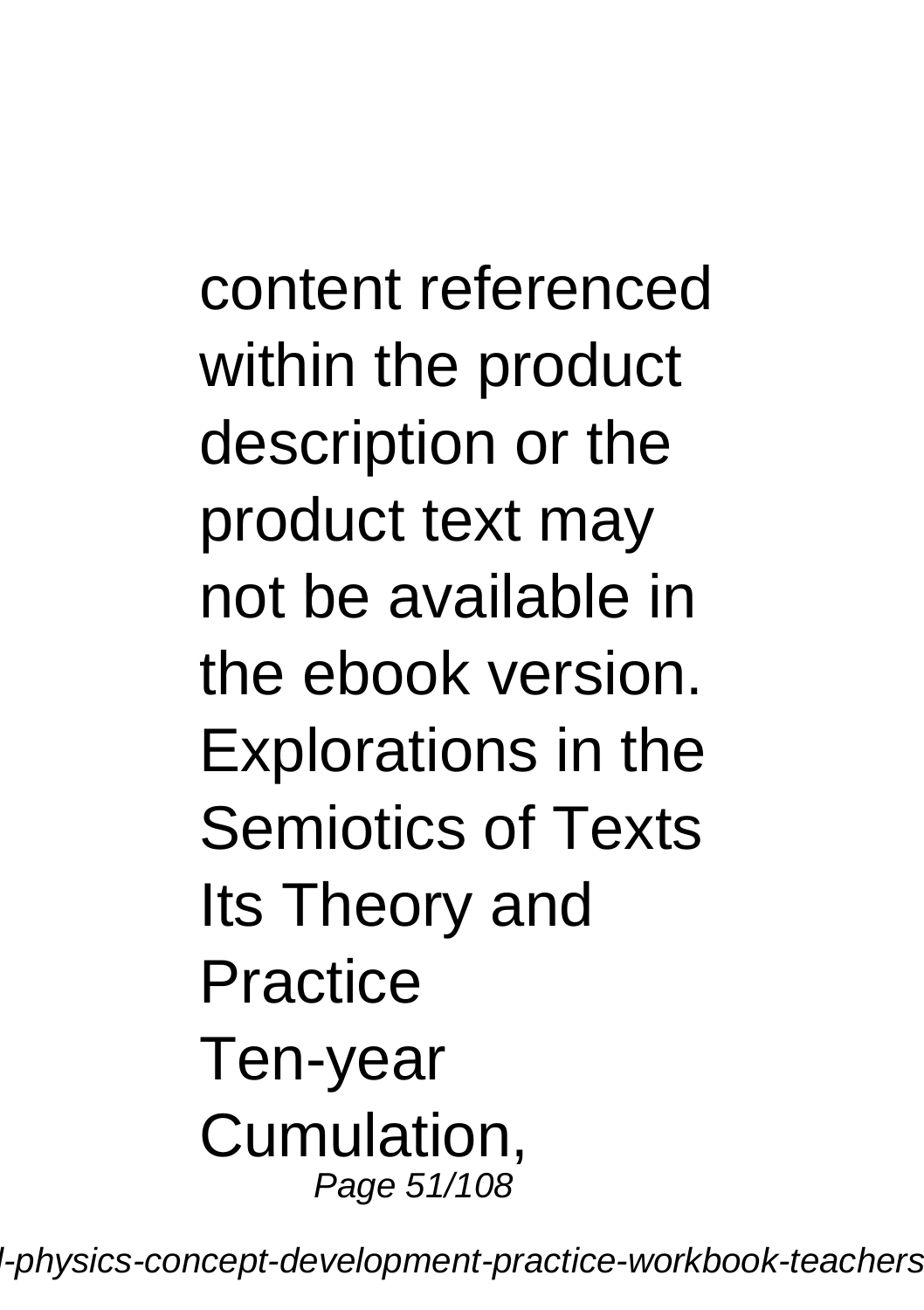content referenced within the product description or the product text may not be available in the ebook version.

Explorations in the Semiotics of Texts

Its Theory and Practice

Ten-year Cumulation,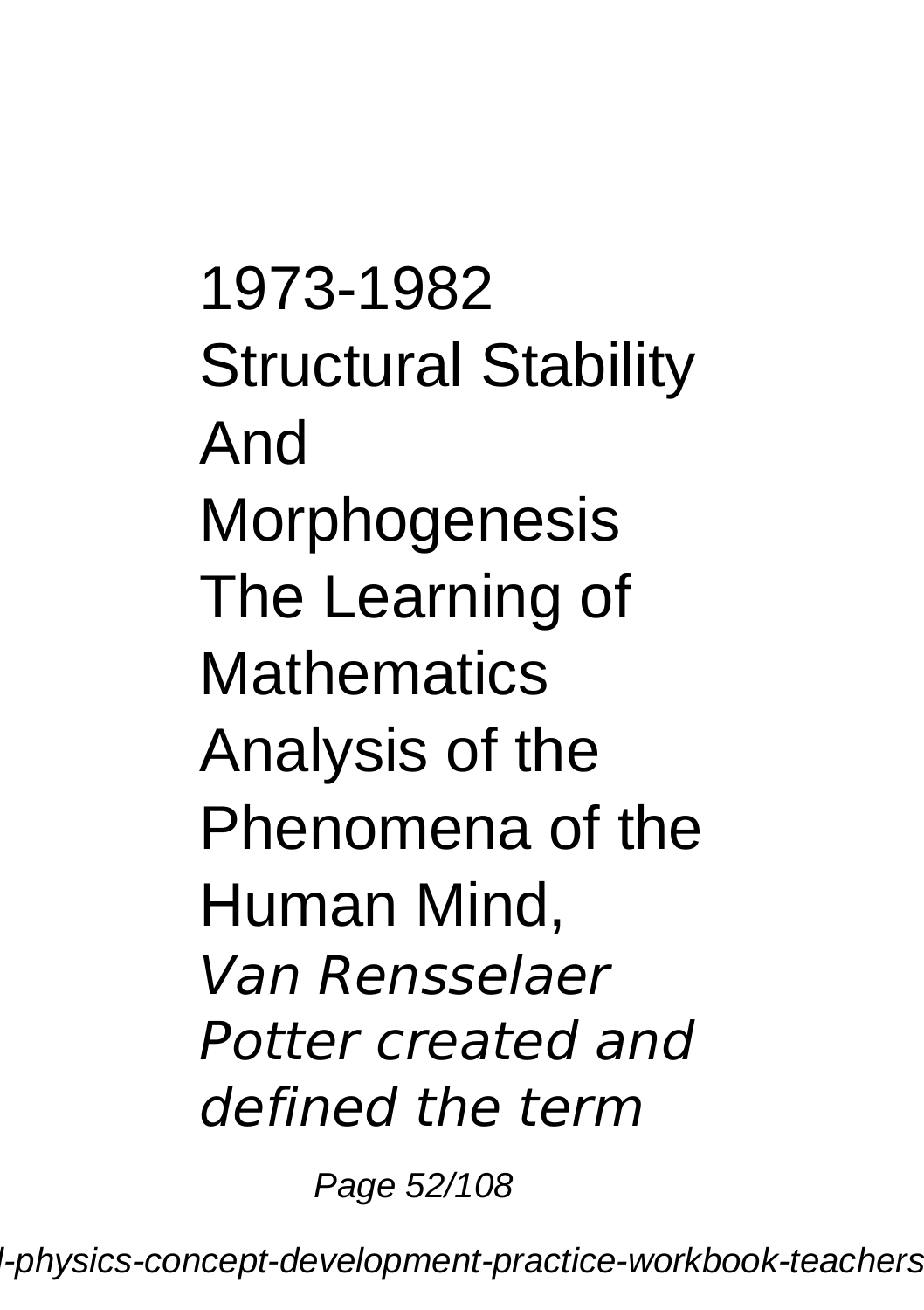1973-1982
Structural Stability And
Morphogenesis
The Learning of Mathematics
Analysis of the Phenomena of the Human Mind,
*Van Rensselaer Potter created and defined the term*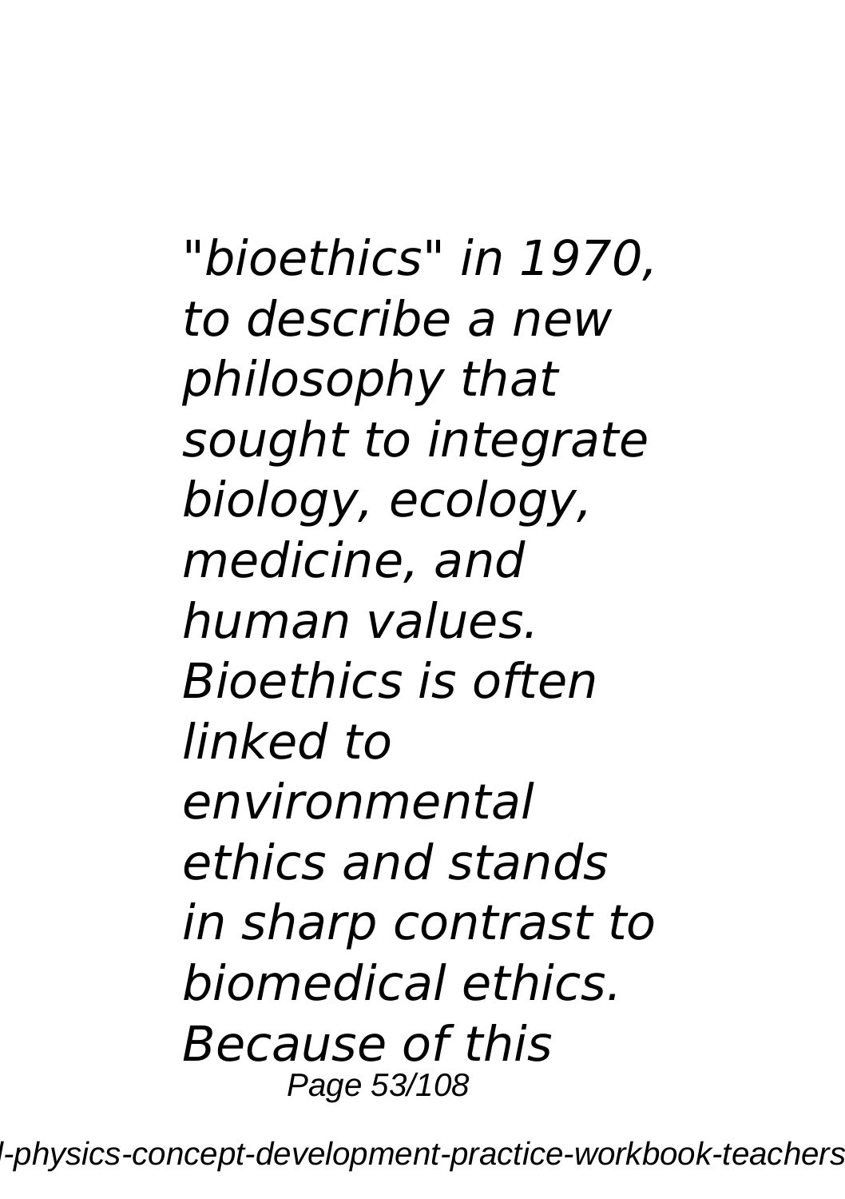*"bioethics" in 1970, to describe a new philosophy that sought to integrate biology, ecology, medicine, and human values. Bioethics is often linked to environmental ethics and stands in sharp contrast to biomedical ethics. Because of this*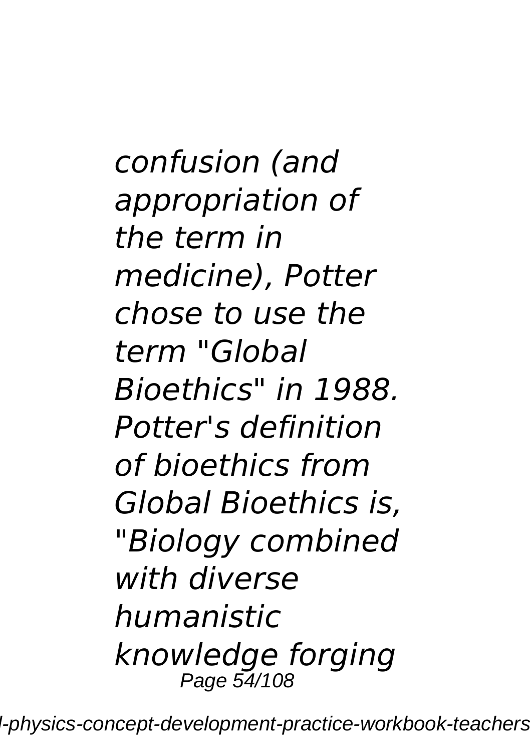*confusion (and appropriation of the term in medicine), Potter chose to use the term "Global Bioethics" in 1988. Potter's definition of bioethics from Global Bioethics is, "Biology combined with diverse humanistic knowledge forging*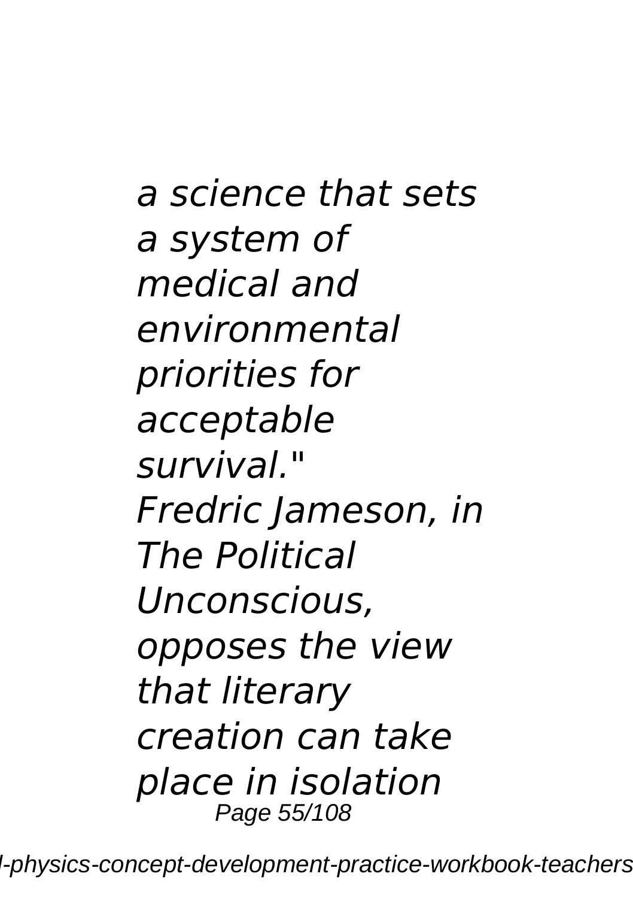*a science that sets a system of medical and environmental priorities for acceptable survival." Fredric Jameson, in The Political Unconscious, opposes the view that literary creation can take place in isolation*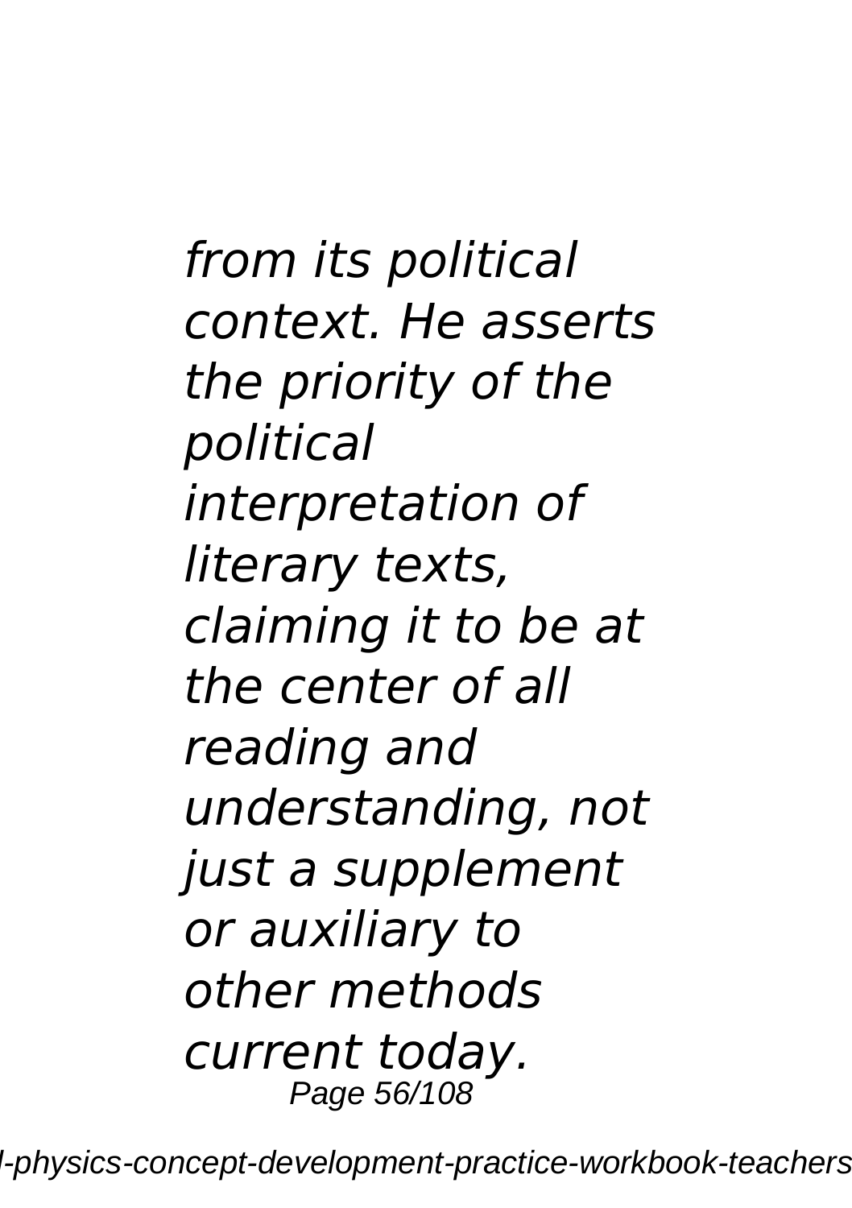*from its political context. He asserts the priority of the political interpretation of literary texts, claiming it to be at the center of all reading and understanding, not just a supplement or auxiliary to other methods current today.*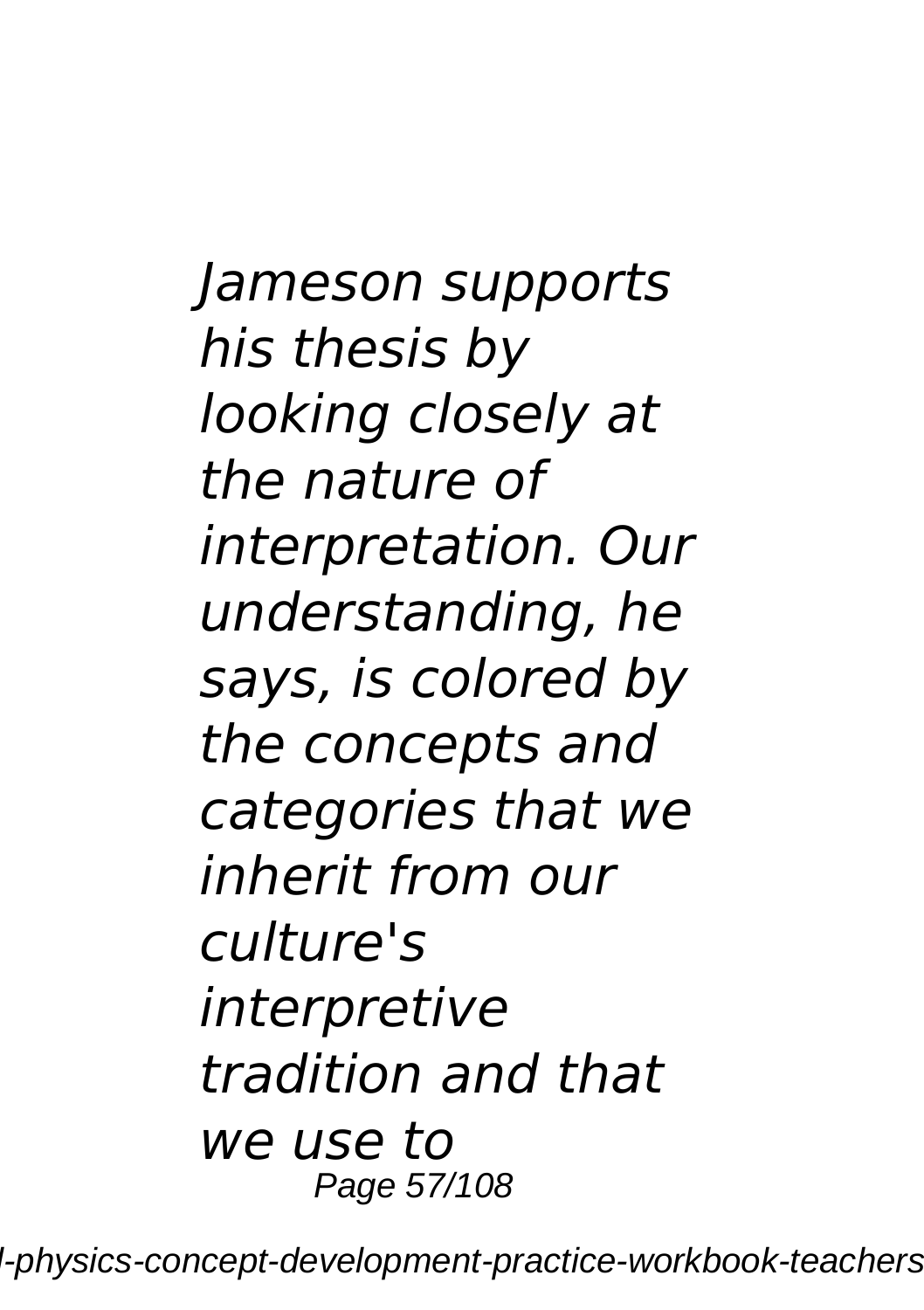*Jameson supports his thesis by looking closely at the nature of interpretation. Our understanding, he says, is colored by the concepts and categories that we inherit from our culture's interpretive tradition and that we use to*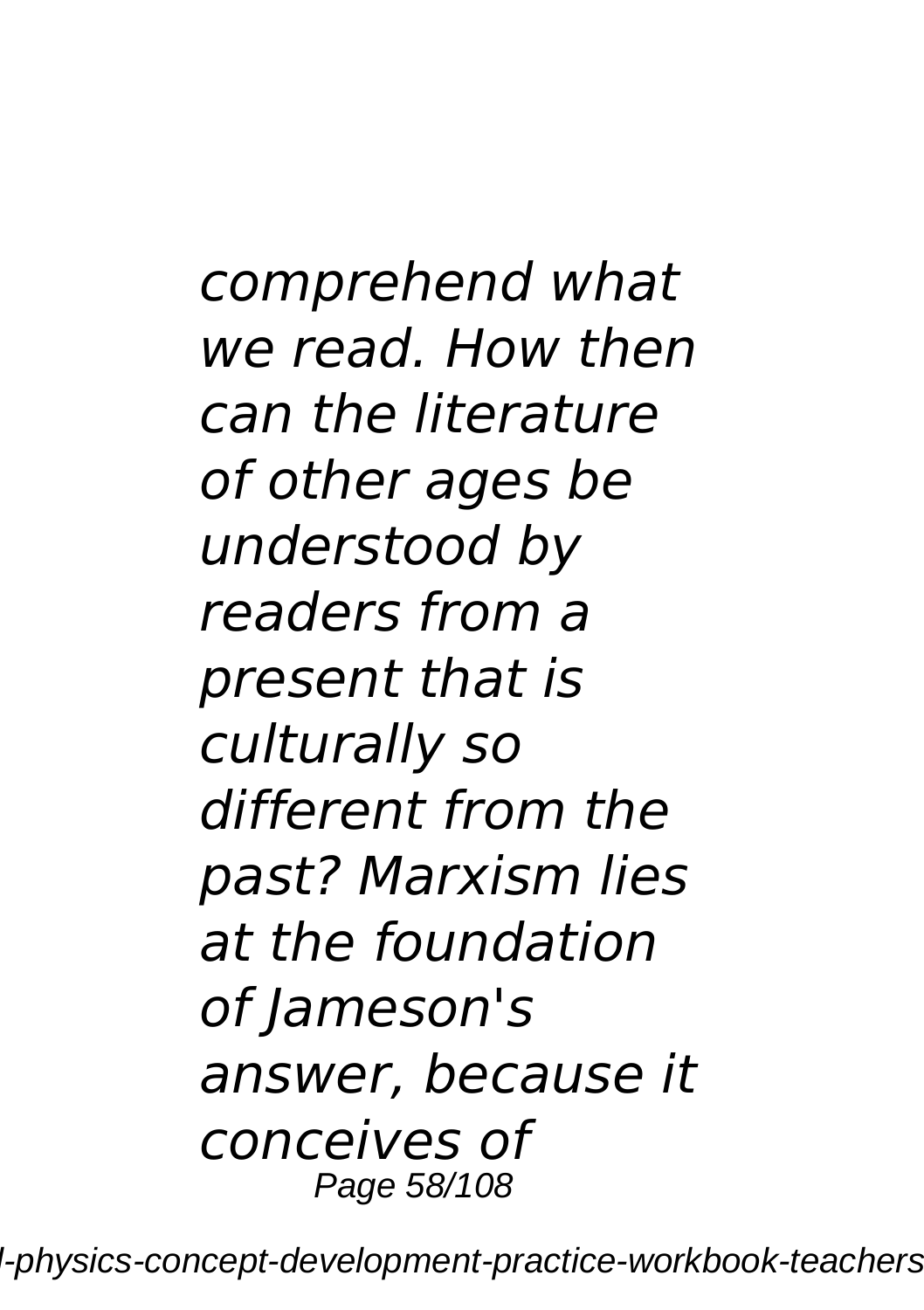*comprehend what we read. How then can the literature of other ages be understood by readers from a present that is culturally so different from the past? Marxism lies at the foundation of Jameson's answer, because it conceives of*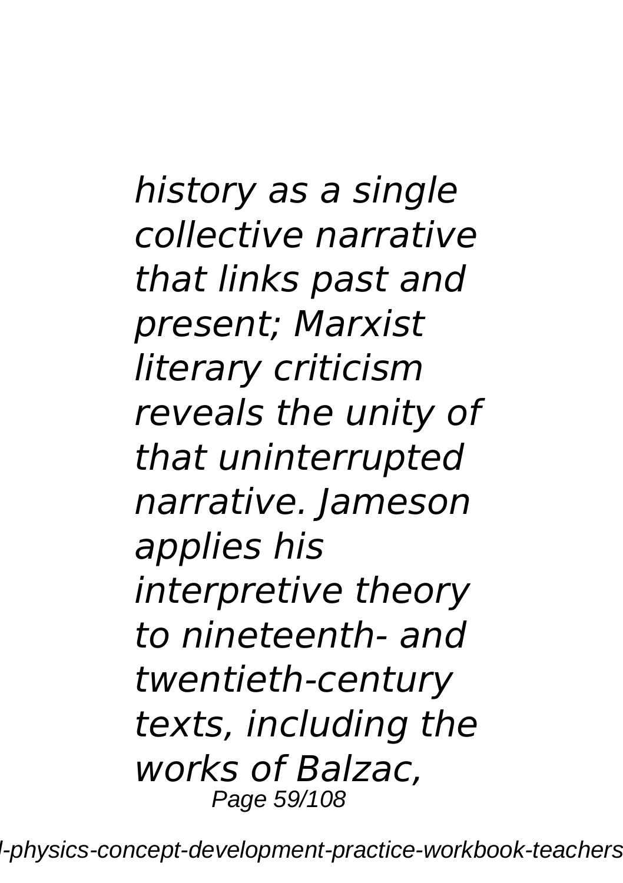*history as a single collective narrative that links past and present; Marxist literary criticism reveals the unity of that uninterrupted narrative. Jameson applies his interpretive theory to nineteenth- and twentieth-century texts, including the works of Balzac,*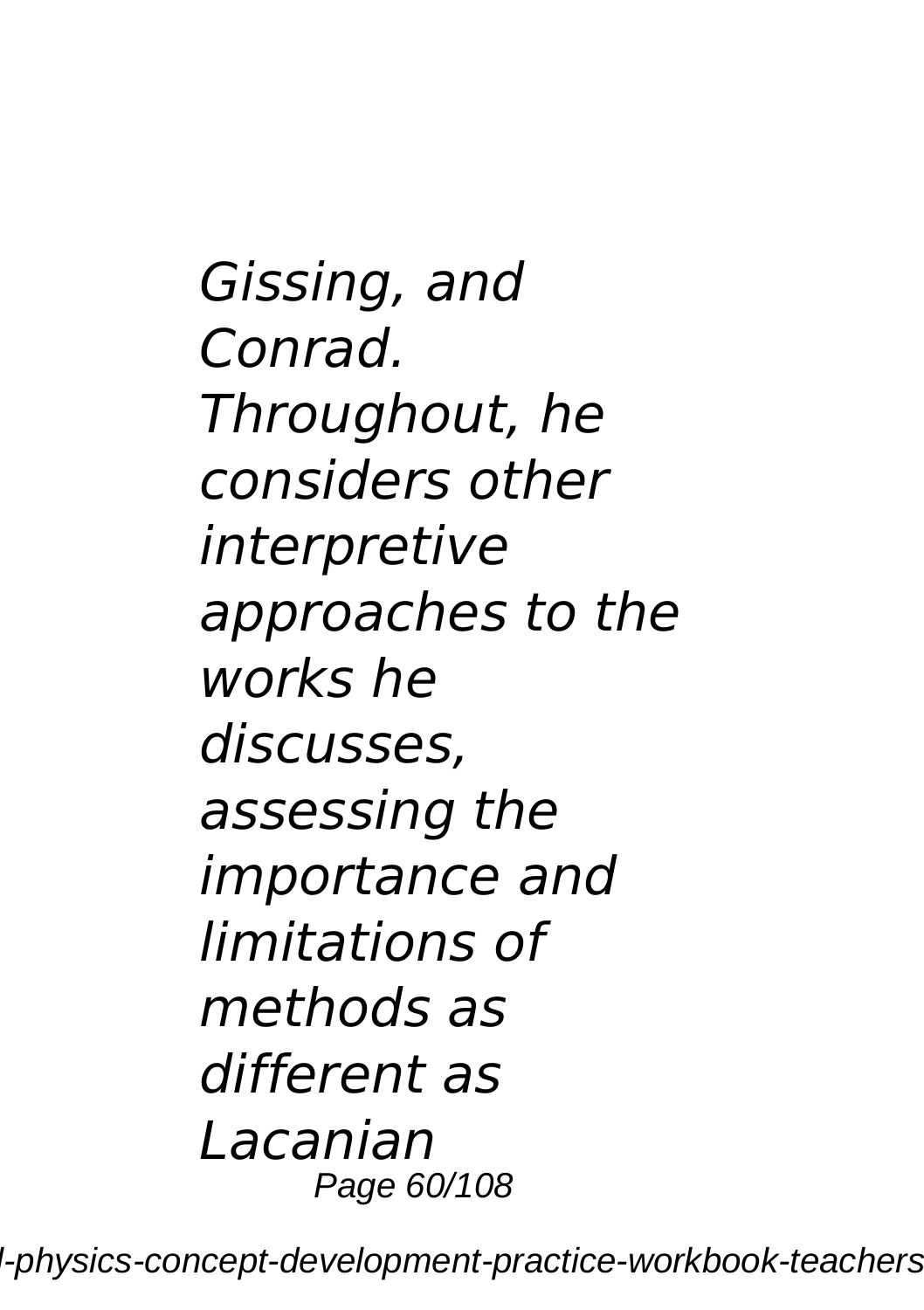*Gissing, and Conrad. Throughout, he considers other interpretive approaches to the works he discusses, assessing the importance and limitations of methods as different as Lacanian*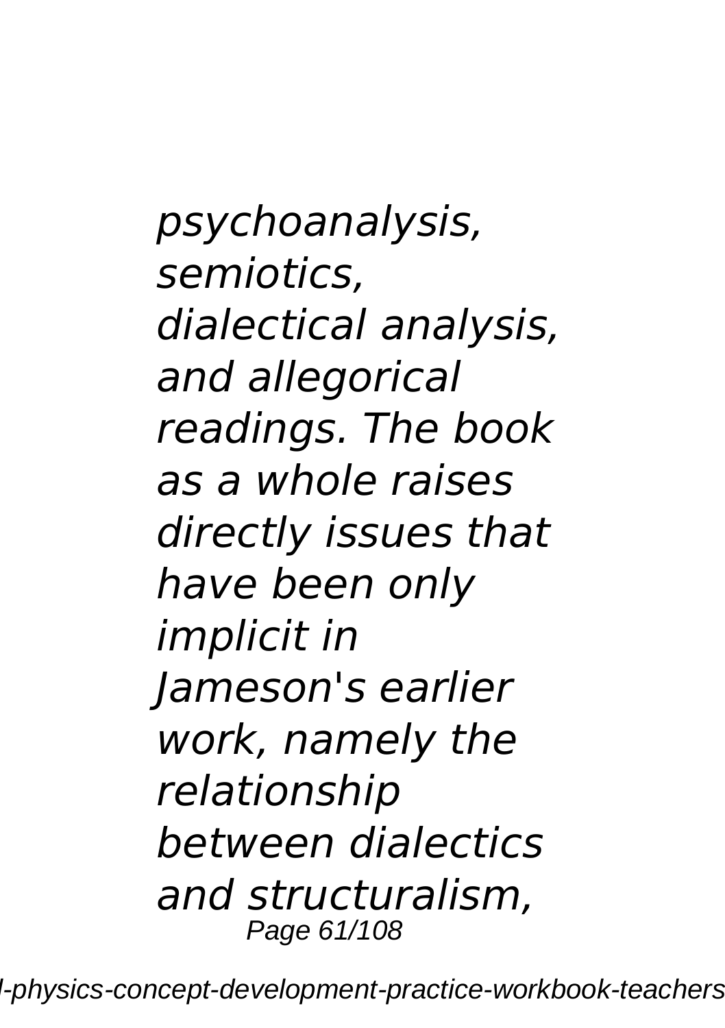*psychoanalysis, semiotics, dialectical analysis, and allegorical readings. The book as a whole raises directly issues that have been only implicit in Jameson's earlier work, namely the relationship between dialectics and structuralism,*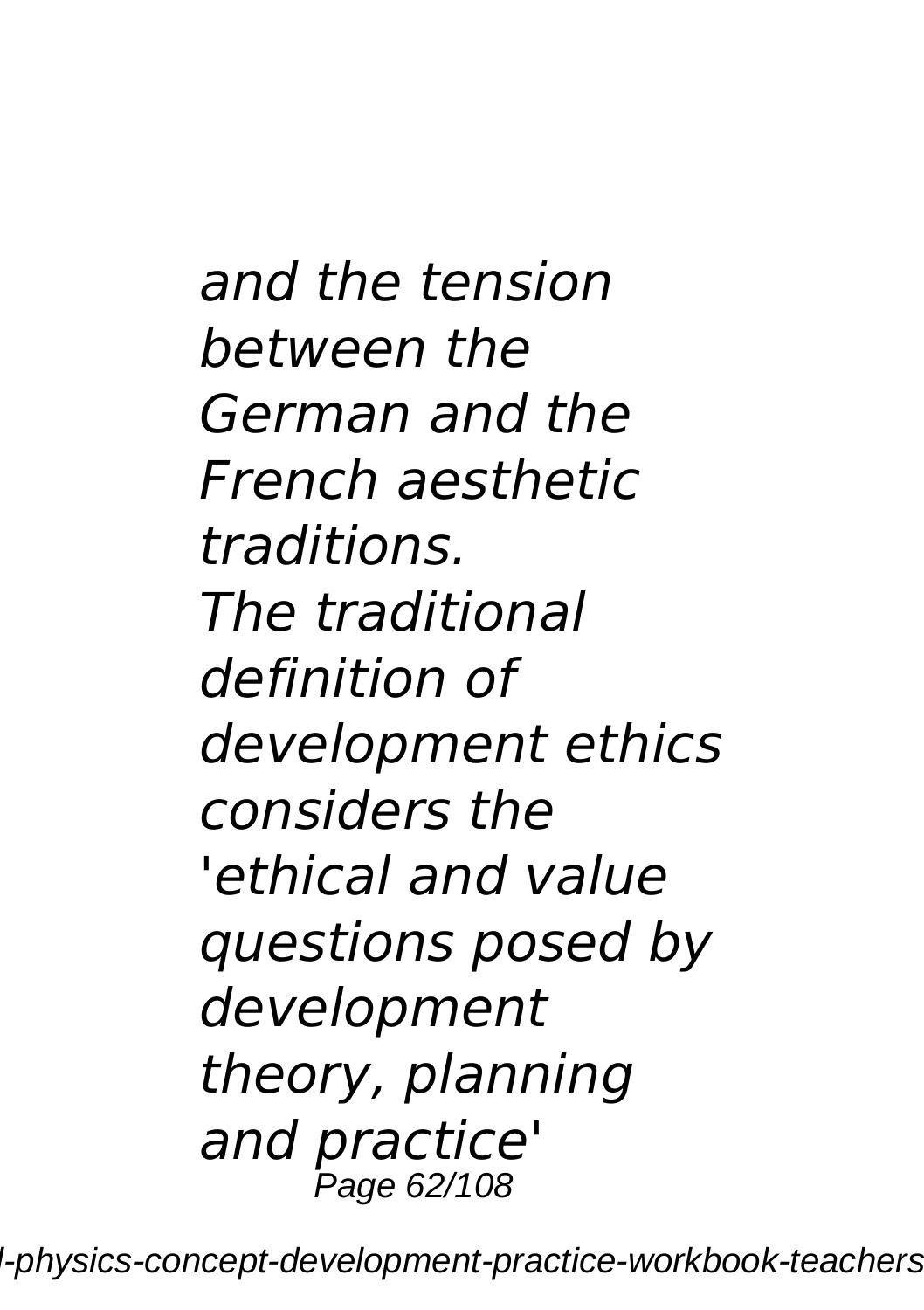*and the tension between the German and the French aesthetic traditions.*

*The traditional definition of development ethics considers the 'ethical and value questions posed by development theory, planning and practice'*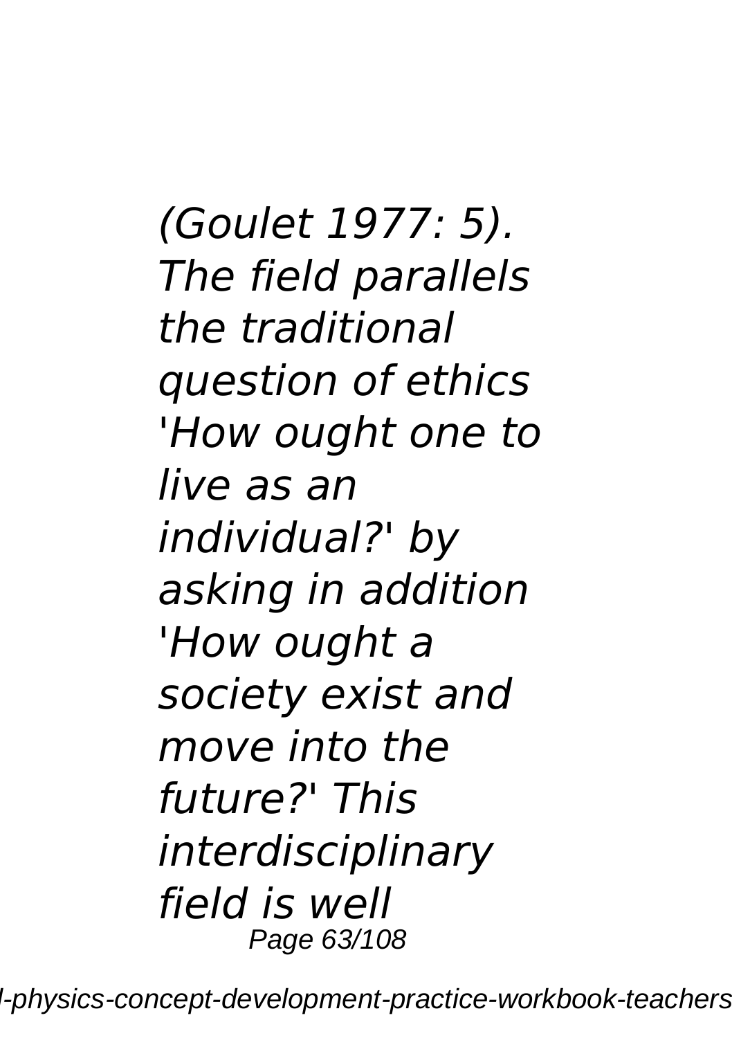*(Goulet 1977: 5). The field parallels the traditional question of ethics 'How ought one to live as an individual?' by asking in addition 'How ought a society exist and move into the future?' This interdisciplinary field is well*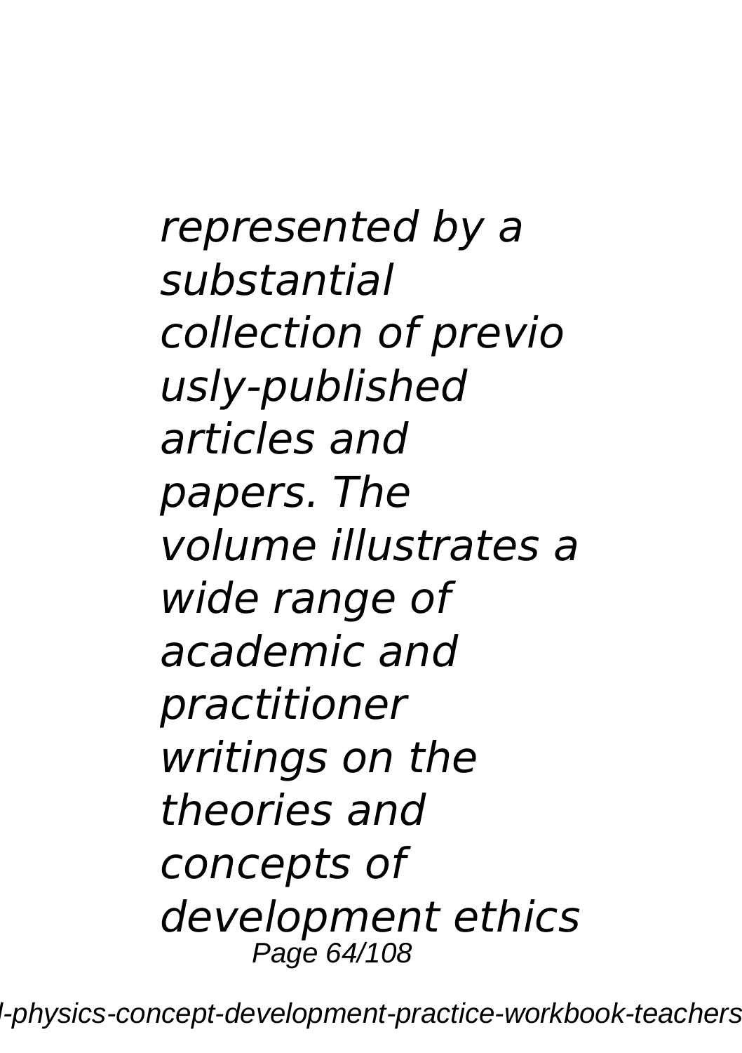*represented by a substantial collection of previously-published articles and papers. The volume illustrates a wide range of academic and practitioner writings on the theories and concepts of development ethics*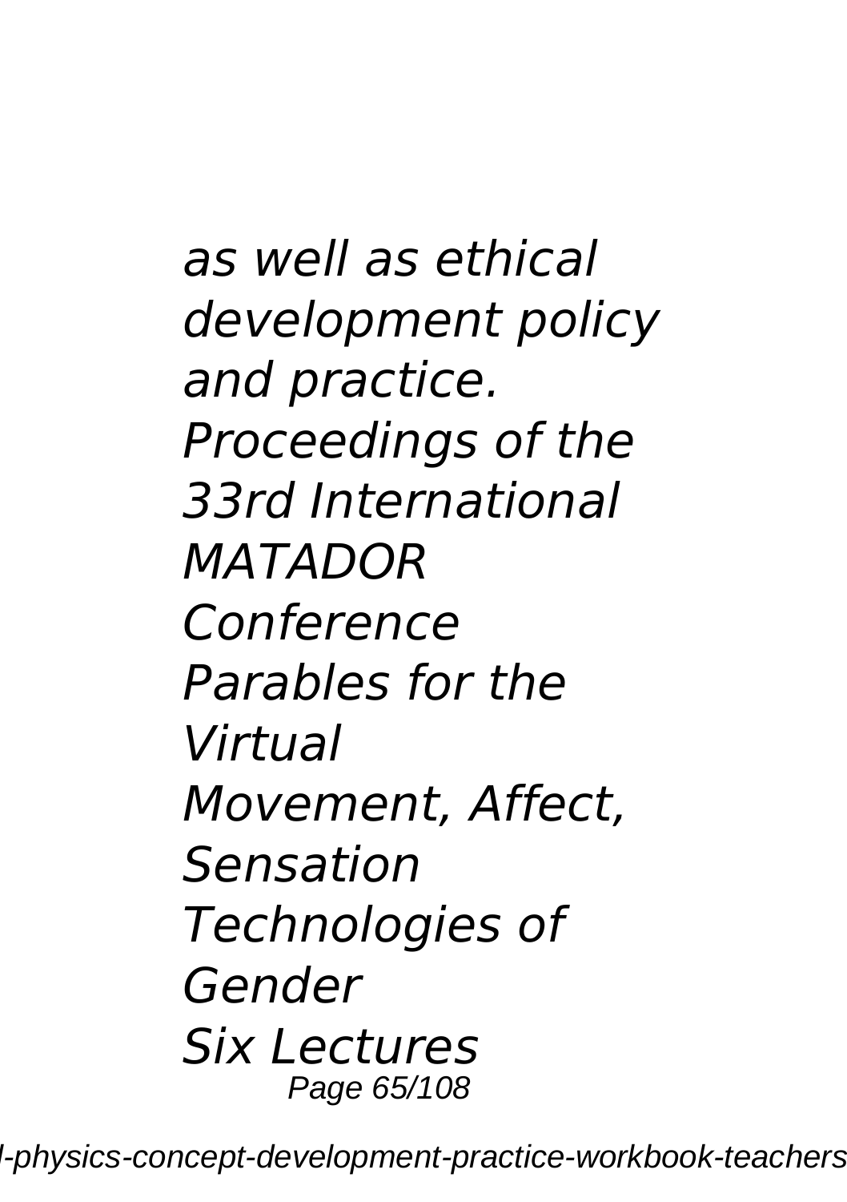*as well as ethical development policy and practice.*

*Proceedings of the 33rd International MATADOR Conference*

*Parables for the Virtual*

*Movement, Affect, Sensation*

*Technologies of Gender*

*Six Lectures*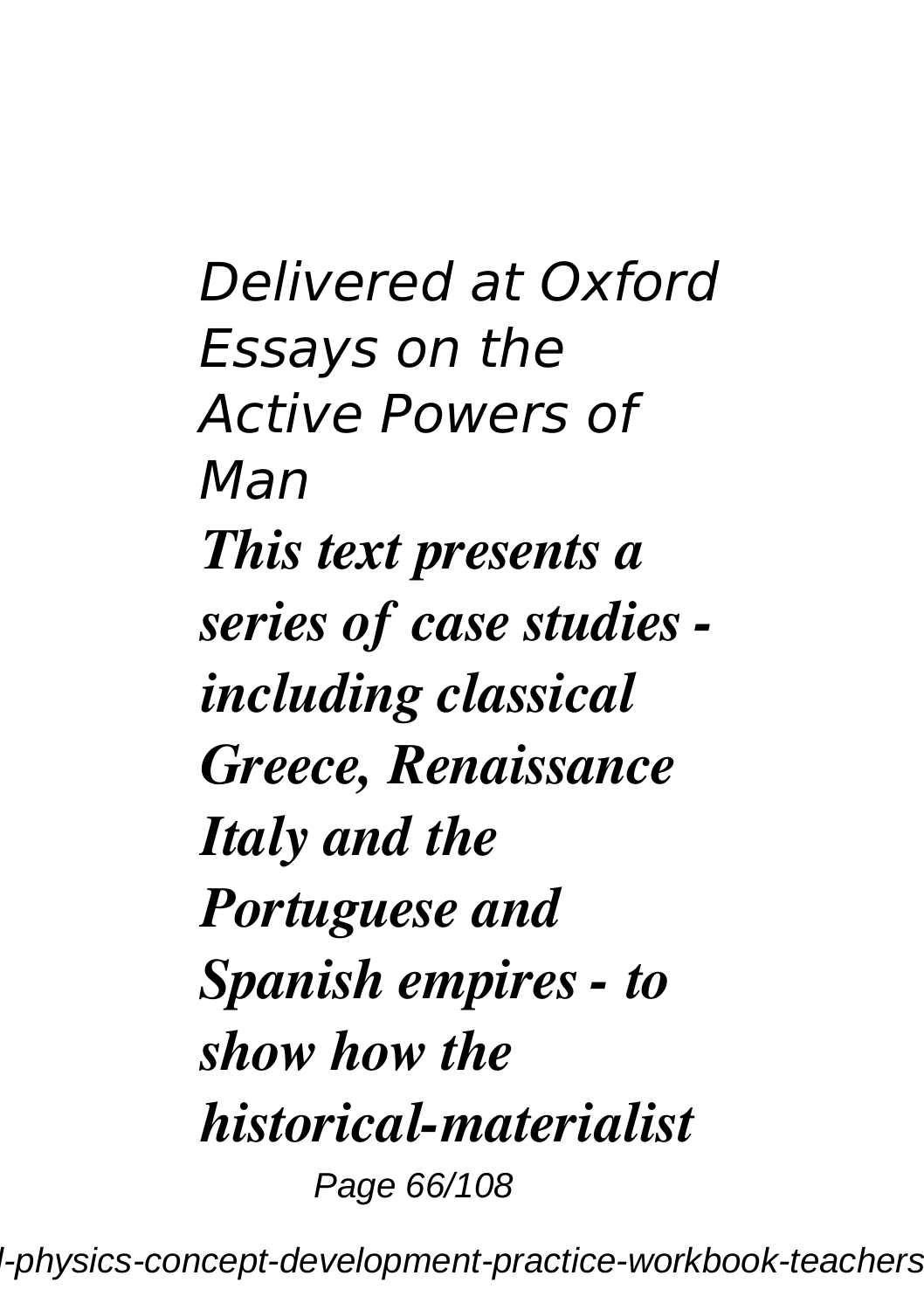*Delivered at Oxford Essays on the Active Powers of Man*

***This text presents a series of case studies - including classical Greece, Renaissance Italy and the Portuguese and Spanish empires - to show how the historical-materialist***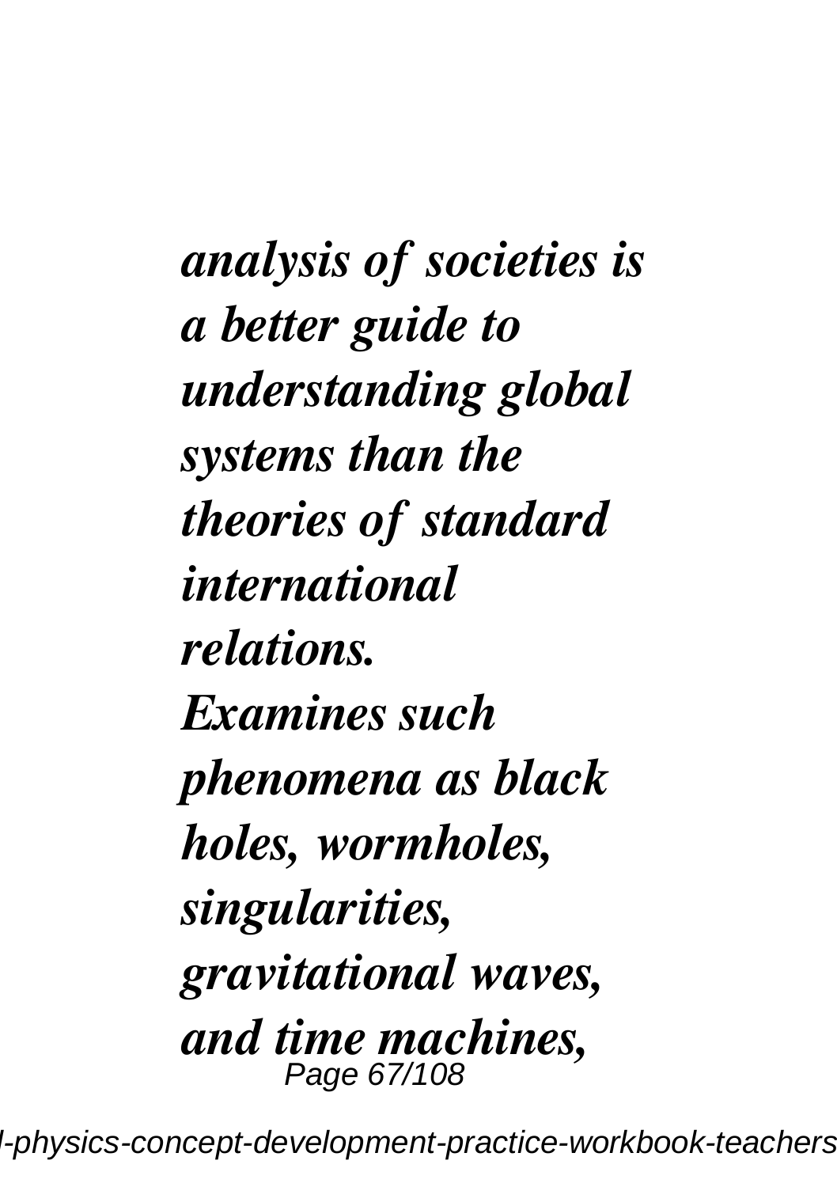*analysis of societies is a better guide to understanding global systems than the theories of standard international relations.*

*Examines such phenomena as black holes, wormholes, singularities, gravitational waves, and time machines,*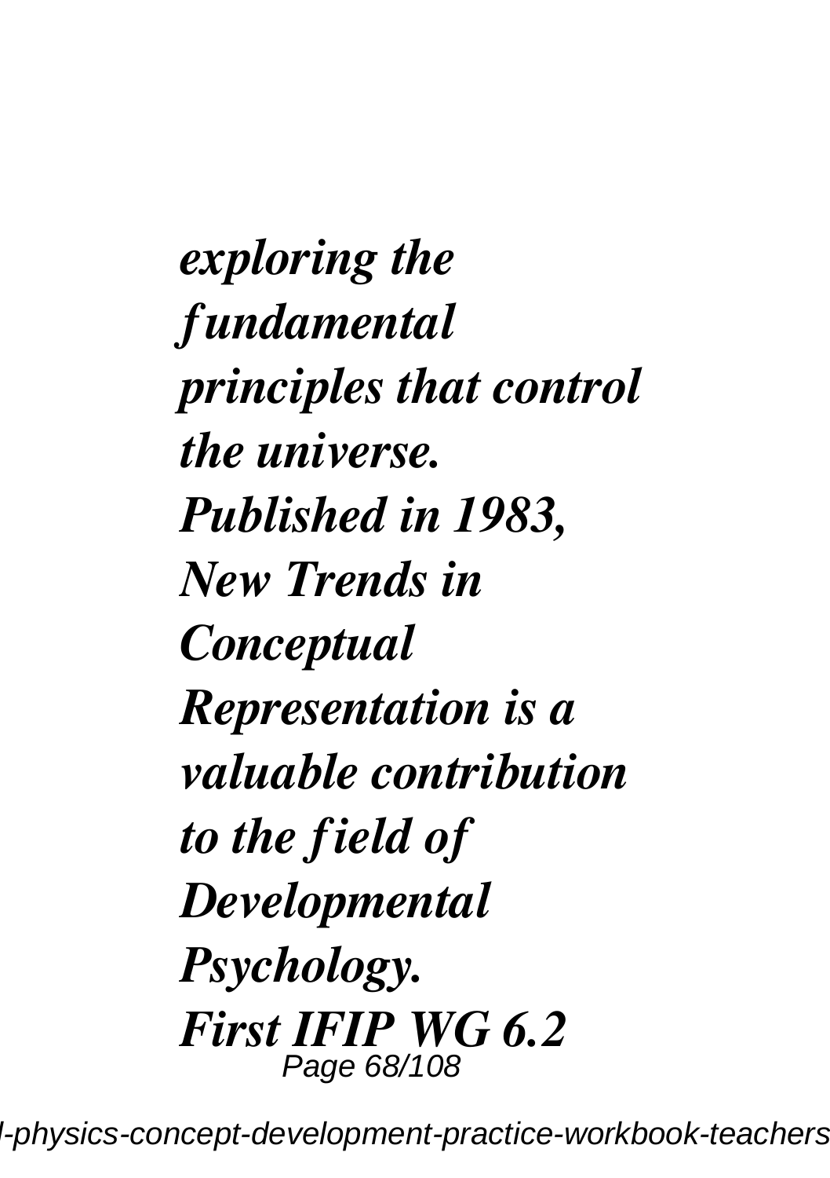*exploring the fundamental principles that control the universe.*

***Published in 1983, New Trends in Conceptual Representation is a valuable contribution to the field of Developmental Psychology.***

***First IFIP WG 6.2***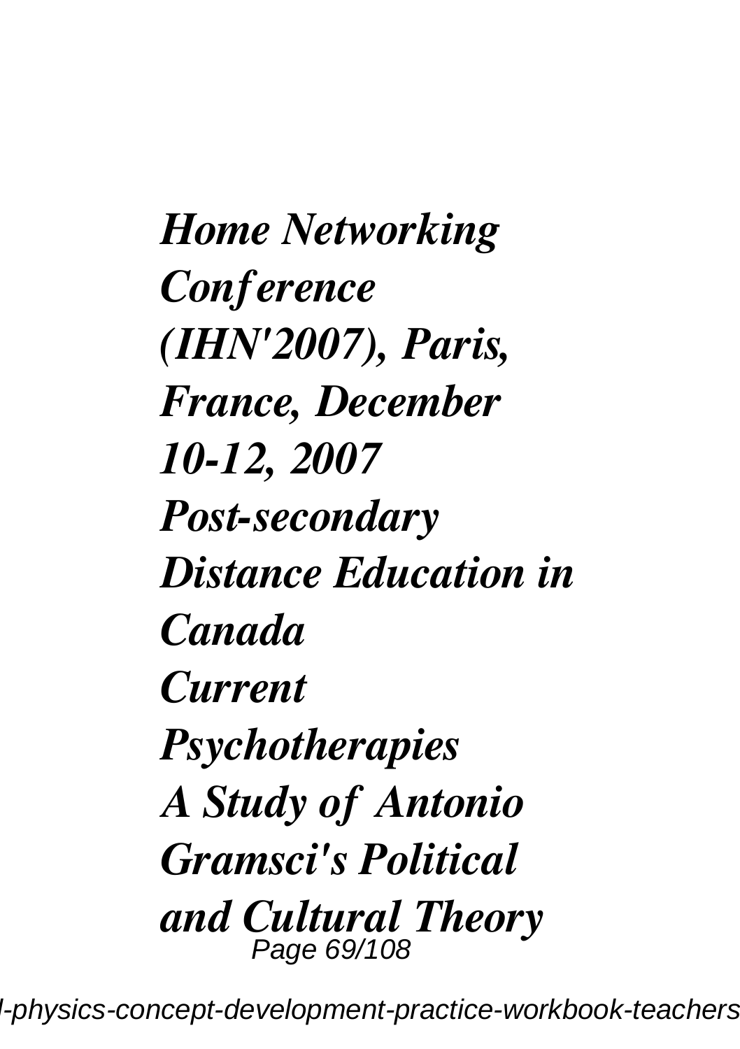*Home Networking Conference (IHN'2007), Paris, France, December 10-12, 2007*
*Post-secondary Distance Education in Canada*
*Current Psychotherapies*
*A Study of Antonio Gramsci's Political and Cultural Theory*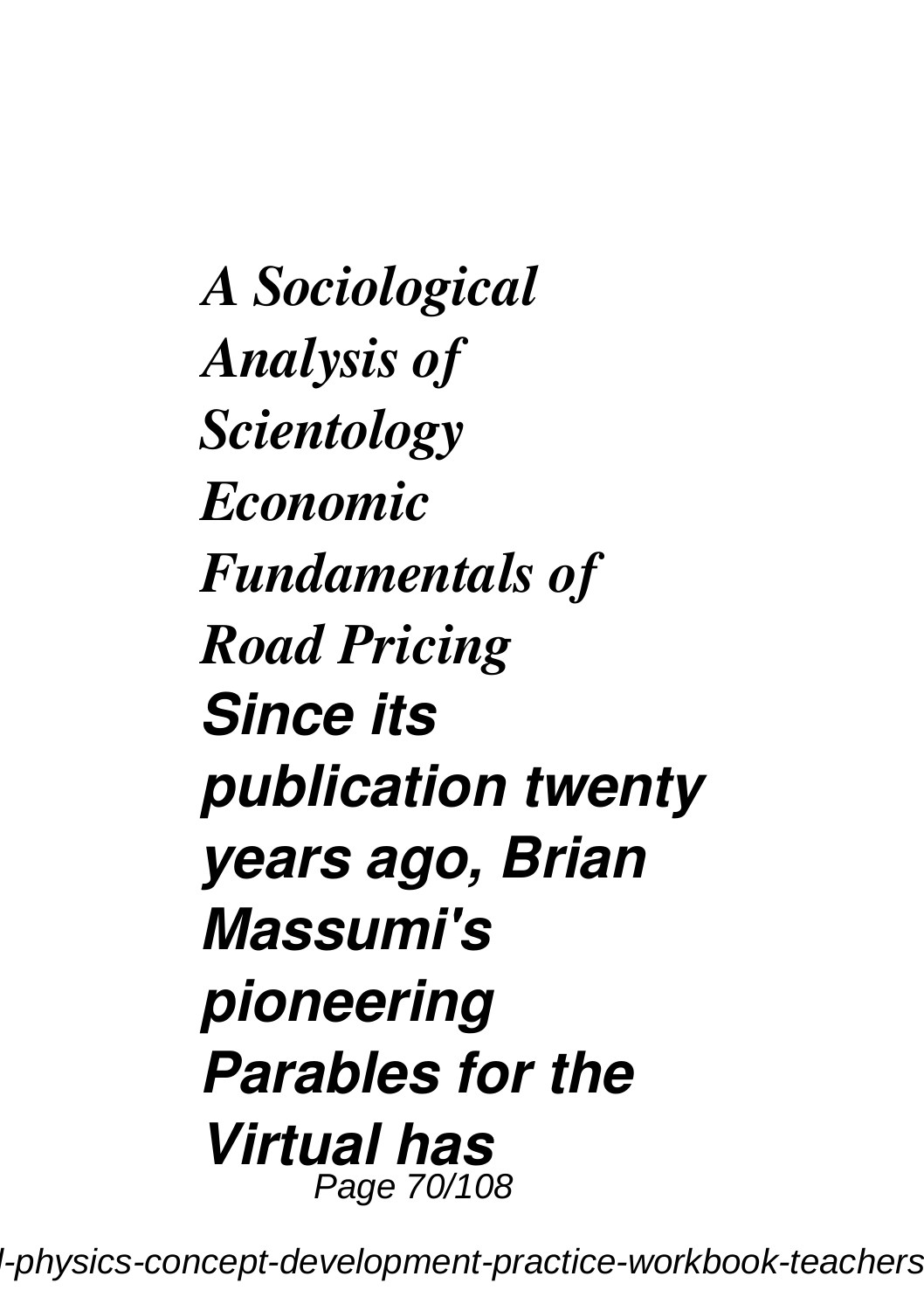*A Sociological Analysis of Scientology*
*Economic Fundamentals of Road Pricing*
***Since its publication twenty years ago, Brian Massumi's pioneering Parables for the Virtual has***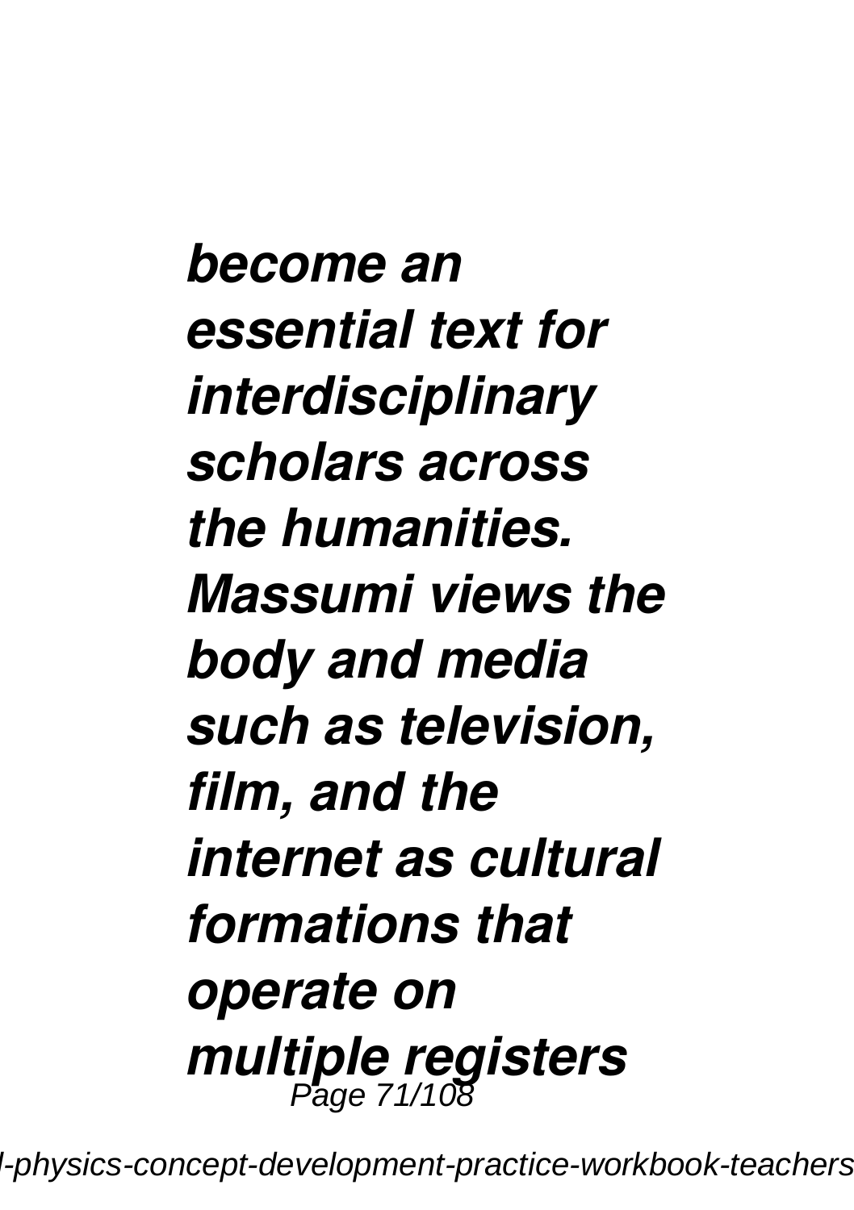*become an essential text for interdisciplinary scholars across the humanities. Massumi views the body and media such as television, film, and the internet as cultural formations that operate on multiple registers*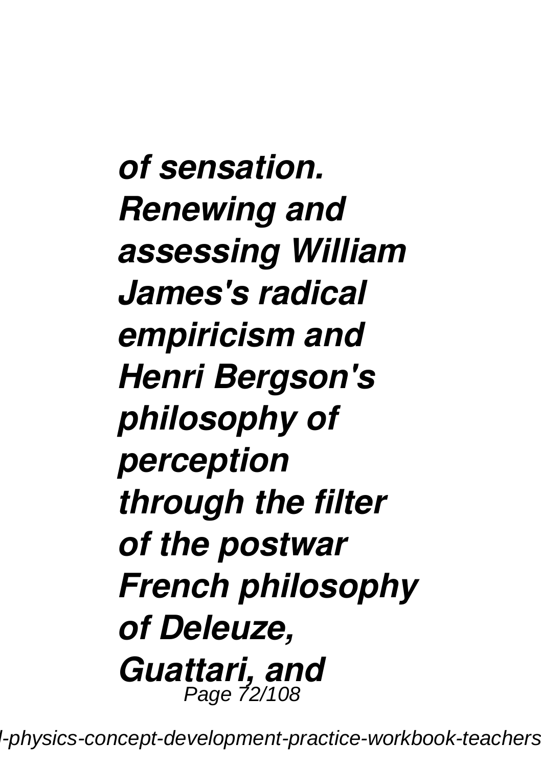*of sensation. Renewing and assessing William James's radical empiricism and Henri Bergson's philosophy of perception through the filter of the postwar French philosophy of Deleuze, Guattari, and*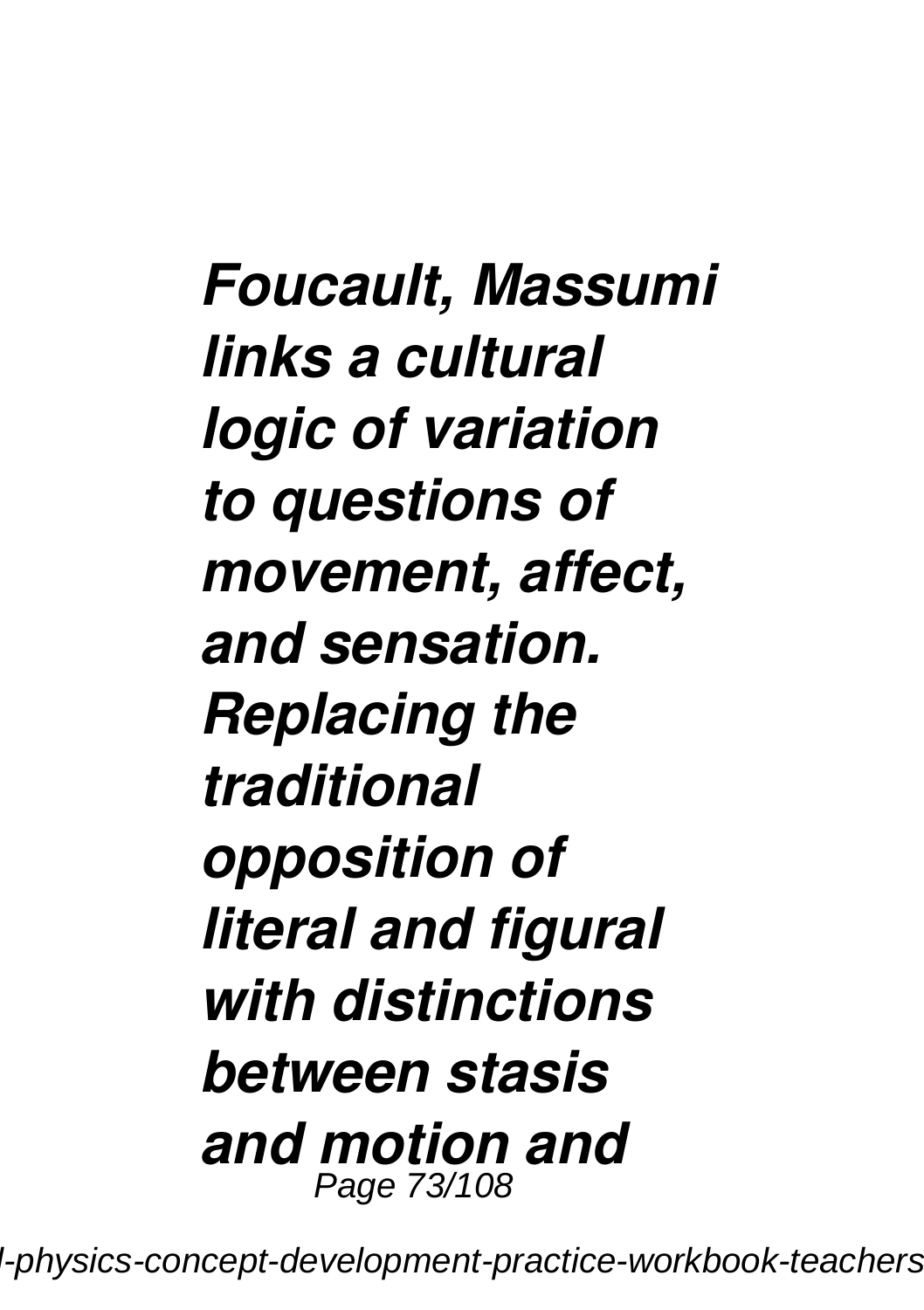*Foucault, Massumi links a cultural logic of variation to questions of movement, affect, and sensation. Replacing the traditional opposition of literal and figural with distinctions between stasis and motion and*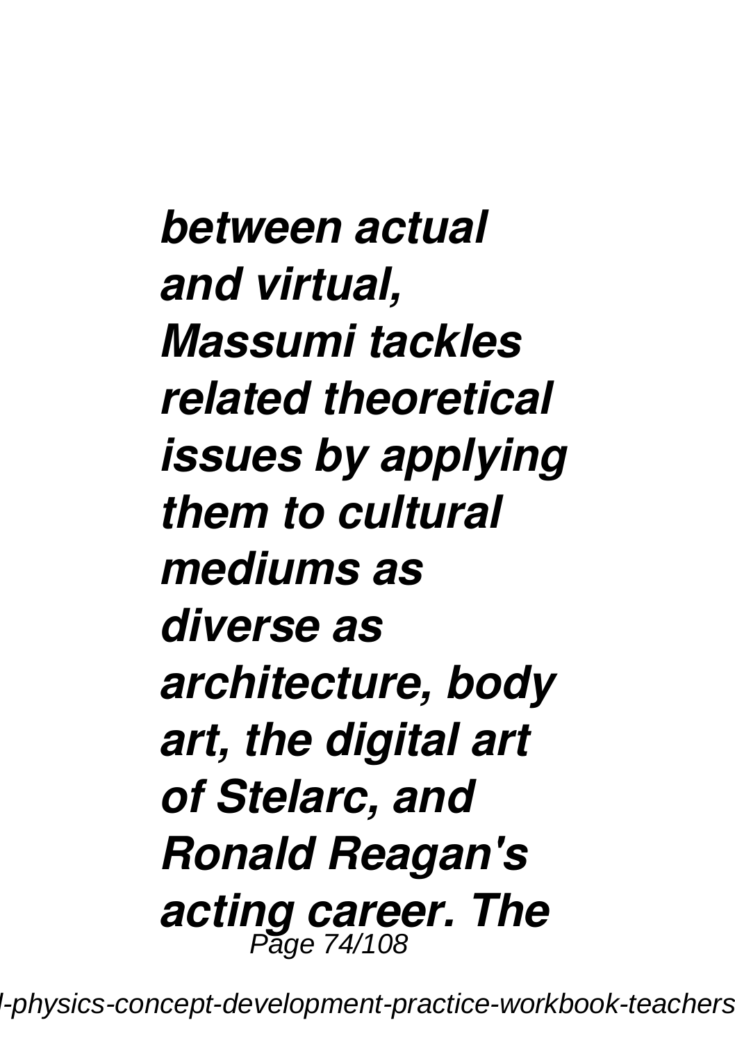*between actual and virtual, Massumi tackles related theoretical issues by applying them to cultural mediums as diverse as architecture, body art, the digital art of Stelarc, and Ronald Reagan's acting career. The*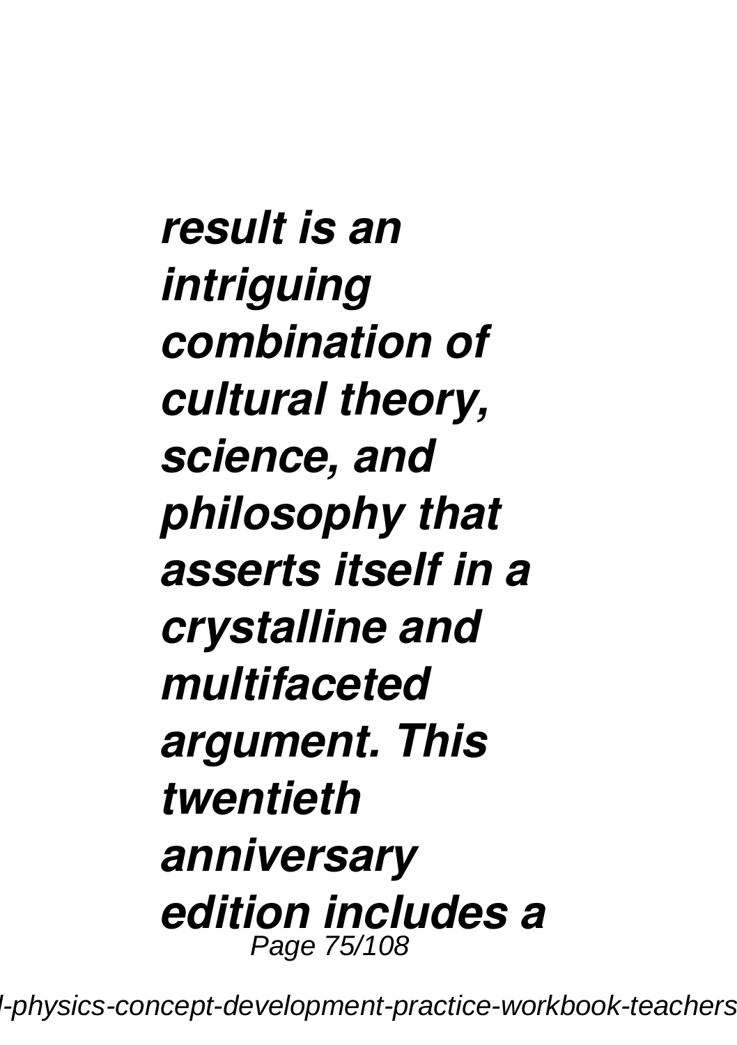***result is an intriguing combination of cultural theory, science, and philosophy that asserts itself in a crystalline and multifaceted argument. This twentieth anniversary edition includes a***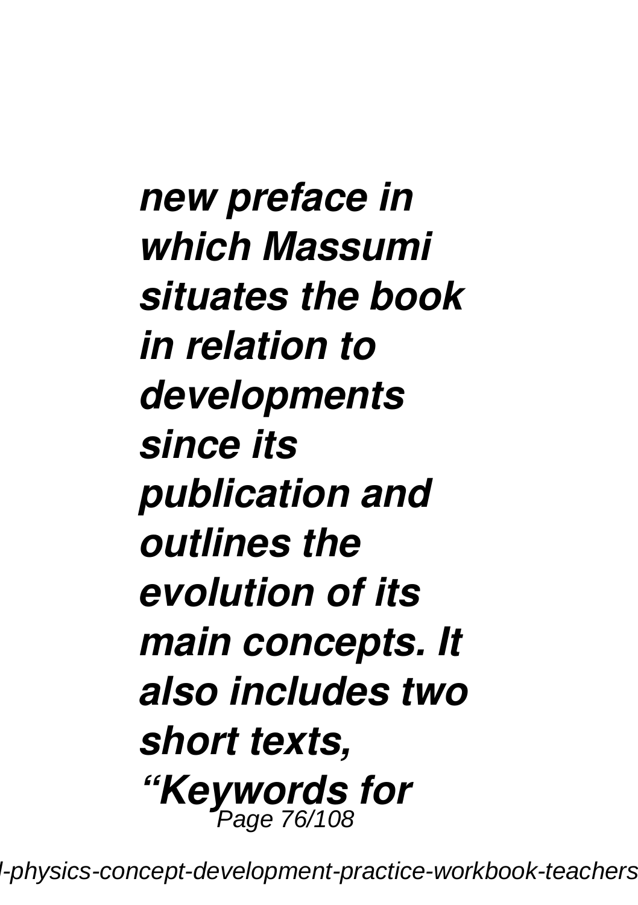*new preface in which Massumi situates the book in relation to developments since its publication and outlines the evolution of its main concepts. It also includes two short texts, "Keywords for*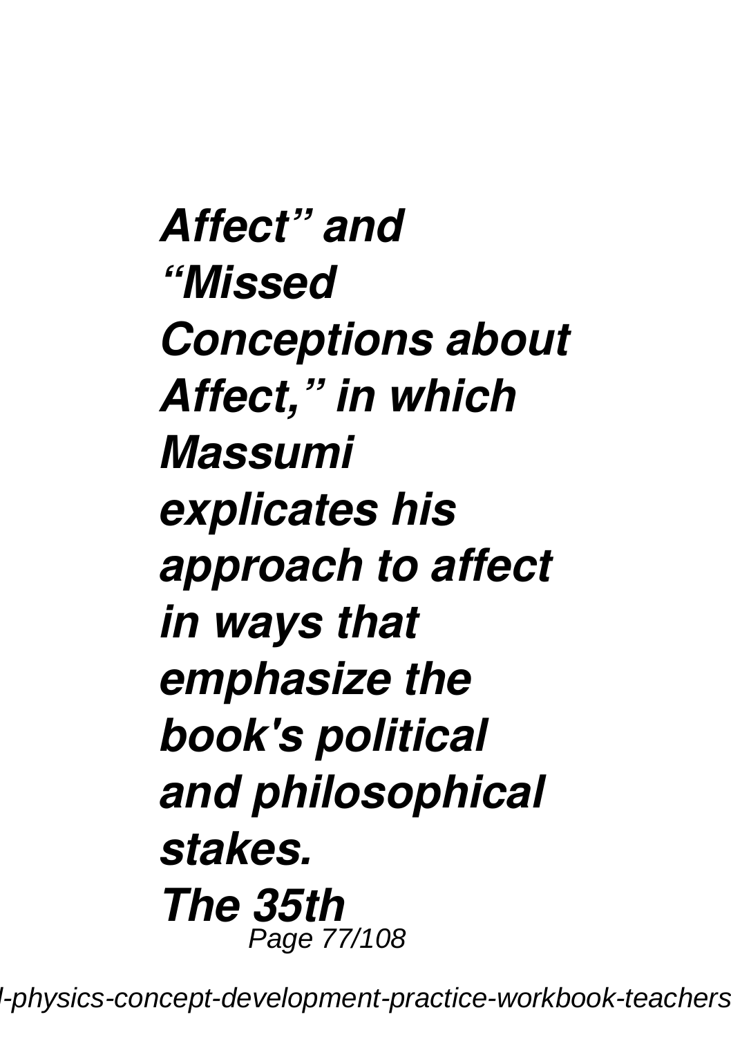*Affect" and "Missed Conceptions about Affect," in which Massumi explicates his approach to affect in ways that emphasize the book's political and philosophical stakes.*

*The 35th*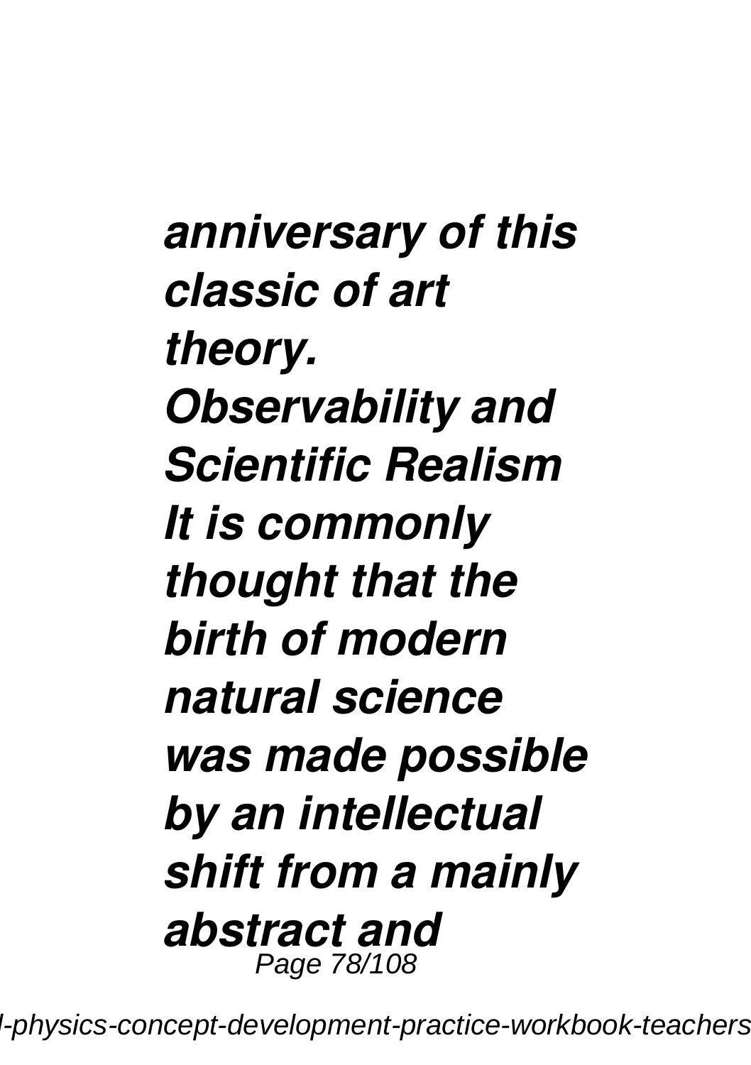*anniversary of this classic of art theory.*

***Observability and Scientific Realism***

*It is commonly thought that the birth of modern natural science was made possible by an intellectual shift from a mainly abstract and*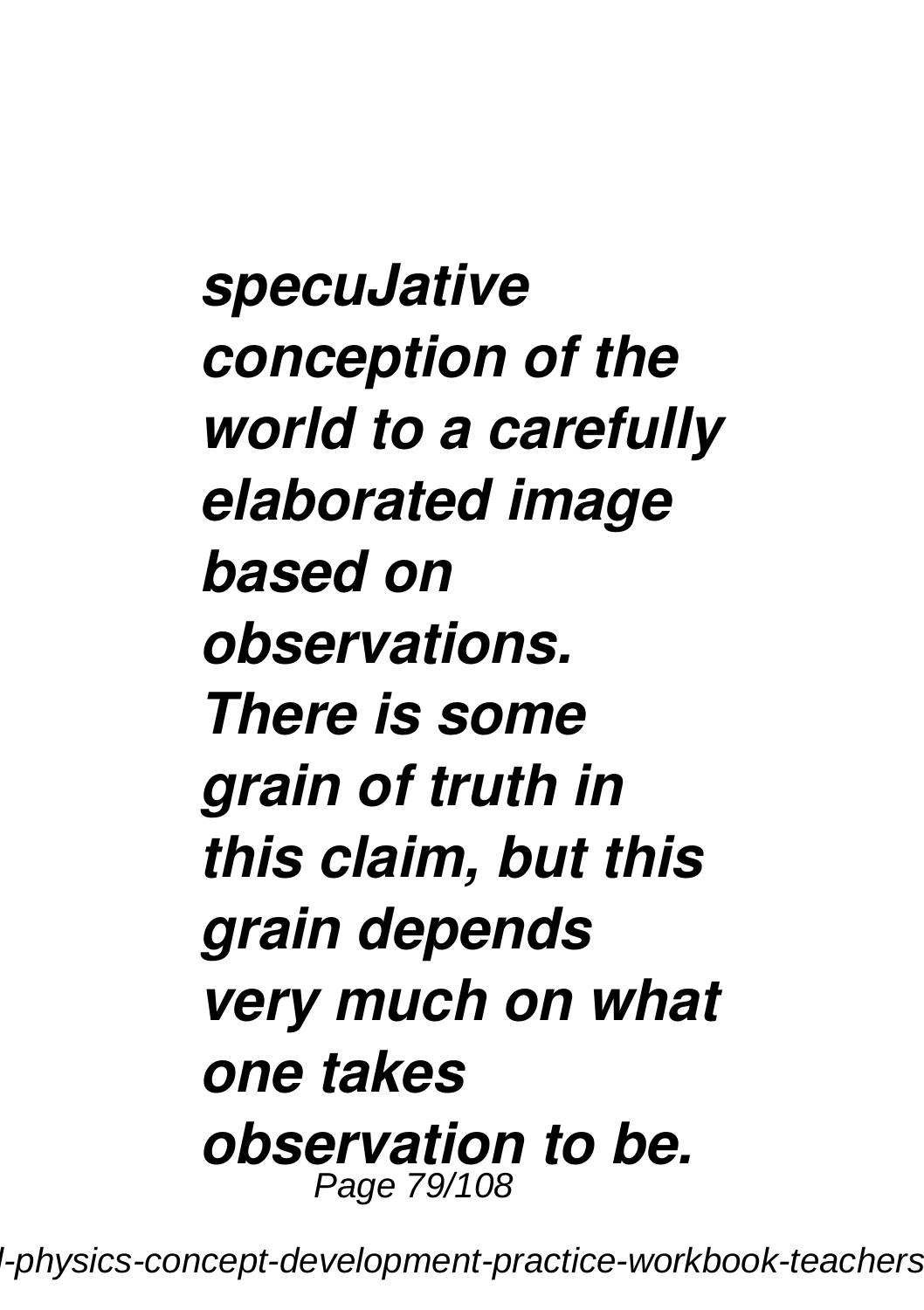*specuJative conception of the world to a carefully elaborated image based on observations. There is some grain of truth in this claim, but this grain depends very much on what one takes observation to be.*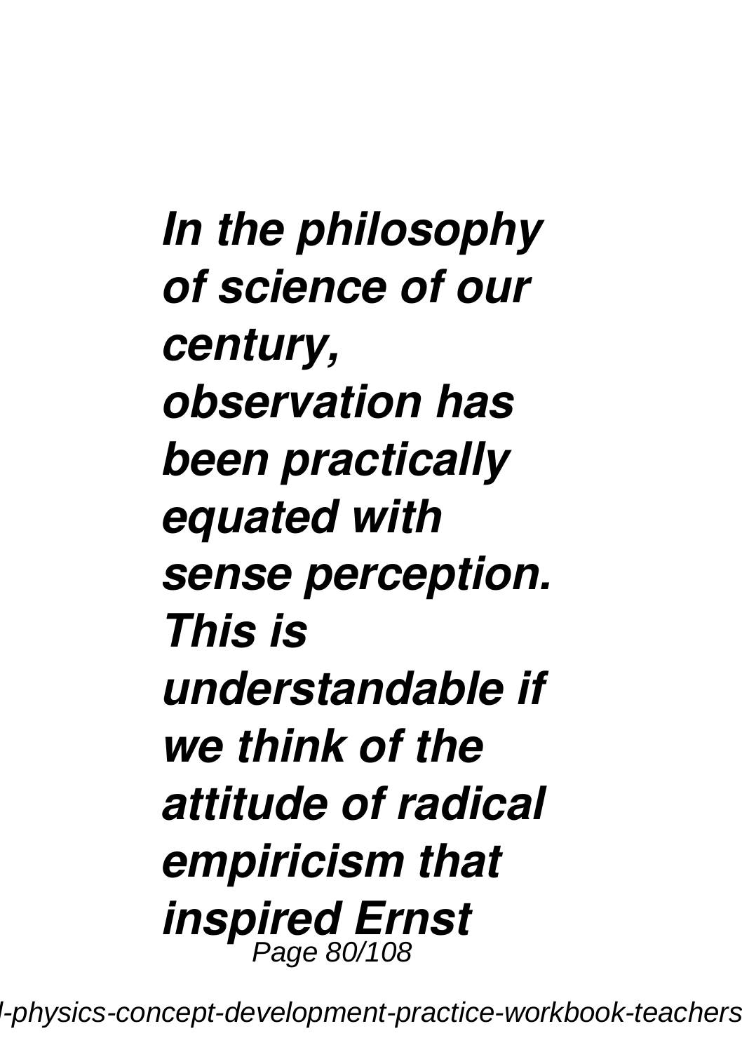***In the philosophy of science of our century, observation has been practically equated with sense perception. This is understandable if we think of the attitude of radical empiricism that inspired Ernst***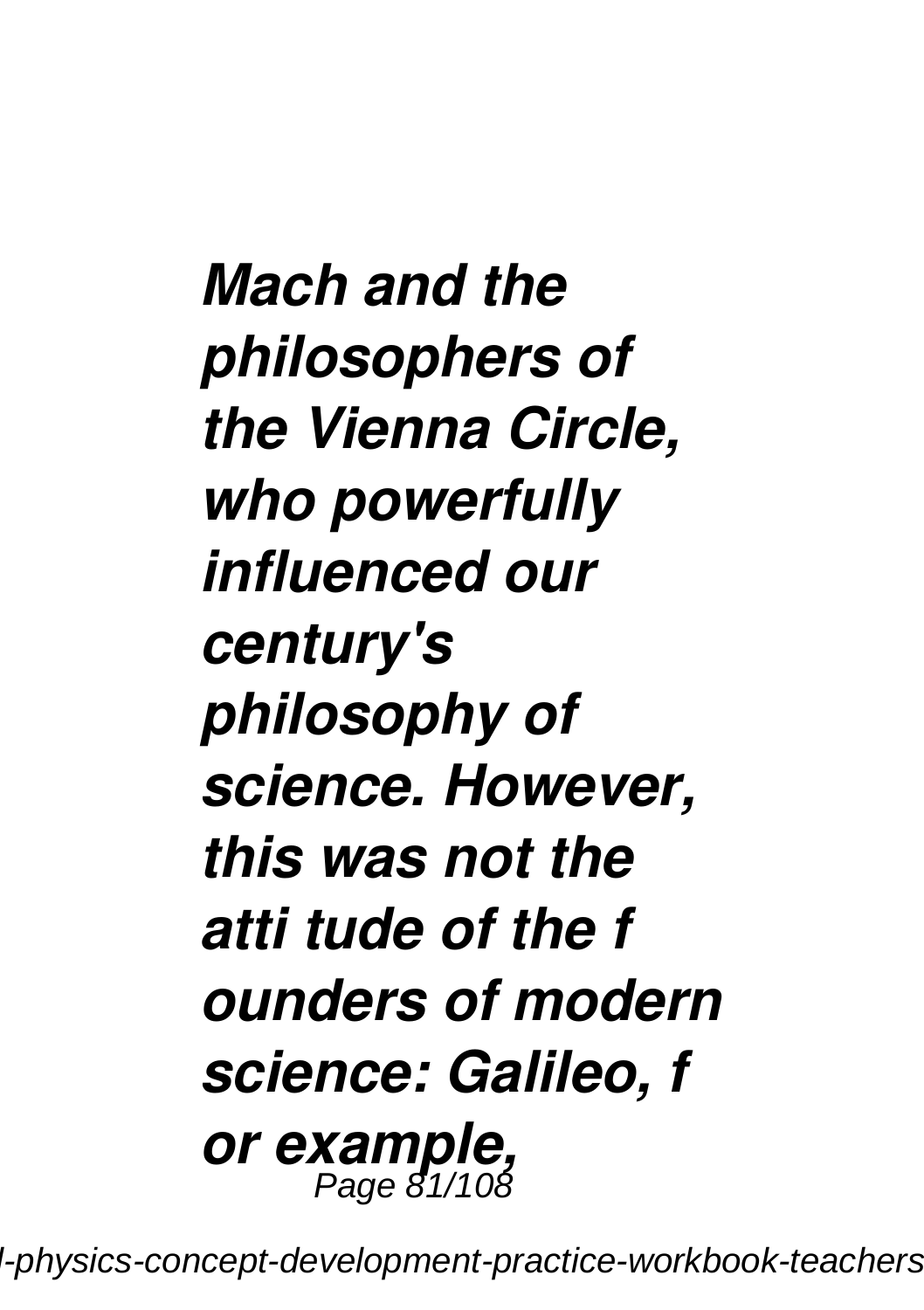***Mach and the philosophers of the Vienna Circle, who powerfully influenced our century's philosophy of science. However, this was not the atti tude of the f ounders of modern science: Galileo, f or example,***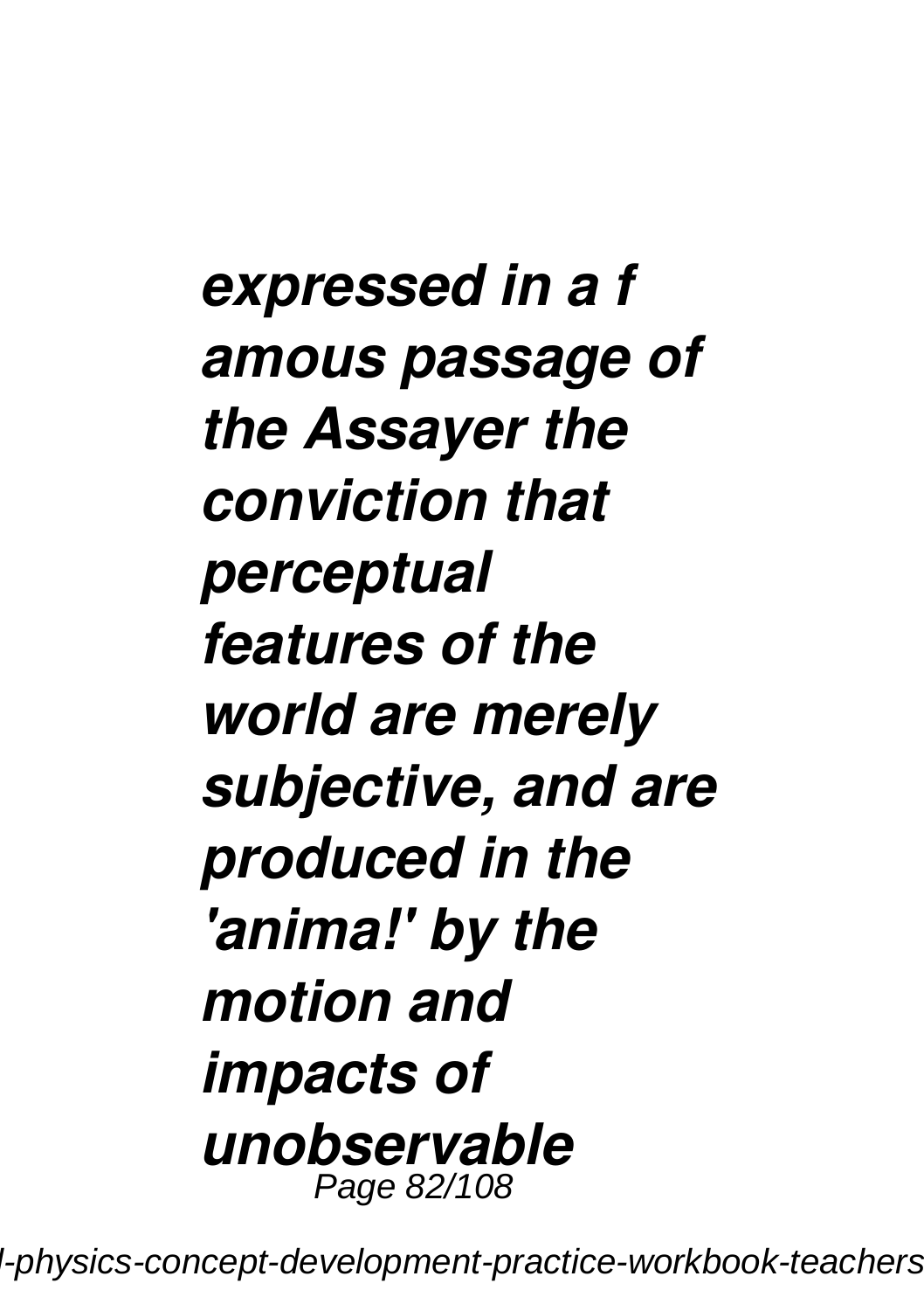*expressed in a f amous passage of the Assayer the conviction that perceptual features of the world are merely subjective, and are produced in the 'anima!' by the motion and impacts of unobservable*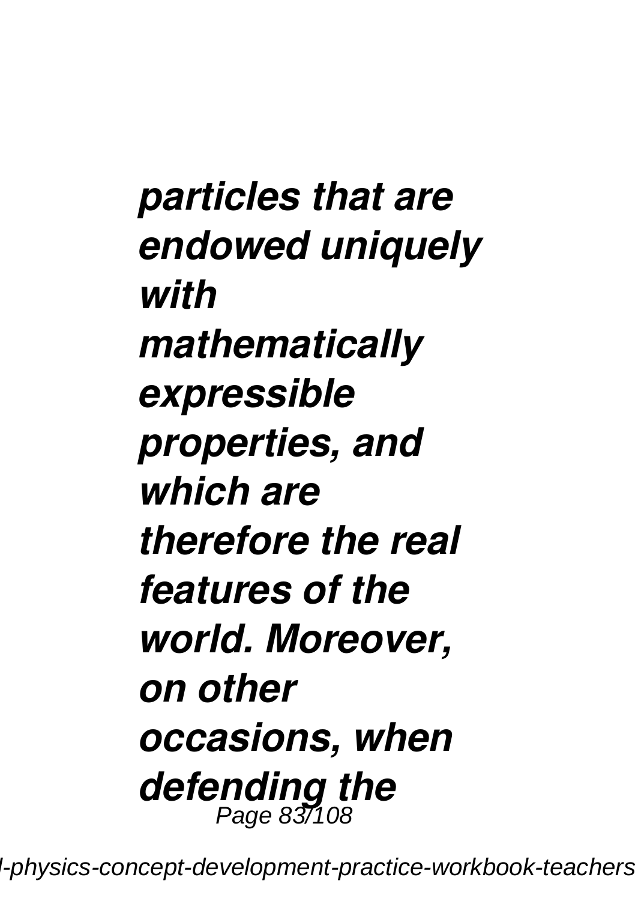***particles that are endowed uniquely with mathematically expressible properties, and which are therefore the real features of the world. Moreover, on other occasions, when defending the***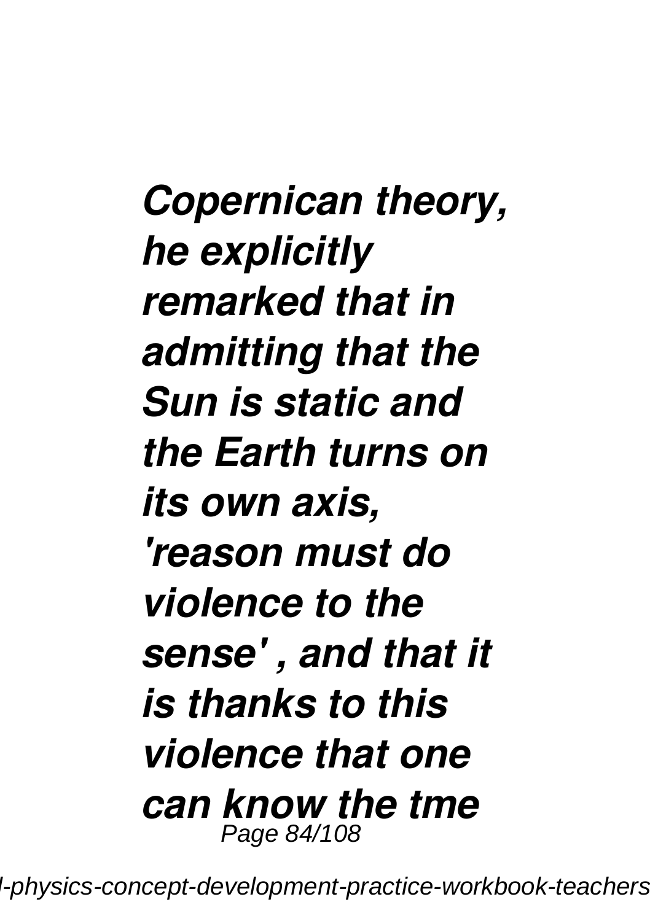***Copernican theory, he explicitly remarked that in admitting that the Sun is static and the Earth turns on its own axis, 'reason must do violence to the sense' , and that it is thanks to this violence that one can know the tme***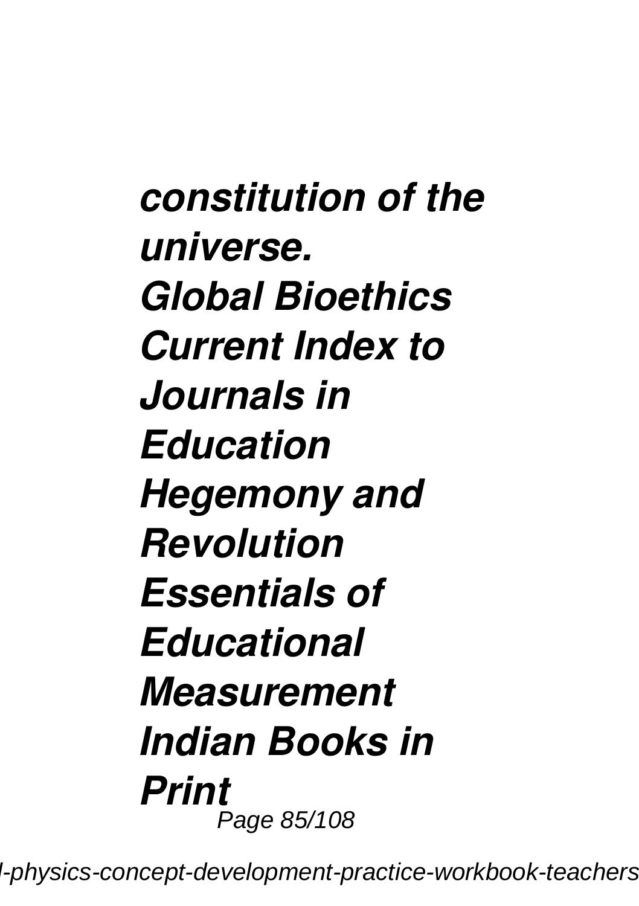*constitution of the universe.*
*Global Bioethics*
*Current Index to Journals in Education*
*Hegemony and Revolution*
*Essentials of Educational Measurement*
*Indian Books in Print*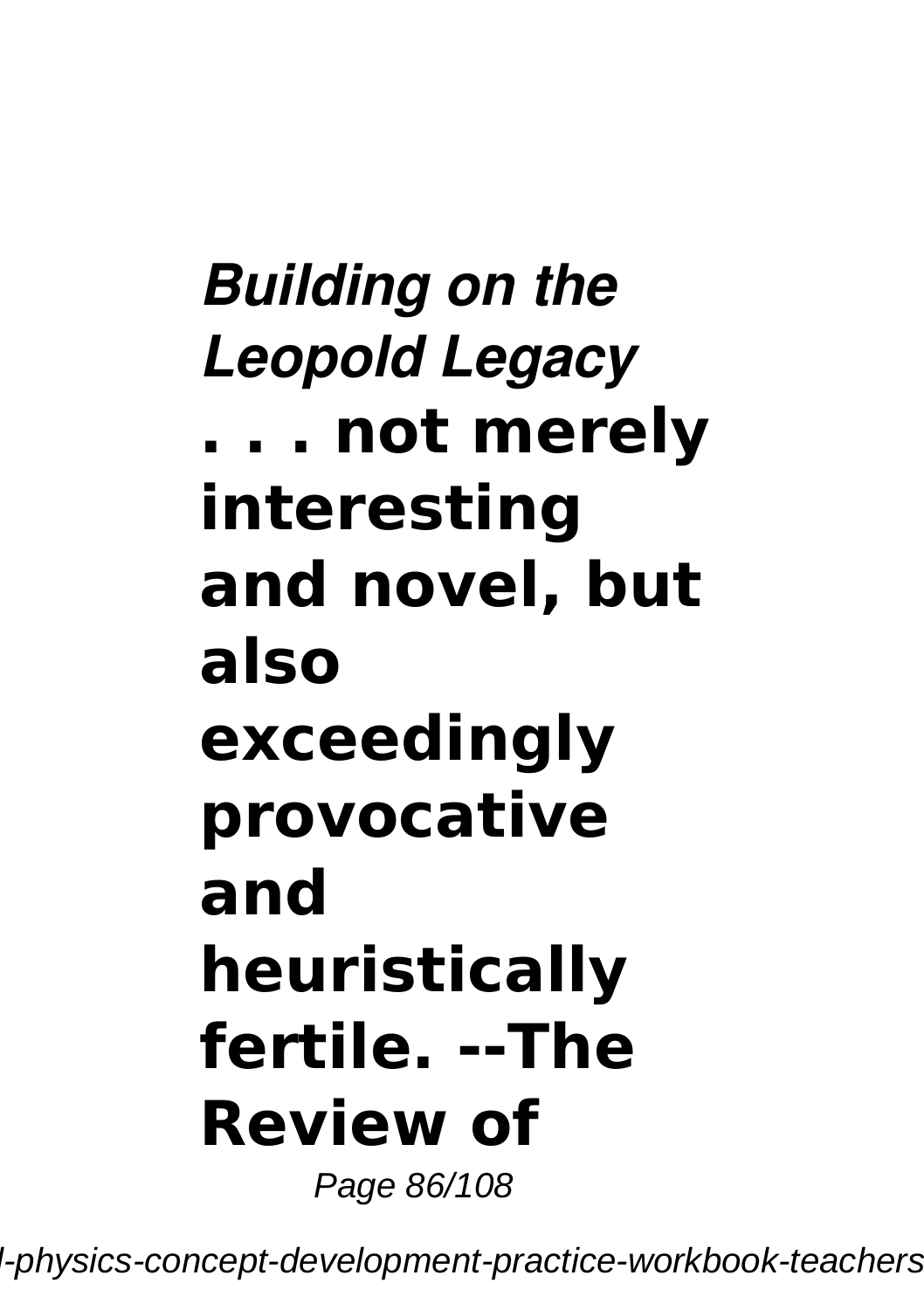***Building on the Leopold Legacy***

**. . . not merely interesting and novel, but also exceedingly provocative and heuristically fertile. --The Review of**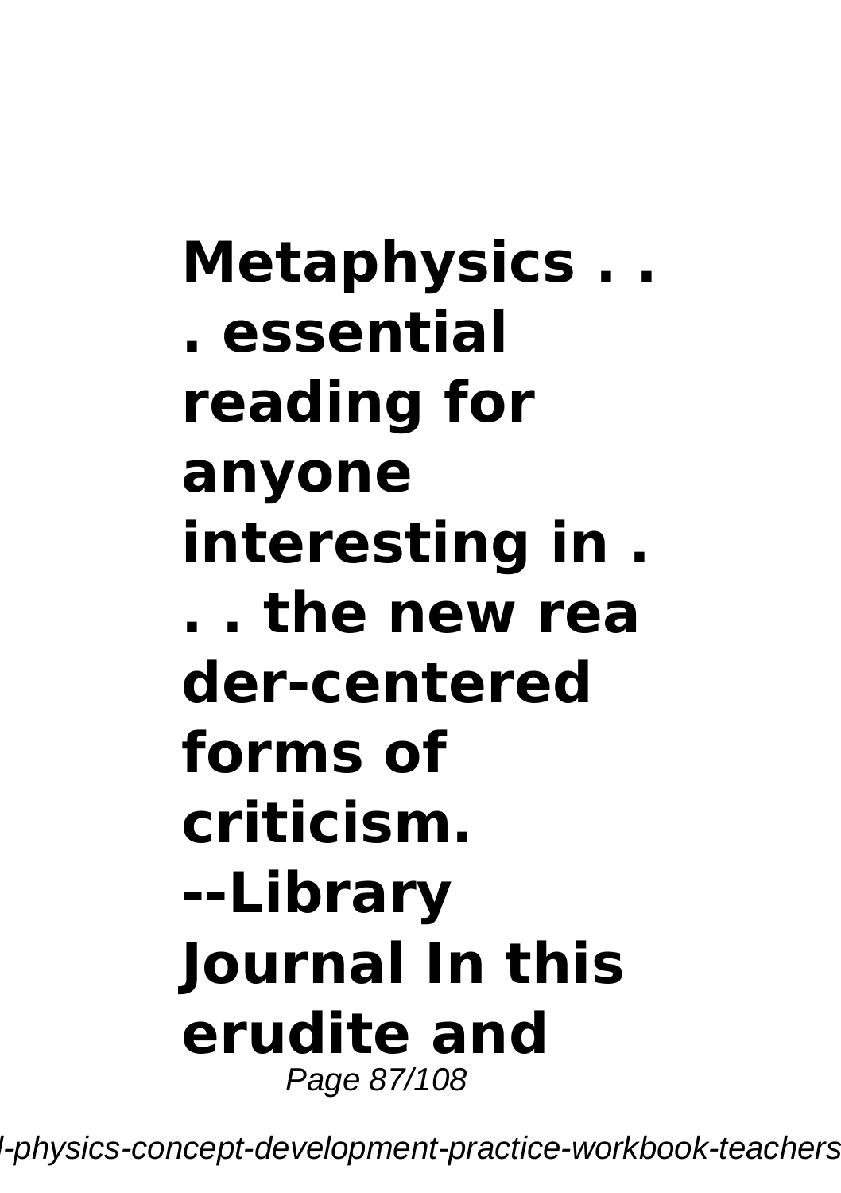**Metaphysics . . . essential reading for anyone interesting in . . . the new rea der-centered forms of criticism. --Library Journal In this erudite and**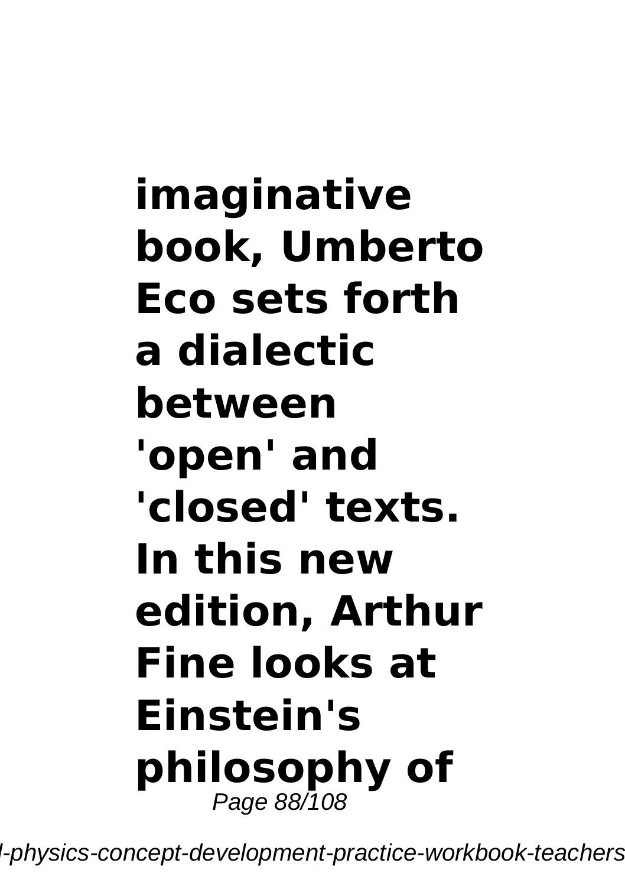**imaginative book, Umberto Eco sets forth a dialectic between 'open' and 'closed' texts. In this new edition, Arthur Fine looks at Einstein's philosophy of**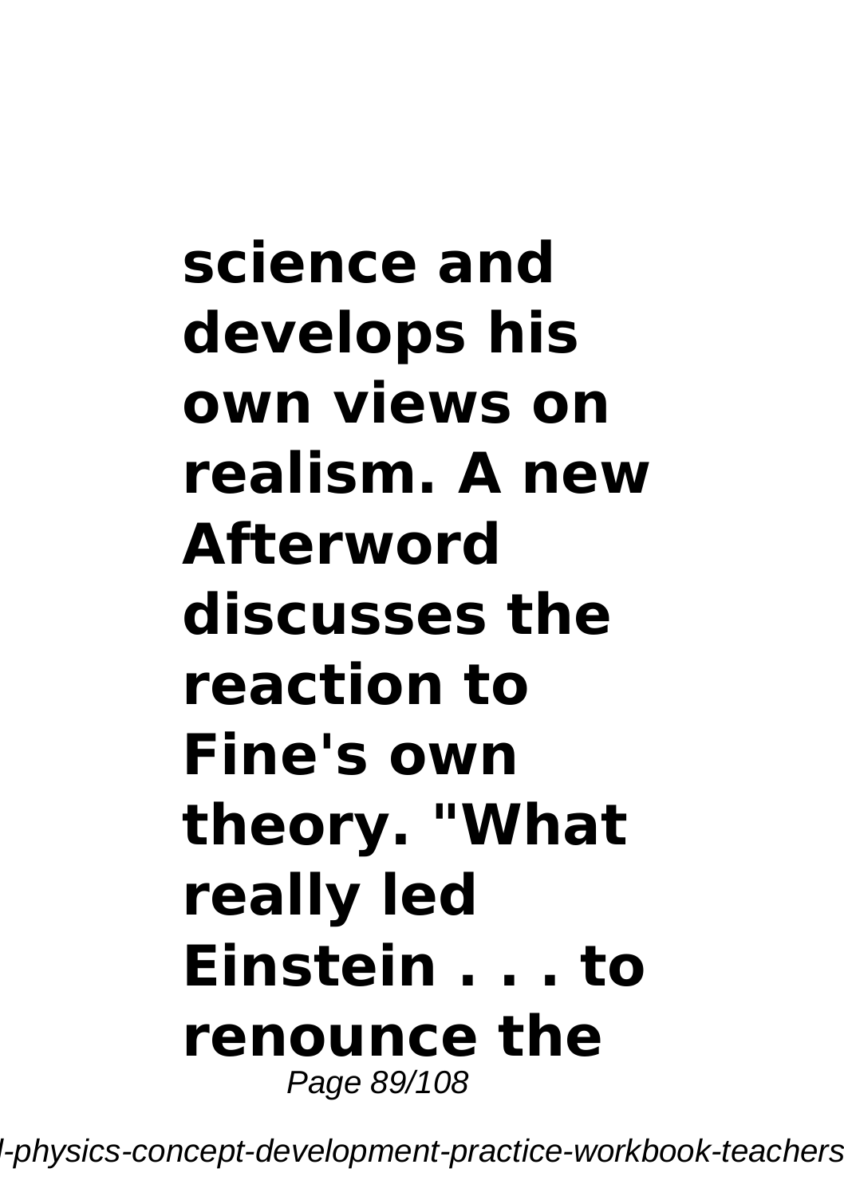**science and develops his own views on realism. A new Afterword discusses the reaction to Fine's own theory. "What really led Einstein . . . to renounce the**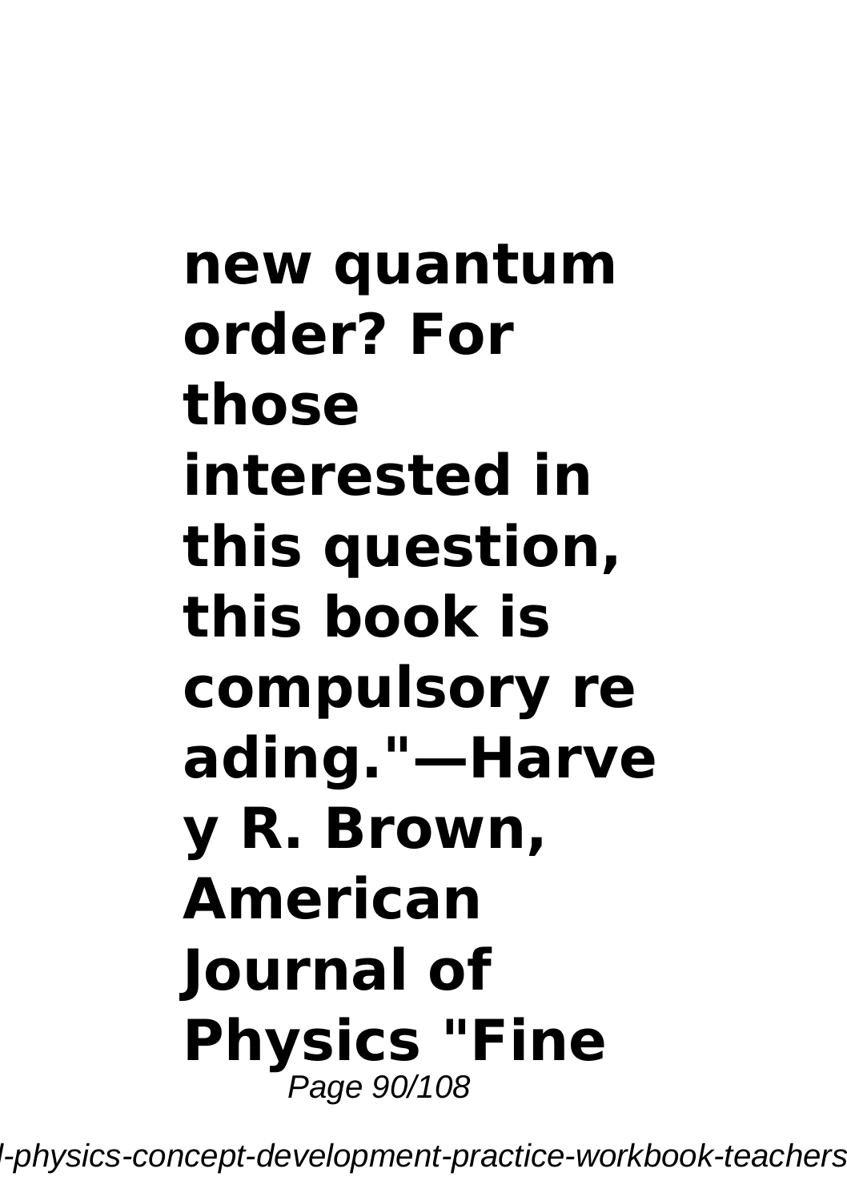**new quantum order? For those interested in this question, this book is compulsory reading."—Harvey R. Brown, American Journal of Physics "Fine**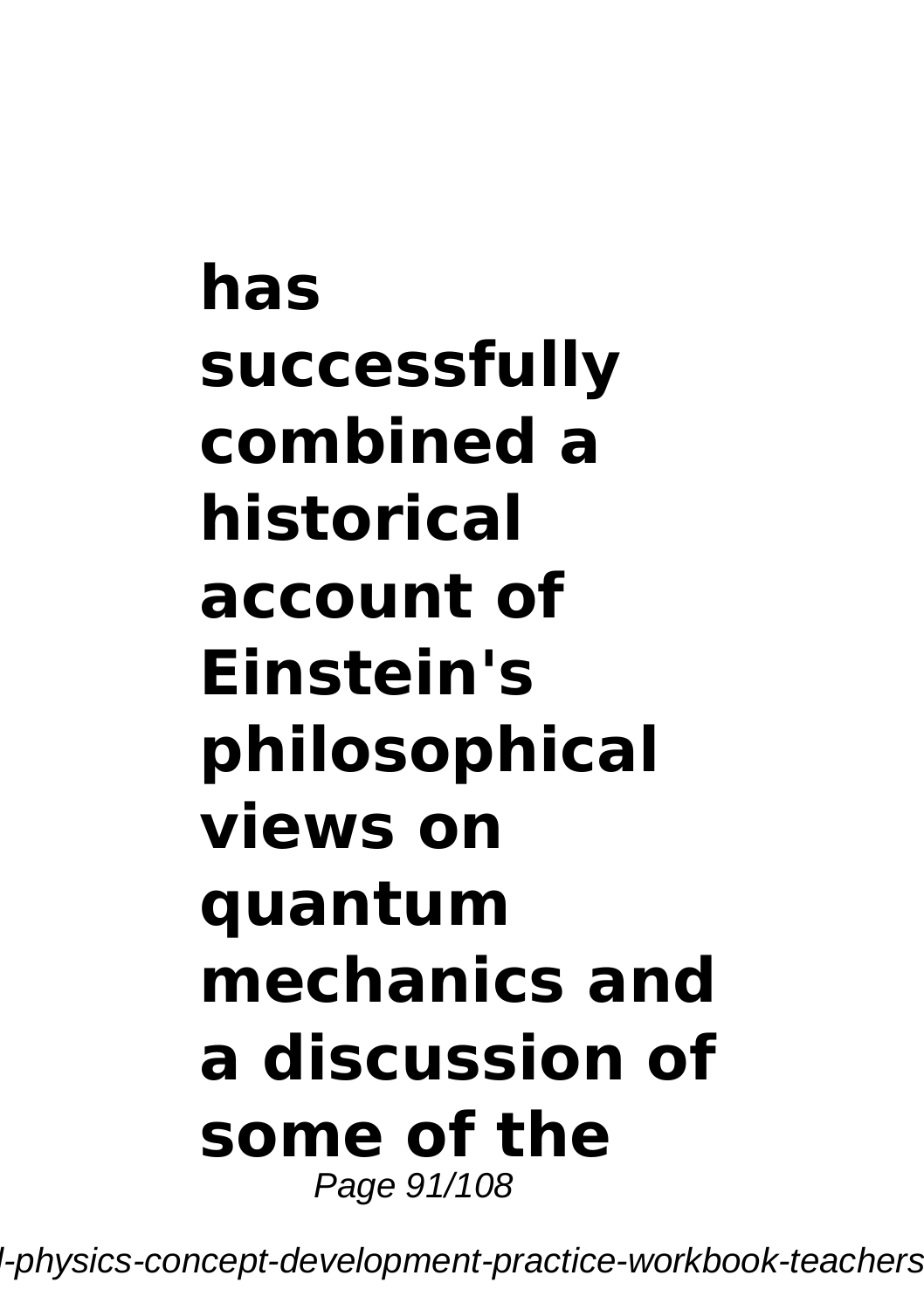**has successfully combined a historical account of Einstein's philosophical views on quantum mechanics and a discussion of some of the**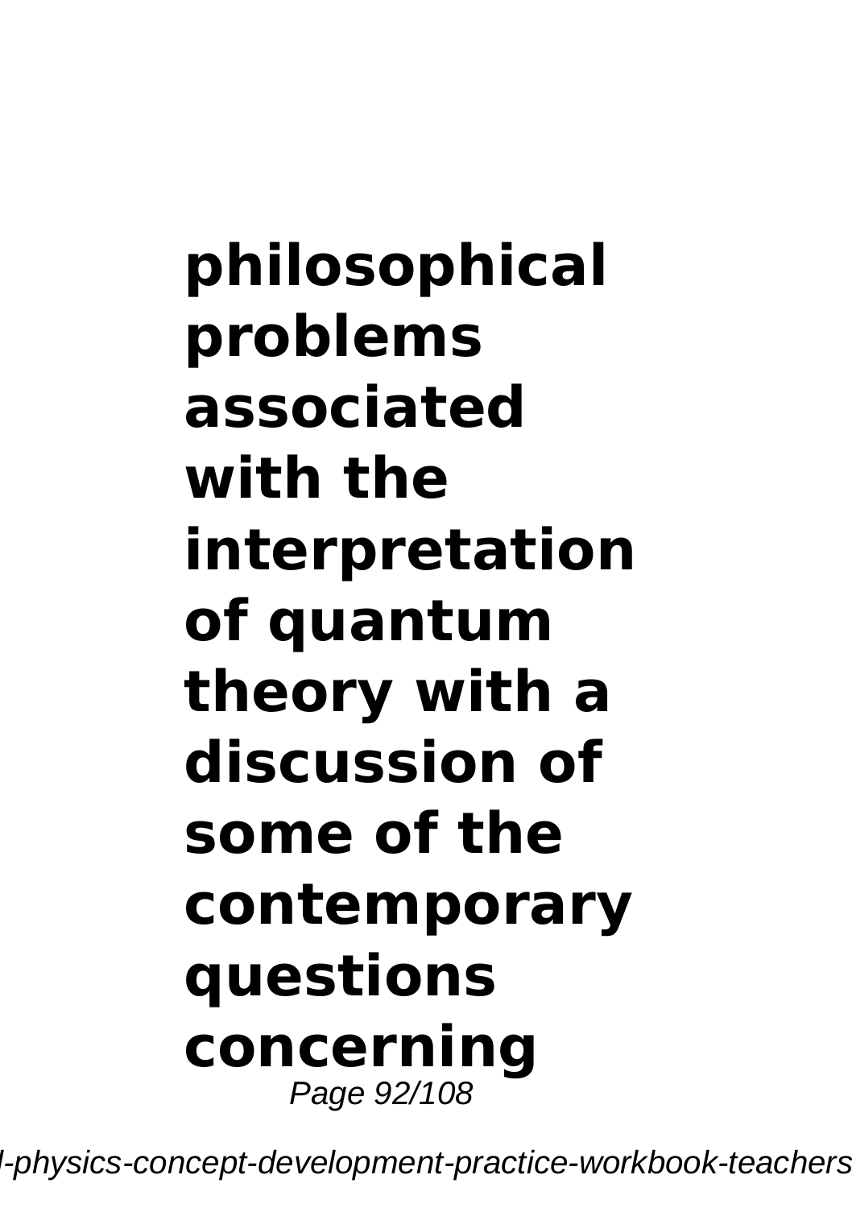**philosophical problems associated with the interpretation of quantum theory with a discussion of some of the contemporary questions concerning**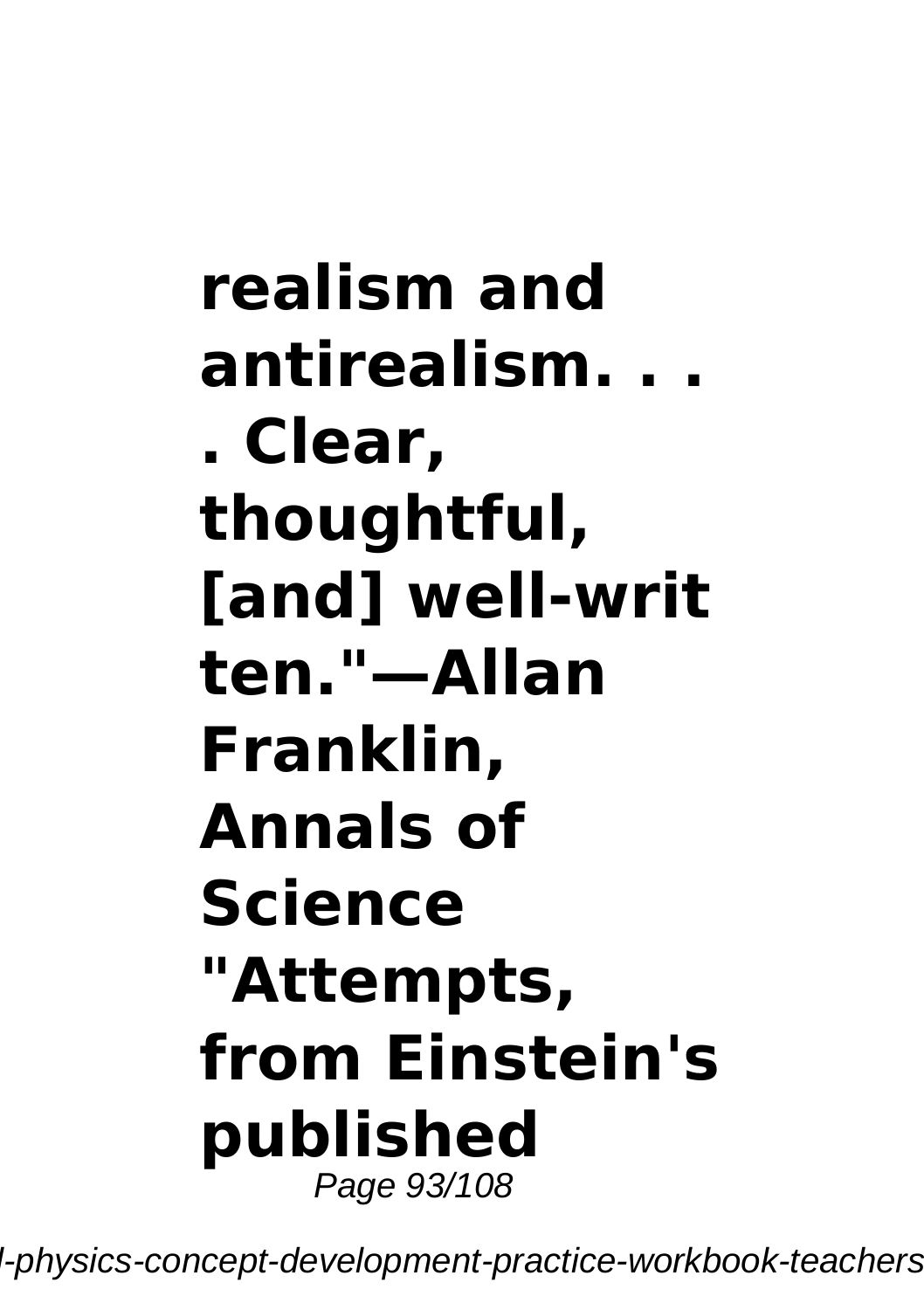**realism and antirealism. . . . Clear, thoughtful, [and] well-written."—Allan Franklin, Annals of Science "Attempts, from Einstein's published**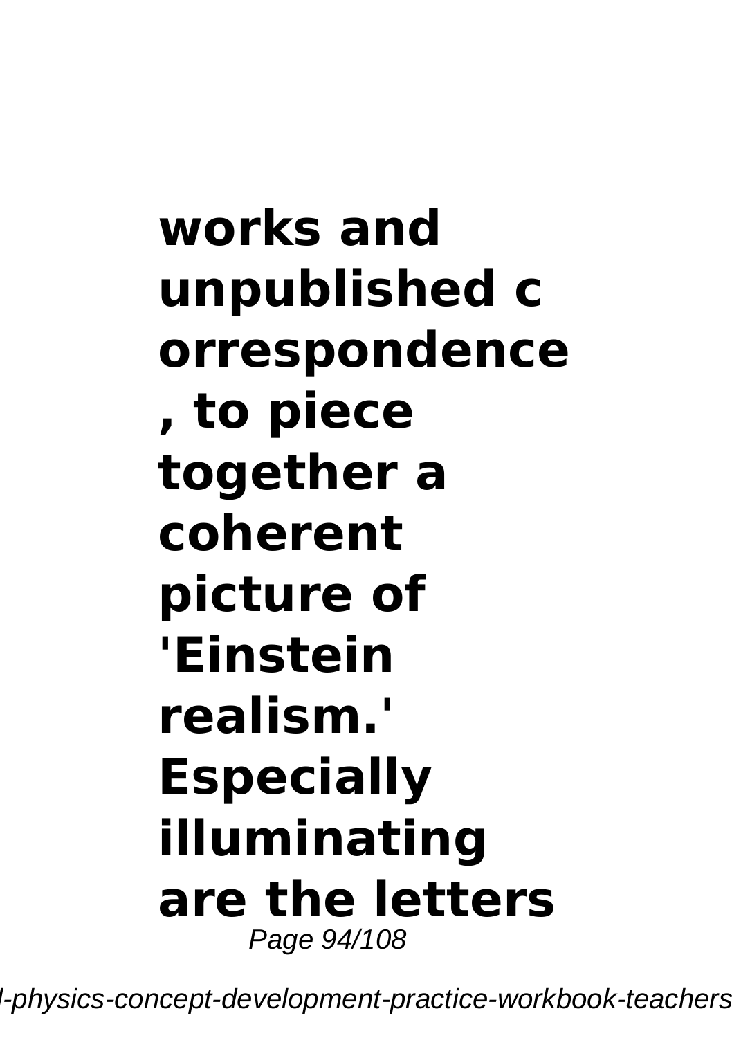**works and unpublished correspondence, to piece together a coherent picture of 'Einstein realism.' Especially illuminating are the letters**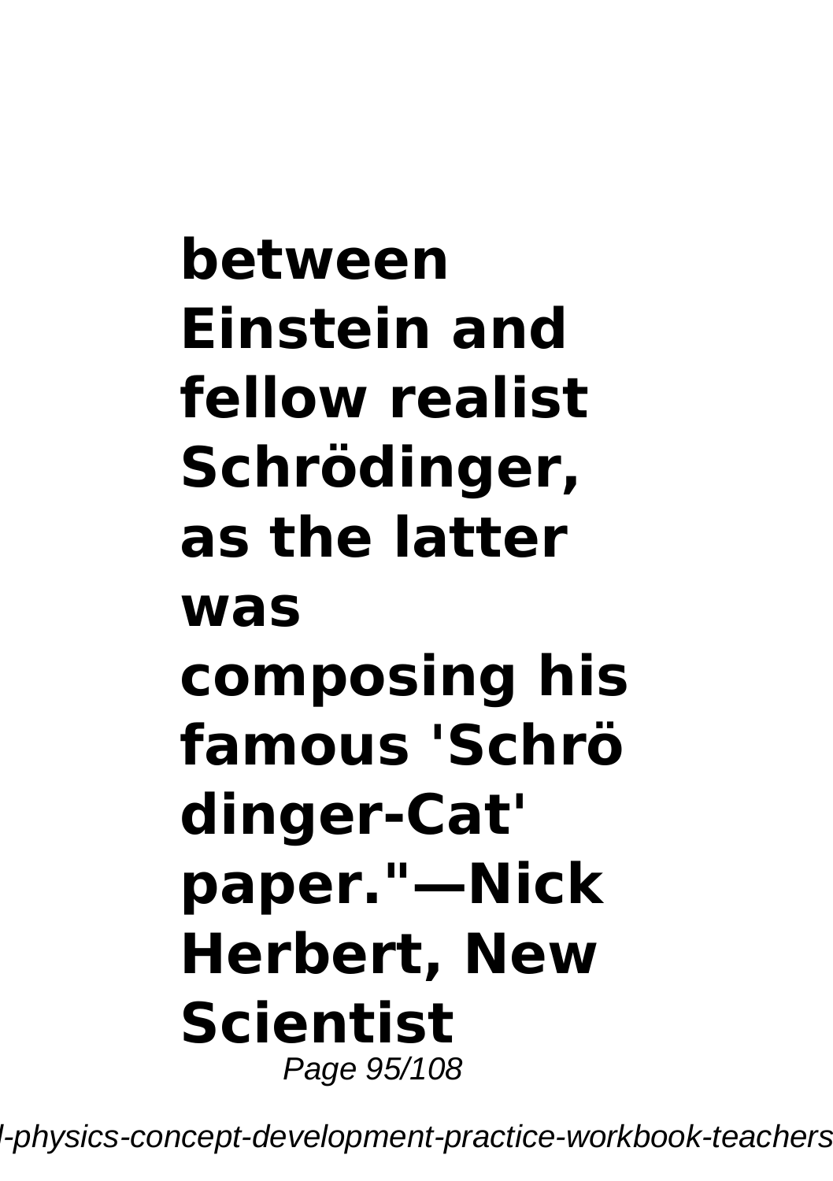**between Einstein and fellow realist Schrödinger, as the latter was composing his famous 'Schrödinger-Cat' paper."—Nick Herbert, New Scientist**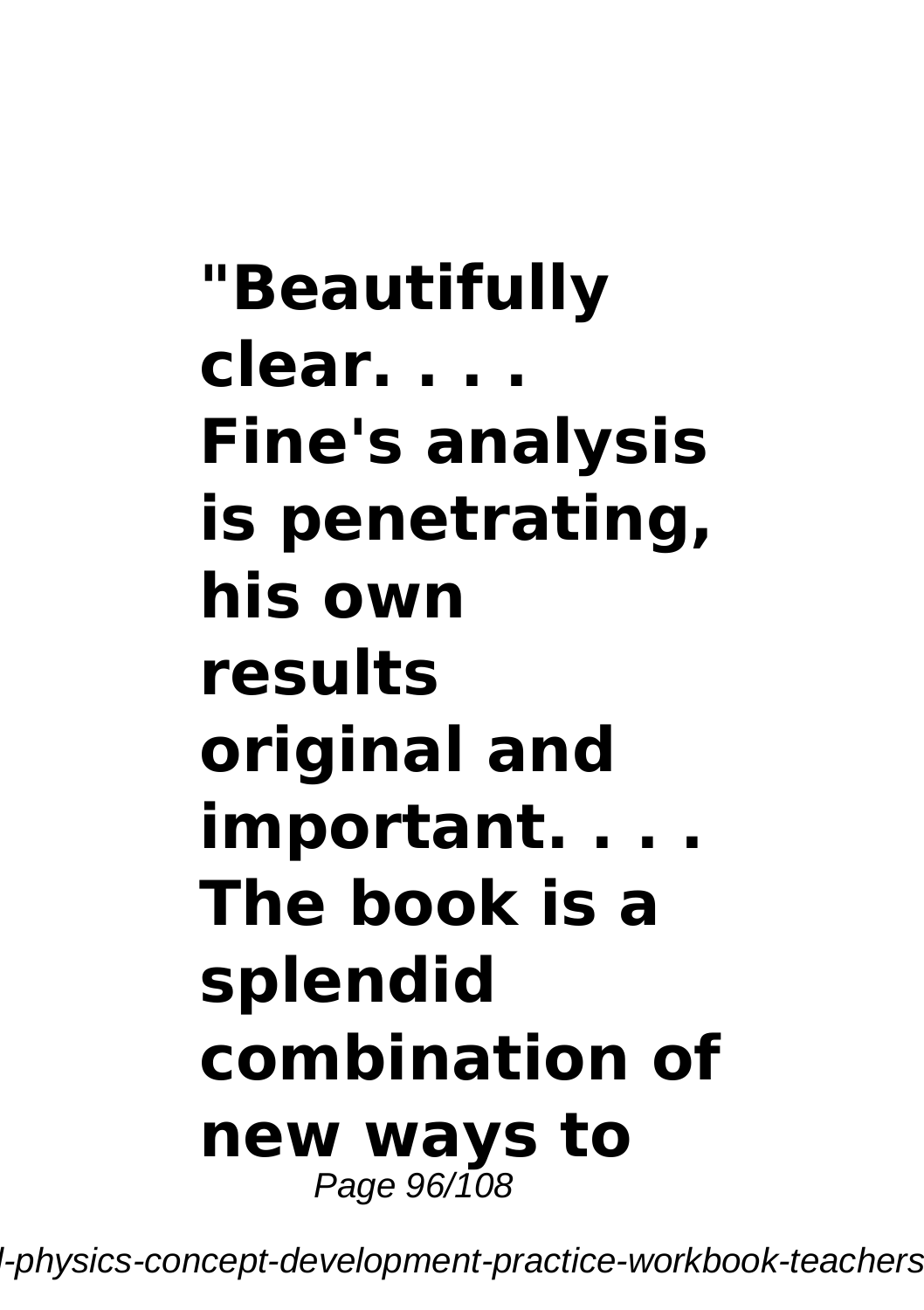**"Beautifully clear. . . . Fine's analysis is penetrating, his own results original and important. . . . The book is a splendid combination of new ways to**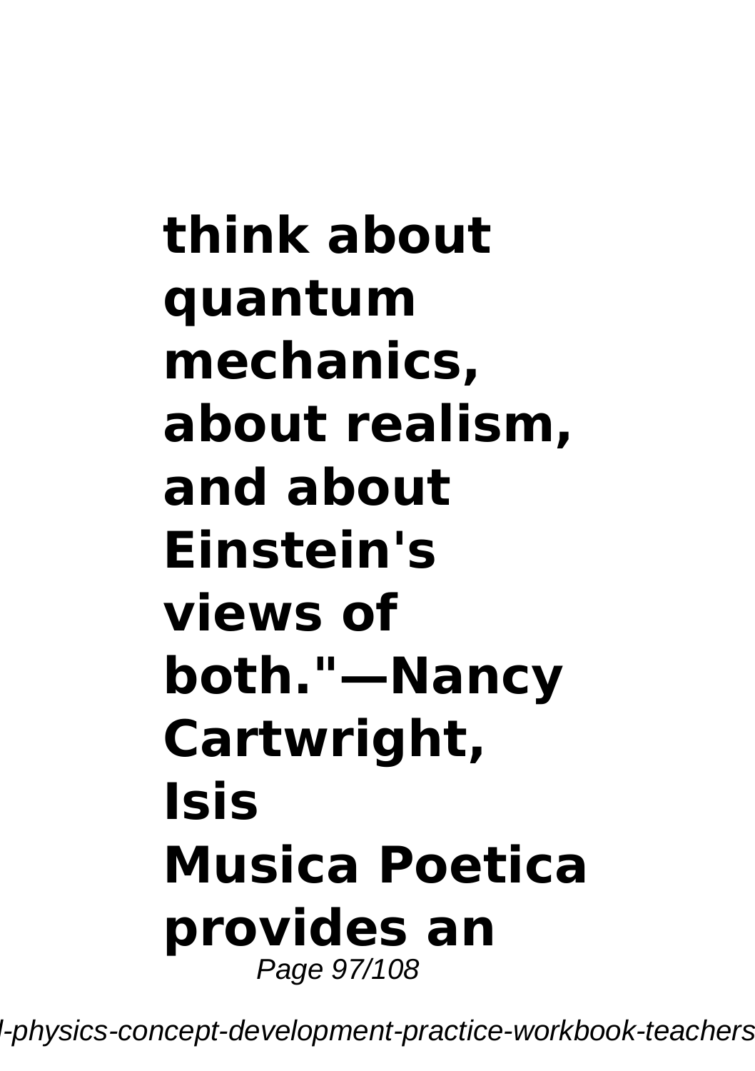**think about quantum mechanics, about realism, and about Einstein's views of both."—Nancy Cartwright, Isis**

**Musica Poetica provides an**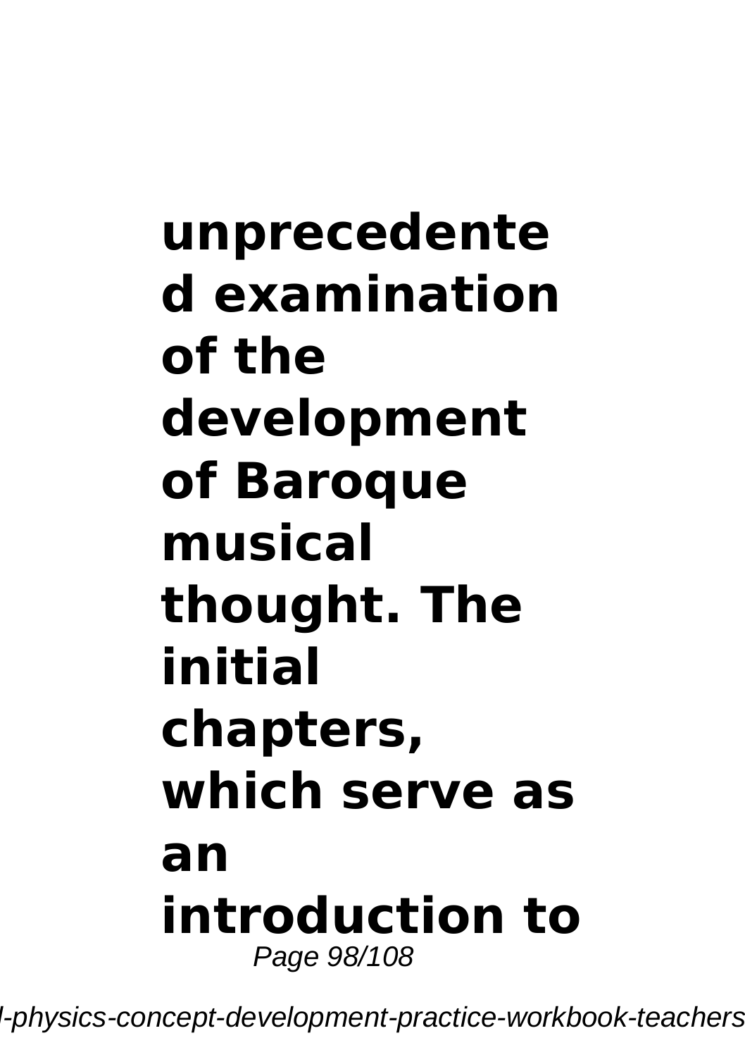**unprecedented examination of the development of Baroque musical thought. The initial chapters, which serve as an introduction to**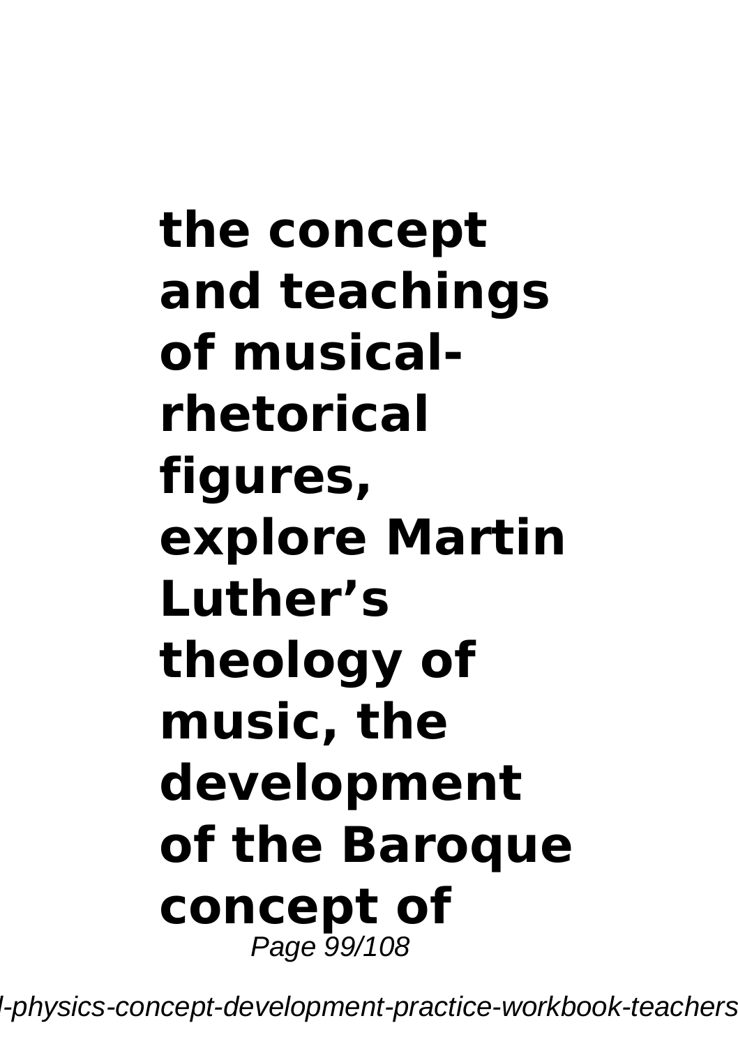**the concept and teachings of musical-rhetorical figures, explore Martin Luther’s theology of music, the development of the Baroque concept of**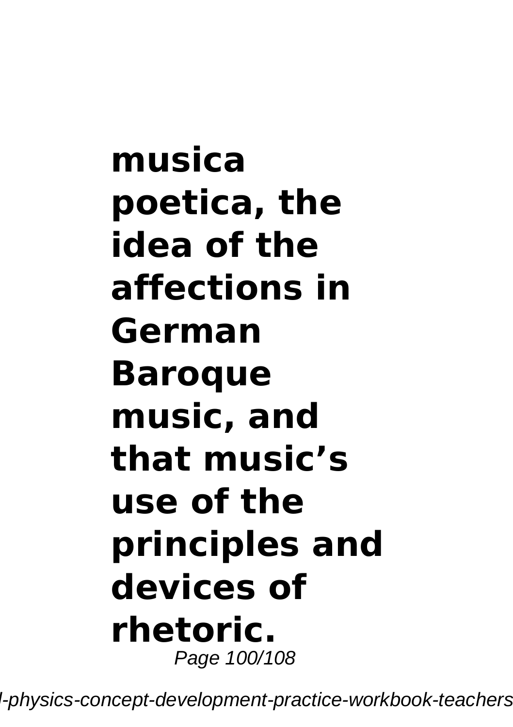**musica poetica, the idea of the affections in German Baroque music, and that music's use of the principles and devices of rhetoric.**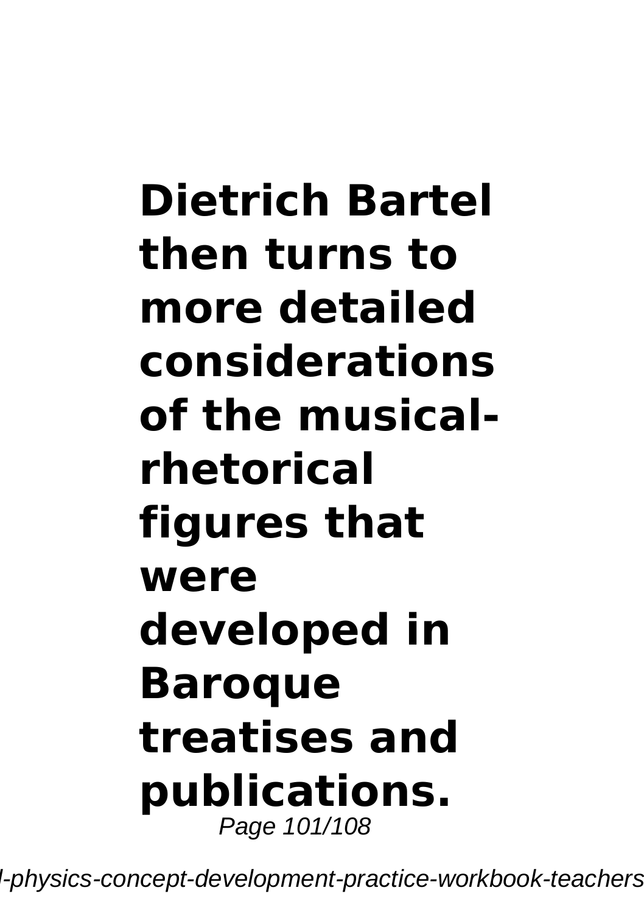**Dietrich Bartel then turns to more detailed considerations of the musical-rhetorical figures that were developed in Baroque treatises and publications.**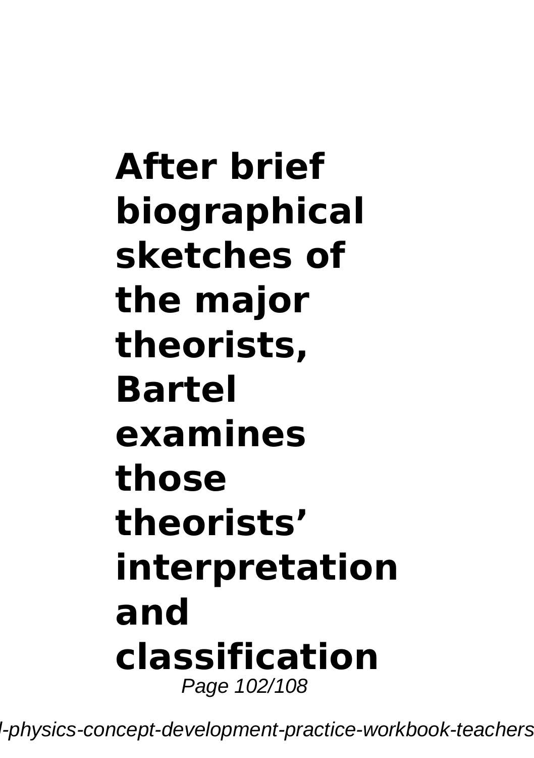**After brief biographical sketches of the major theorists, Bartel examines those theorists' interpretation and classification**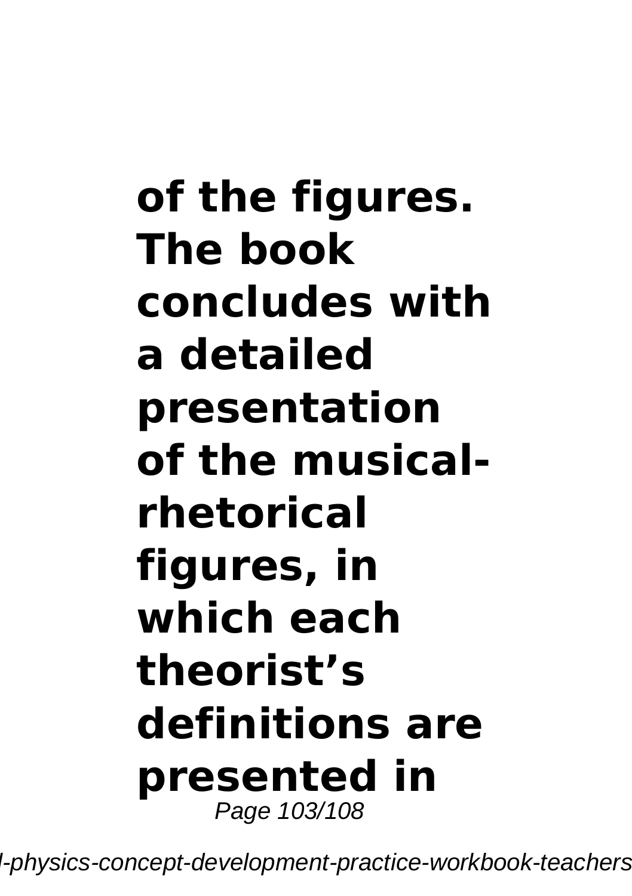**of the figures. The book concludes with a detailed presentation of the musical-rhetorical figures, in which each theorist's definitions are presented in**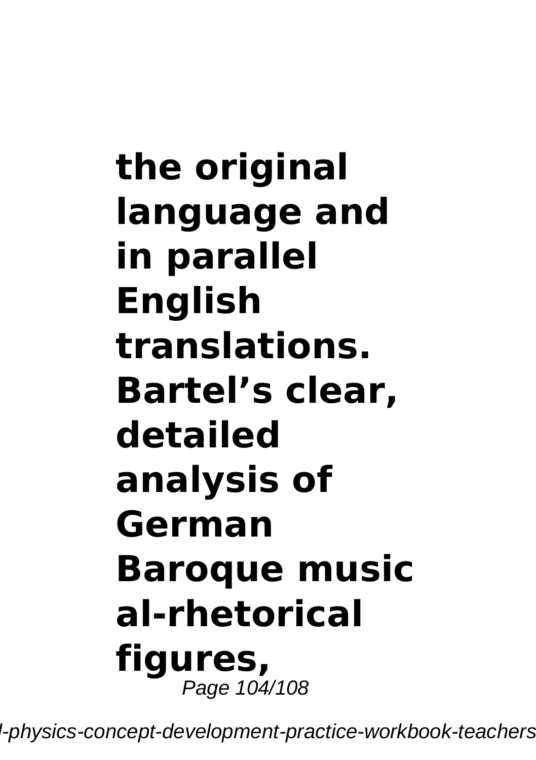**the original language and in parallel English translations. Bartel's clear, detailed analysis of German Baroque music al-rhetorical figures,**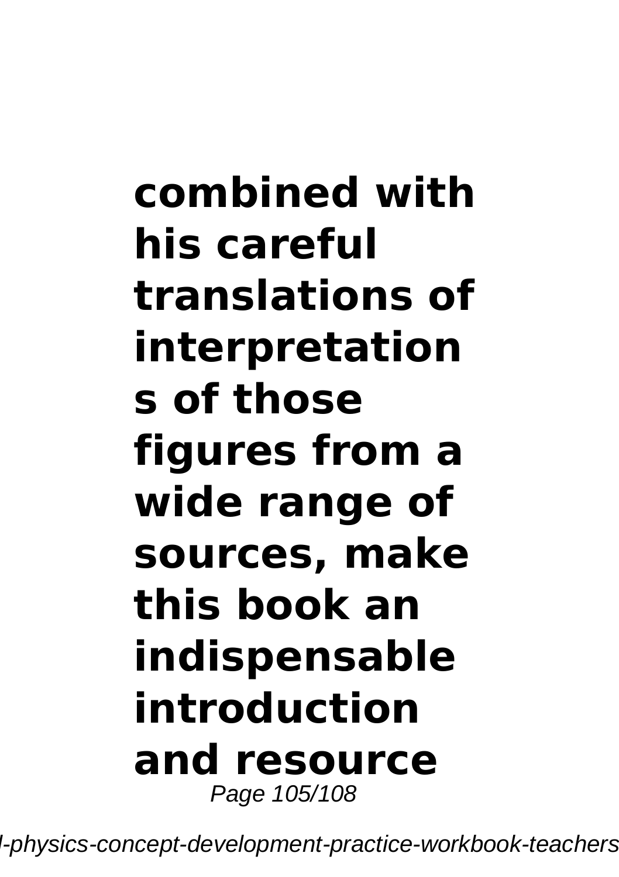**combined with his careful translations of interpretations of those figures from a wide range of sources, make this book an indispensable introduction and resource**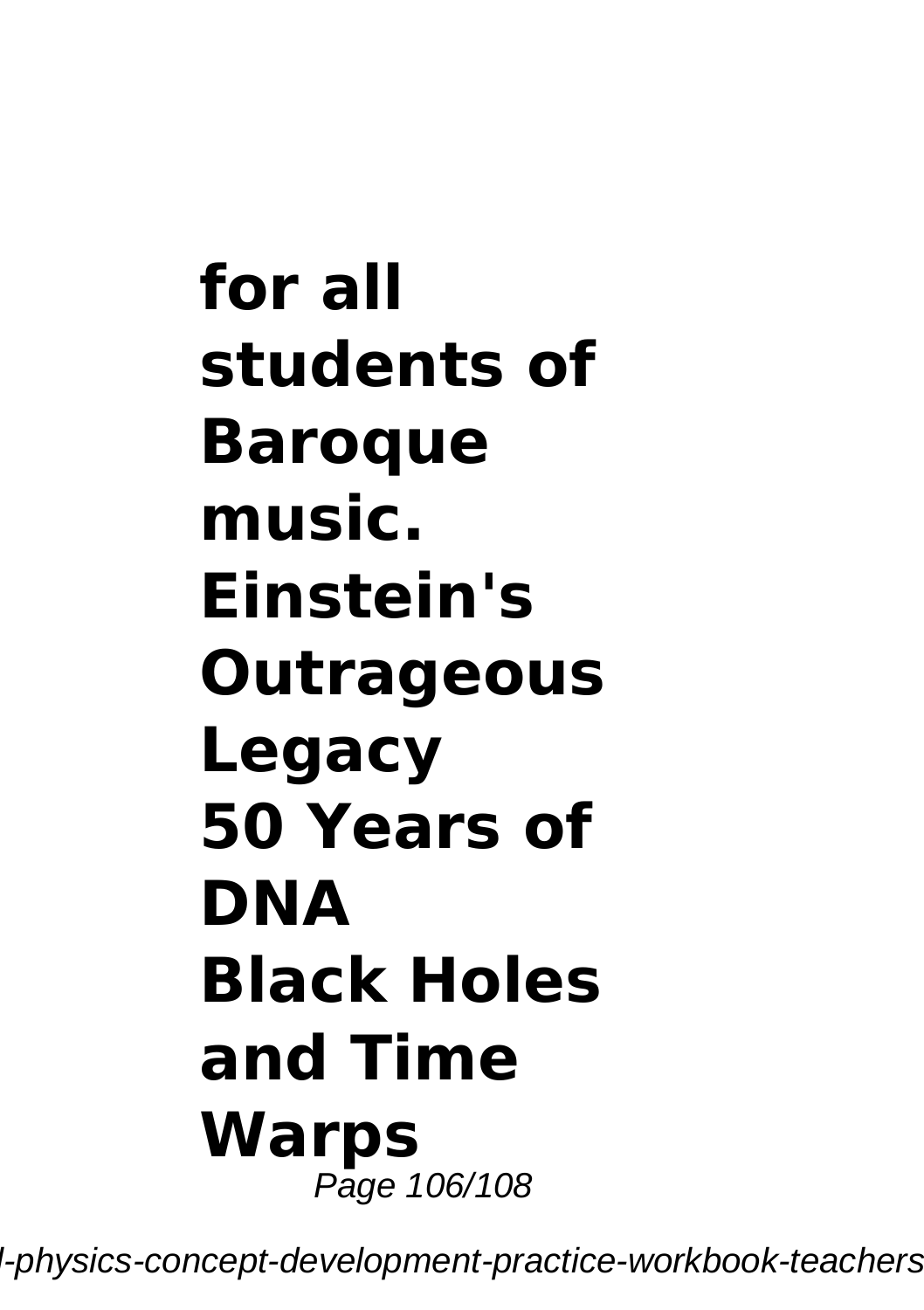**for all students of Baroque music.**
**Einstein's Outrageous Legacy**
**50 Years of DNA**
**Black Holes and Time Warps**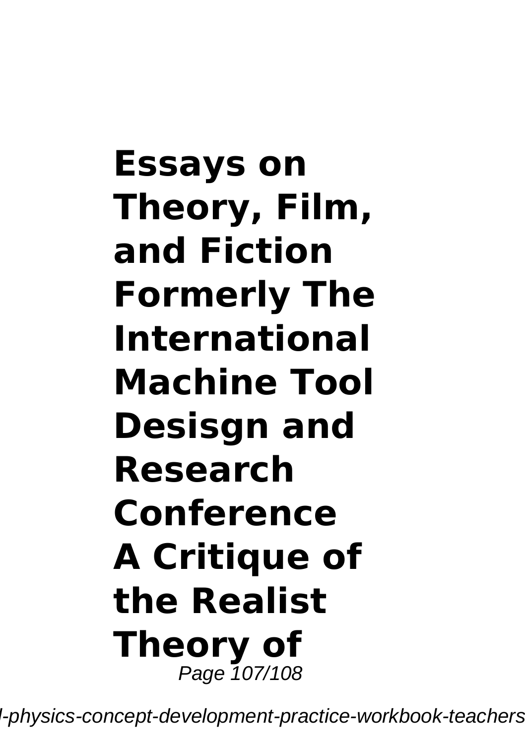**Essays on Theory, Film, and Fiction Formerly The International Machine Tool Desisgn and Research Conference A Critique of the Realist Theory of**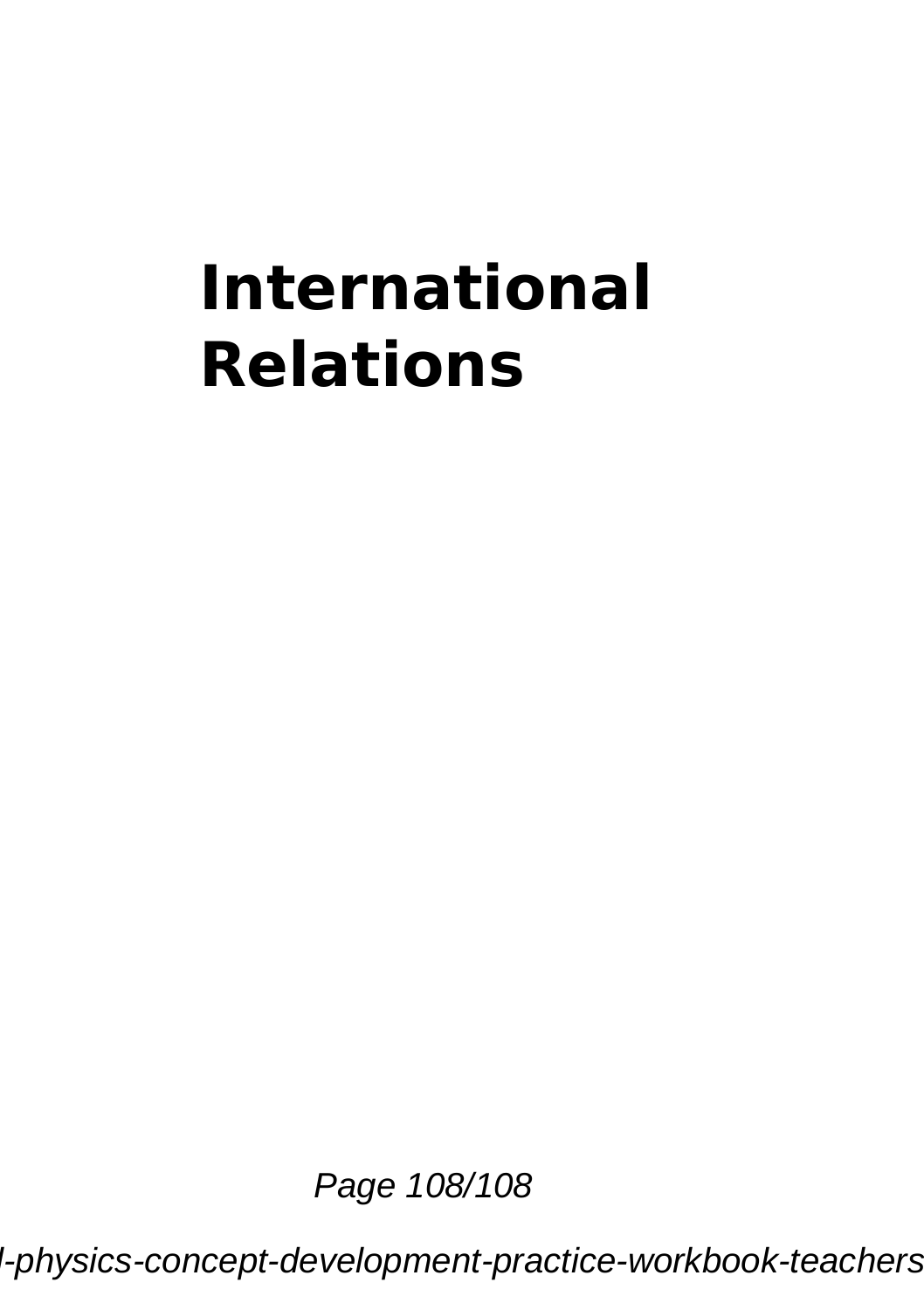# International Relations